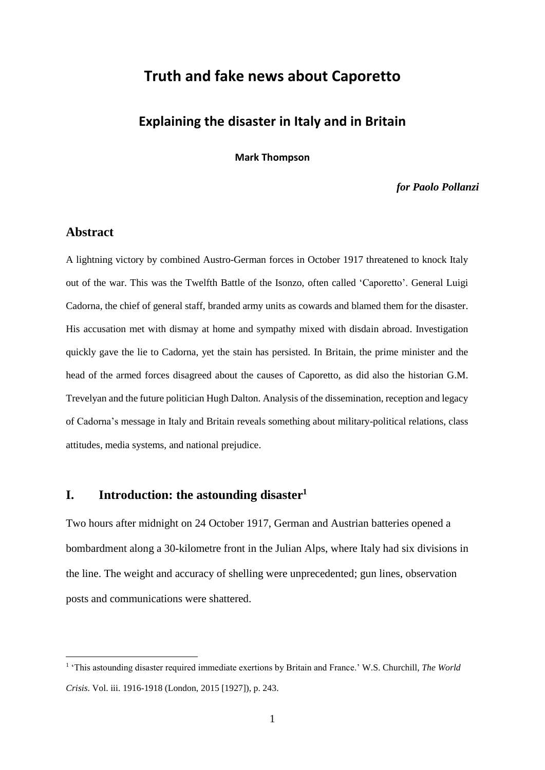# Truth and fake news about Caporetto

## Explaining the disaster in Italy and in Britain

**Mark Thompson**

***for Paolo Pollanzi***

## Abstract

A lightning victory by combined Austro-German forces in October 1917 threatened to knock Italy out of the war. This was the Twelfth Battle of the Isonzo, often called 'Caporetto'. General Luigi Cadorna, the chief of general staff, branded army units as cowards and blamed them for the disaster. His accusation met with dismay at home and sympathy mixed with disdain abroad. Investigation quickly gave the lie to Cadorna, yet the stain has persisted. In Britain, the prime minister and the head of the armed forces disagreed about the causes of Caporetto, as did also the historian G.M. Trevelyan and the future politician Hugh Dalton. Analysis of the dissemination, reception and legacy of Cadorna's message in Italy and Britain reveals something about military-political relations, class attitudes, media systems, and national prejudice.

## I. Introduction: the astounding disaster[1]

Two hours after midnight on 24 October 1917, German and Austrian batteries opened a bombardment along a 30-kilometre front in the Julian Alps, where Italy had six divisions in the line. The weight and accuracy of shelling were unprecedented; gun lines, observation posts and communications were shattered.

[1] 'This astounding disaster required immediate exertions by Britain and France.' W.S. Churchill, *The World Crisis*. Vol. iii. 1916-1918 (London, 2015 [1927]), p. 243.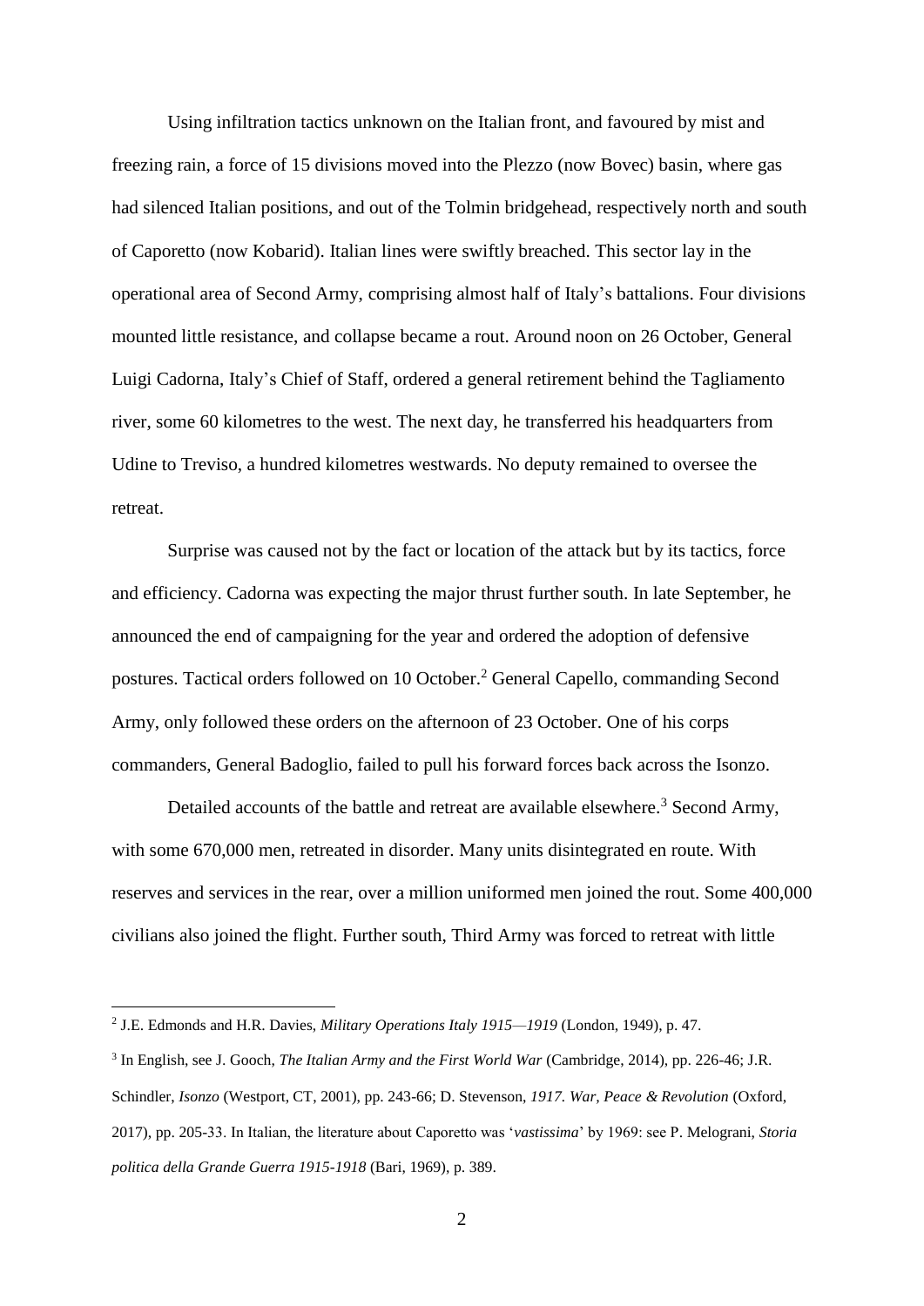Using infiltration tactics unknown on the Italian front, and favoured by mist and freezing rain, a force of 15 divisions moved into the Plezzo (now Bovec) basin, where gas had silenced Italian positions, and out of the Tolmin bridgehead, respectively north and south of Caporetto (now Kobarid). Italian lines were swiftly breached. This sector lay in the operational area of Second Army, comprising almost half of Italy's battalions. Four divisions mounted little resistance, and collapse became a rout. Around noon on 26 October, General Luigi Cadorna, Italy's Chief of Staff, ordered a general retirement behind the Tagliamento river, some 60 kilometres to the west. The next day, he transferred his headquarters from Udine to Treviso, a hundred kilometres westwards. No deputy remained to oversee the retreat.

Surprise was caused not by the fact or location of the attack but by its tactics, force and efficiency. Cadorna was expecting the major thrust further south. In late September, he announced the end of campaigning for the year and ordered the adoption of defensive postures. Tactical orders followed on 10 October.[2] General Capello, commanding Second Army, only followed these orders on the afternoon of 23 October. One of his corps commanders, General Badoglio, failed to pull his forward forces back across the Isonzo.

Detailed accounts of the battle and retreat are available elsewhere.[3] Second Army, with some 670,000 men, retreated in disorder. Many units disintegrated en route. With reserves and services in the rear, over a million uniformed men joined the rout. Some 400,000 civilians also joined the flight. Further south, Third Army was forced to retreat with little

---

[2] J.E. Edmonds and H.R. Davies, *Military Operations Italy 1915—1919* (London, 1949), p. 47.

[3] In English, see J. Gooch, *The Italian Army and the First World War* (Cambridge, 2014), pp. 226-46; J.R. Schindler, *Isonzo* (Westport, CT, 2001), pp. 243-66; D. Stevenson, *1917. War, Peace & Revolution* (Oxford, 2017), pp. 205-33. In Italian, the literature about Caporetto was '*vastissima*' by 1969: see P. Melograni, *Storia politica della Grande Guerra 1915-1918* (Bari, 1969), p. 389.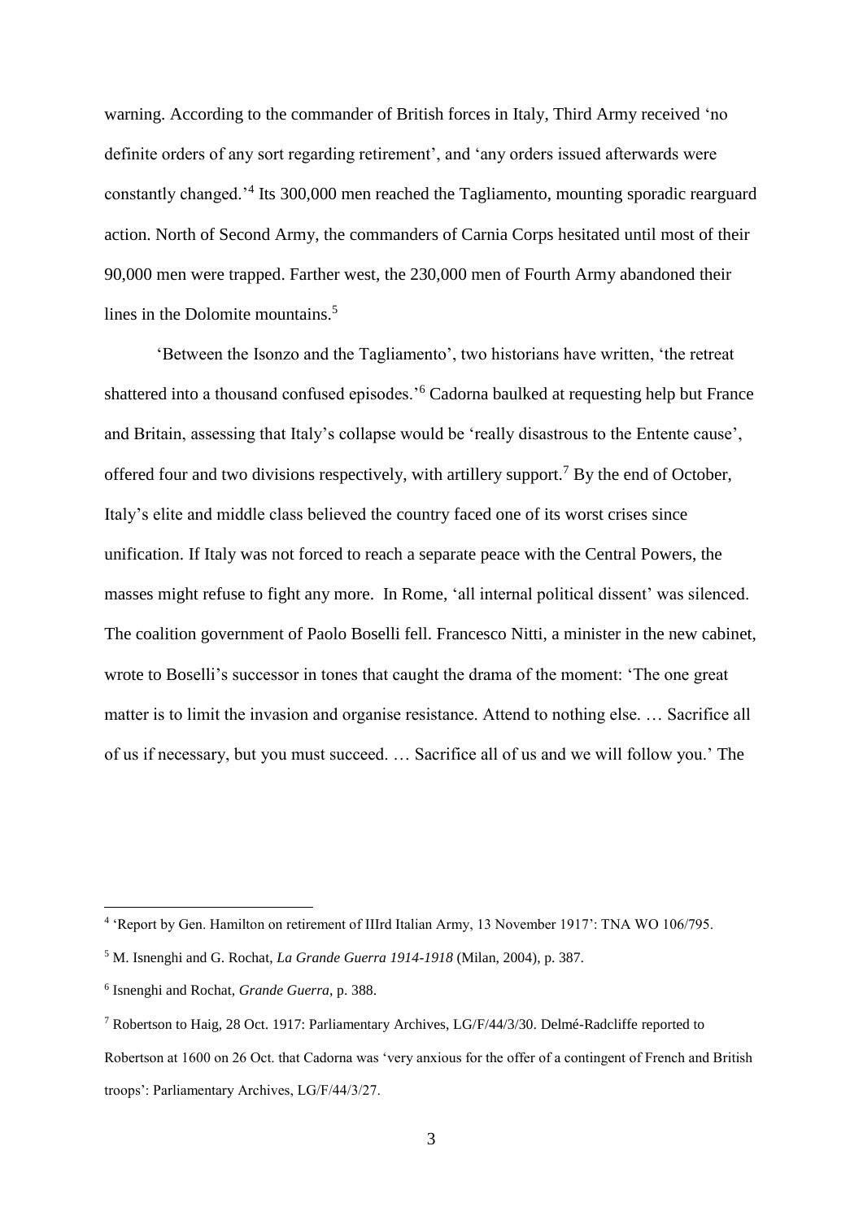warning. According to the commander of British forces in Italy, Third Army received 'no definite orders of any sort regarding retirement', and 'any orders issued afterwards were constantly changed.'[4] Its 300,000 men reached the Tagliamento, mounting sporadic rearguard action. North of Second Army, the commanders of Carnia Corps hesitated until most of their 90,000 men were trapped. Farther west, the 230,000 men of Fourth Army abandoned their lines in the Dolomite mountains.[5]

'Between the Isonzo and the Tagliamento', two historians have written, 'the retreat shattered into a thousand confused episodes.'[6] Cadorna baulked at requesting help but France and Britain, assessing that Italy's collapse would be 'really disastrous to the Entente cause', offered four and two divisions respectively, with artillery support.[7] By the end of October, Italy's elite and middle class believed the country faced one of its worst crises since unification. If Italy was not forced to reach a separate peace with the Central Powers, the masses might refuse to fight any more. In Rome, 'all internal political dissent' was silenced. The coalition government of Paolo Boselli fell. Francesco Nitti, a minister in the new cabinet, wrote to Boselli's successor in tones that caught the drama of the moment: 'The one great matter is to limit the invasion and organise resistance. Attend to nothing else. … Sacrifice all of us if necessary, but you must succeed. … Sacrifice all of us and we will follow you.' The

---

[4] 'Report by Gen. Hamilton on retirement of IIIrd Italian Army, 13 November 1917': TNA WO 106/795.

[5] M. Isnenghi and G. Rochat, *La Grande Guerra 1914-1918* (Milan, 2004), p. 387.

[6] Isnenghi and Rochat, *Grande Guerra*, p. 388.

[7] Robertson to Haig, 28 Oct. 1917: Parliamentary Archives, LG/F/44/3/30. Delmé-Radcliffe reported to Robertson at 1600 on 26 Oct. that Cadorna was 'very anxious for the offer of a contingent of French and British troops': Parliamentary Archives, LG/F/44/3/27.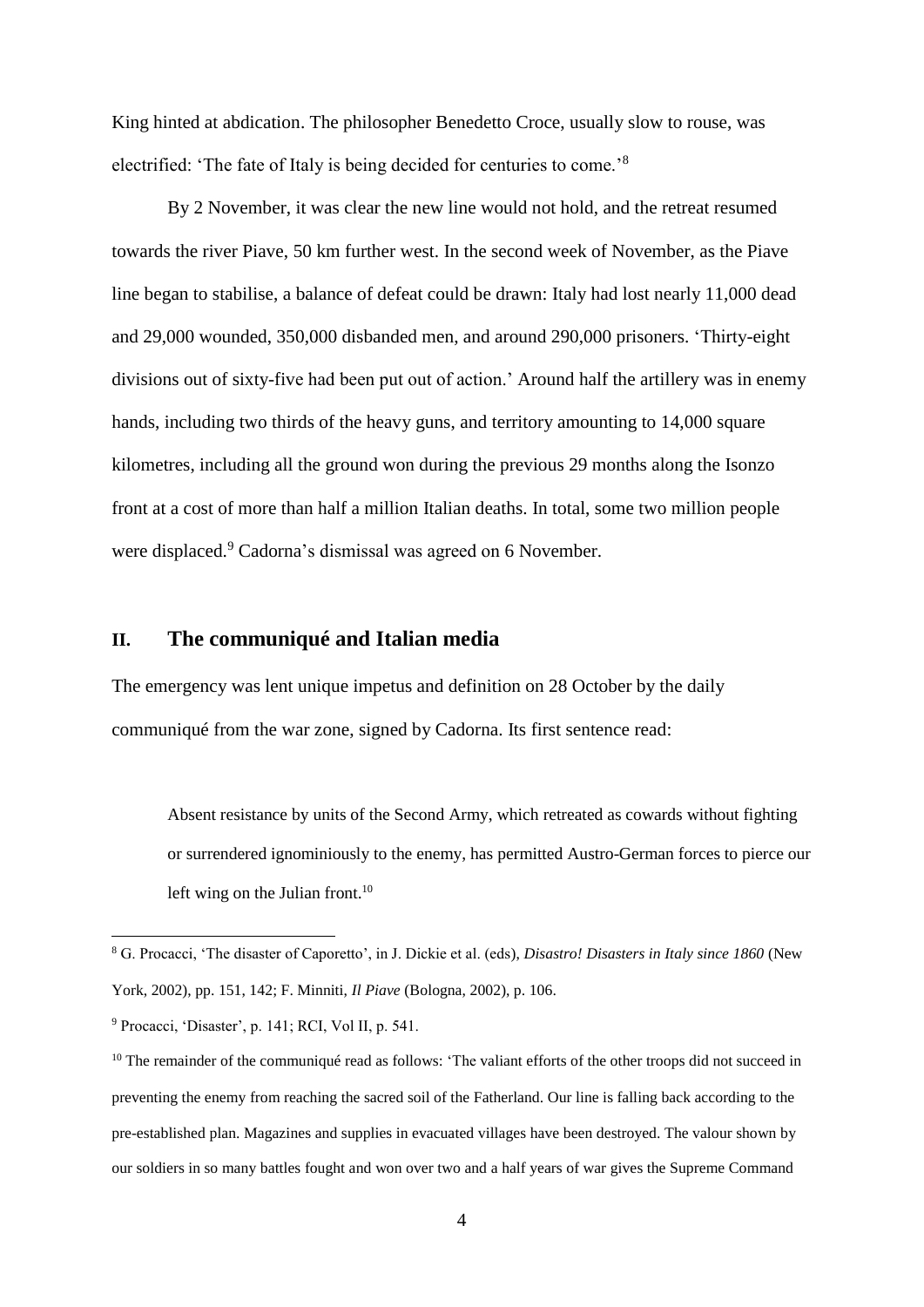King hinted at abdication. The philosopher Benedetto Croce, usually slow to rouse, was electrified: 'The fate of Italy is being decided for centuries to come.'[8]

By 2 November, it was clear the new line would not hold, and the retreat resumed towards the river Piave, 50 km further west. In the second week of November, as the Piave line began to stabilise, a balance of defeat could be drawn: Italy had lost nearly 11,000 dead and 29,000 wounded, 350,000 disbanded men, and around 290,000 prisoners. 'Thirty-eight divisions out of sixty-five had been put out of action.' Around half the artillery was in enemy hands, including two thirds of the heavy guns, and territory amounting to 14,000 square kilometres, including all the ground won during the previous 29 months along the Isonzo front at a cost of more than half a million Italian deaths. In total, some two million people were displaced.[9] Cadorna's dismissal was agreed on 6 November.

## II. The communiqué and Italian media

The emergency was lent unique impetus and definition on 28 October by the daily communiqué from the war zone, signed by Cadorna. Its first sentence read:

> Absent resistance by units of the Second Army, which retreated as cowards without fighting or surrendered ignominiously to the enemy, has permitted Austro-German forces to pierce our left wing on the Julian front.[10]

---

[8] G. Procacci, 'The disaster of Caporetto', in J. Dickie et al. (eds), *Disastro! Disasters in Italy since 1860* (New York, 2002), pp. 151, 142; F. Minniti, *Il Piave* (Bologna, 2002), p. 106.

[9] Procacci, 'Disaster', p. 141; RCI, Vol II, p. 541.

[10] The remainder of the communiqué read as follows: 'The valiant efforts of the other troops did not succeed in preventing the enemy from reaching the sacred soil of the Fatherland. Our line is falling back according to the pre-established plan. Magazines and supplies in evacuated villages have been destroyed. The valour shown by our soldiers in so many battles fought and won over two and a half years of war gives the Supreme Command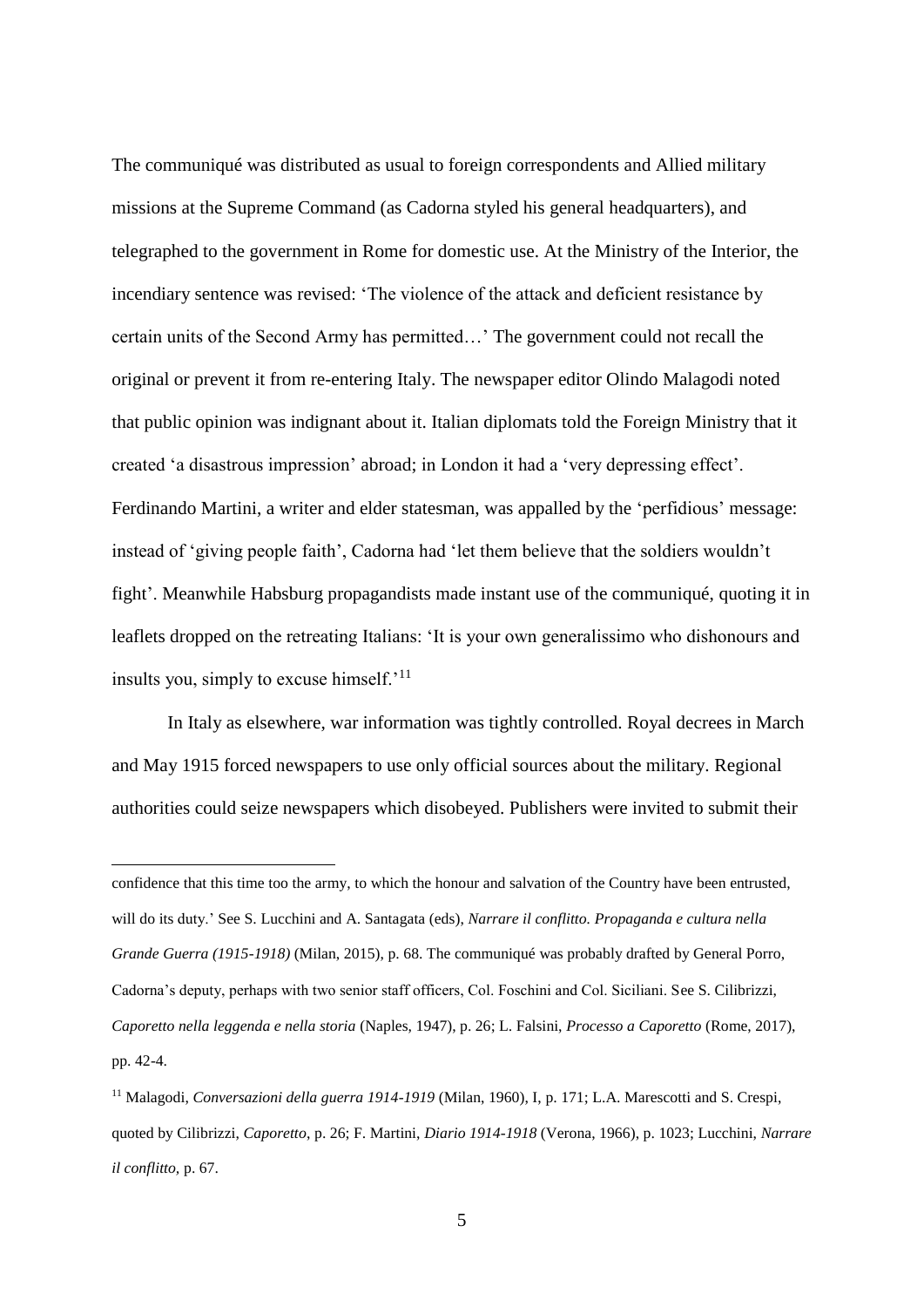The communiqué was distributed as usual to foreign correspondents and Allied military missions at the Supreme Command (as Cadorna styled his general headquarters), and telegraphed to the government in Rome for domestic use. At the Ministry of the Interior, the incendiary sentence was revised: 'The violence of the attack and deficient resistance by certain units of the Second Army has permitted…' The government could not recall the original or prevent it from re-entering Italy. The newspaper editor Olindo Malagodi noted that public opinion was indignant about it. Italian diplomats told the Foreign Ministry that it created 'a disastrous impression' abroad; in London it had a 'very depressing effect'. Ferdinando Martini, a writer and elder statesman, was appalled by the 'perfidious' message: instead of 'giving people faith', Cadorna had 'let them believe that the soldiers wouldn't fight'. Meanwhile Habsburg propagandists made instant use of the communiqué, quoting it in leaflets dropped on the retreating Italians: 'It is your own generalissimo who dishonours and insults you, simply to excuse himself.'[11]

In Italy as elsewhere, war information was tightly controlled. Royal decrees in March and May 1915 forced newspapers to use only official sources about the military. Regional authorities could seize newspapers which disobeyed. Publishers were invited to submit their

---

confidence that this time too the army, to which the honour and salvation of the Country have been entrusted, will do its duty.' See S. Lucchini and A. Santagata (eds), *Narrare il conflitto. Propaganda e cultura nella Grande Guerra (1915-1918)* (Milan, 2015), p. 68. The communiqué was probably drafted by General Porro, Cadorna's deputy, perhaps with two senior staff officers, Col. Foschini and Col. Siciliani. See S. Cilibrizzi, *Caporetto nella leggenda e nella storia* (Naples, 1947), p. 26; L. Falsini, *Processo a Caporetto* (Rome, 2017), pp. 42-4.

[11] Malagodi, *Conversazioni della guerra 1914-1919* (Milan, 1960), I, p. 171; L.A. Marescotti and S. Crespi, quoted by Cilibrizzi, *Caporetto*, p. 26; F. Martini, *Diario 1914-1918* (Verona, 1966), p. 1023; Lucchini, *Narrare il conflitto*, p. 67.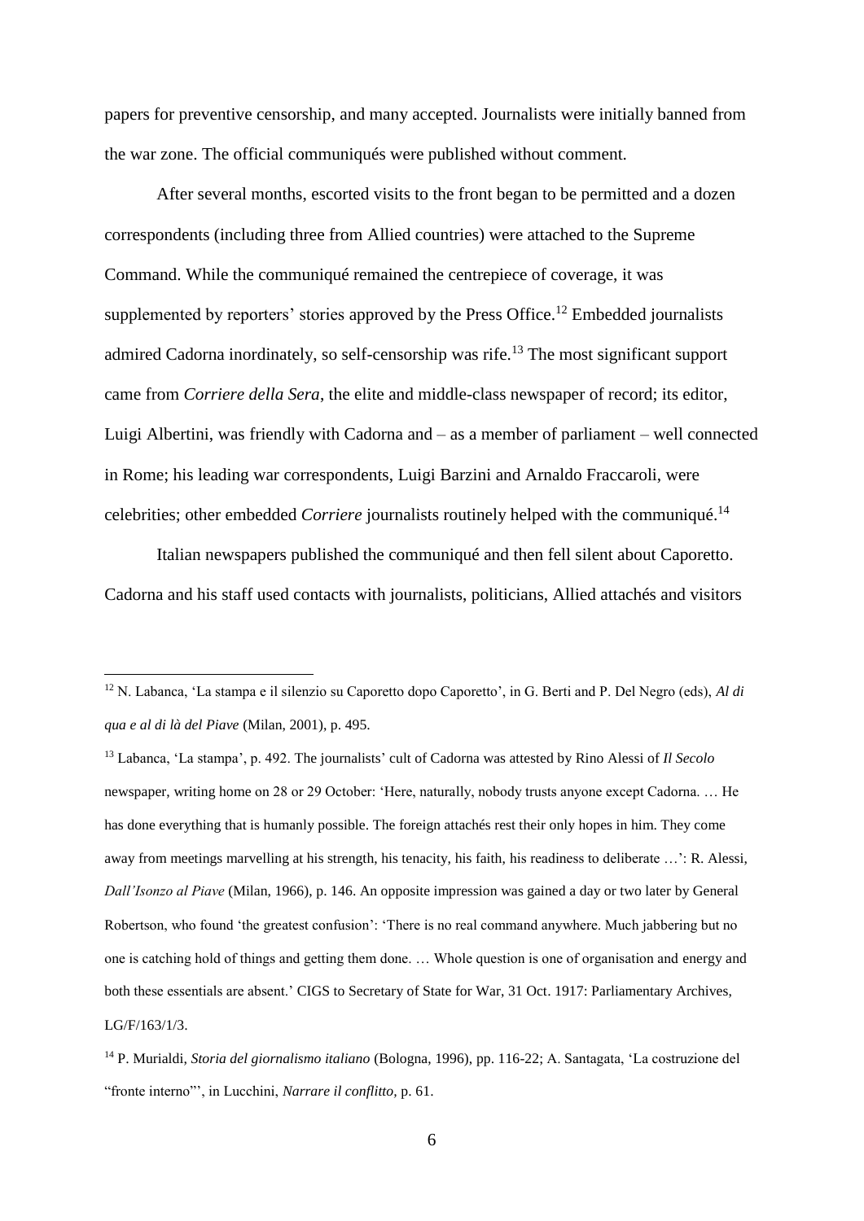papers for preventive censorship, and many accepted. Journalists were initially banned from the war zone. The official communiqués were published without comment.

After several months, escorted visits to the front began to be permitted and a dozen correspondents (including three from Allied countries) were attached to the Supreme Command. While the communiqué remained the centrepiece of coverage, it was supplemented by reporters' stories approved by the Press Office.[12] Embedded journalists admired Cadorna inordinately, so self-censorship was rife.[13] The most significant support came from *Corriere della Sera*, the elite and middle-class newspaper of record; its editor, Luigi Albertini, was friendly with Cadorna and – as a member of parliament – well connected in Rome; his leading war correspondents, Luigi Barzini and Arnaldo Fraccaroli, were celebrities; other embedded *Corriere* journalists routinely helped with the communiqué.[14]

Italian newspapers published the communiqué and then fell silent about Caporetto. Cadorna and his staff used contacts with journalists, politicians, Allied attachés and visitors

---

[12] N. Labanca, 'La stampa e il silenzio su Caporetto dopo Caporetto', in G. Berti and P. Del Negro (eds), *Al di qua e al di là del Piave* (Milan, 2001), p. 495.

[13] Labanca, 'La stampa', p. 492. The journalists' cult of Cadorna was attested by Rino Alessi of *Il Secolo* newspaper, writing home on 28 or 29 October: 'Here, naturally, nobody trusts anyone except Cadorna. … He has done everything that is humanly possible. The foreign attachés rest their only hopes in him. They come away from meetings marvelling at his strength, his tenacity, his faith, his readiness to deliberate …': R. Alessi, *Dall'Isonzo al Piave* (Milan, 1966), p. 146. An opposite impression was gained a day or two later by General Robertson, who found 'the greatest confusion': 'There is no real command anywhere. Much jabbering but no one is catching hold of things and getting them done. … Whole question is one of organisation and energy and both these essentials are absent.' CIGS to Secretary of State for War, 31 Oct. 1917: Parliamentary Archives, LG/F/163/1/3.

[14] P. Murialdi, *Storia del giornalismo italiano* (Bologna, 1996), pp. 116-22; A. Santagata, 'La costruzione del "fronte interno"', in Lucchini, *Narrare il conflitto,* p. 61.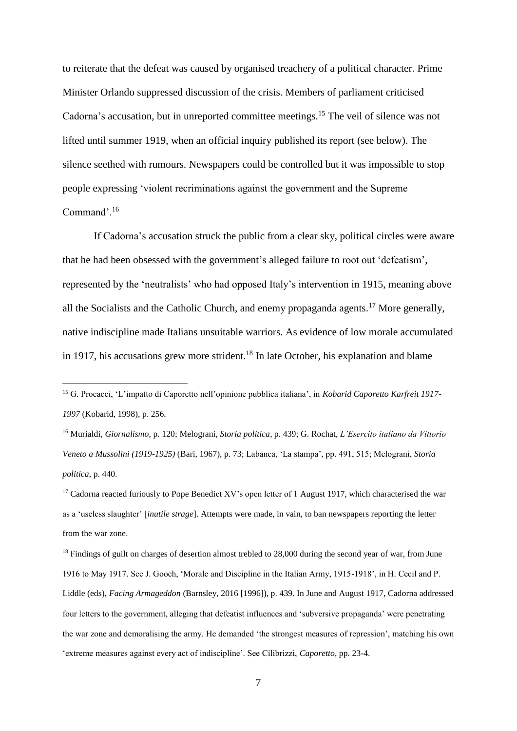to reiterate that the defeat was caused by organised treachery of a political character. Prime Minister Orlando suppressed discussion of the crisis. Members of parliament criticised Cadorna's accusation, but in unreported committee meetings.[15] The veil of silence was not lifted until summer 1919, when an official inquiry published its report (see below). The silence seethed with rumours. Newspapers could be controlled but it was impossible to stop people expressing 'violent recriminations against the government and the Supreme Command'.[16]

If Cadorna's accusation struck the public from a clear sky, political circles were aware that he had been obsessed with the government's alleged failure to root out 'defeatism', represented by the 'neutralists' who had opposed Italy's intervention in 1915, meaning above all the Socialists and the Catholic Church, and enemy propaganda agents.[17] More generally, native indiscipline made Italians unsuitable warriors. As evidence of low morale accumulated in 1917, his accusations grew more strident.[18] In late October, his explanation and blame

---

[15] G. Procacci, 'L'impatto di Caporetto nell'opinione pubblica italiana', in *Kobarid Caporetto Karfreit 1917-1997* (Kobarid, 1998), p. 256.

[16] Murialdi, *Giornalismo*, p. 120; Melograni, *Storia politica*, p. 439; G. Rochat, *L'Esercito italiano da Vittorio Veneto a Mussolini (1919-1925)* (Bari, 1967), p. 73; Labanca, 'La stampa', pp. 491, 515; Melograni, *Storia politica*, p. 440.

[17] Cadorna reacted furiously to Pope Benedict XV's open letter of 1 August 1917, which characterised the war as a 'useless slaughter' [*inutile strage*]. Attempts were made, in vain, to ban newspapers reporting the letter from the war zone.

[18] Findings of guilt on charges of desertion almost trebled to 28,000 during the second year of war, from June 1916 to May 1917. See J. Gooch, 'Morale and Discipline in the Italian Army, 1915-1918', in H. Cecil and P. Liddle (eds), *Facing Armageddon* (Barnsley, 2016 [1996]), p. 439. In June and August 1917, Cadorna addressed four letters to the government, alleging that defeatist influences and 'subversive propaganda' were penetrating the war zone and demoralising the army. He demanded 'the strongest measures of repression', matching his own 'extreme measures against every act of indiscipline'. See Cilibrizzi, *Caporetto*, pp. 23-4.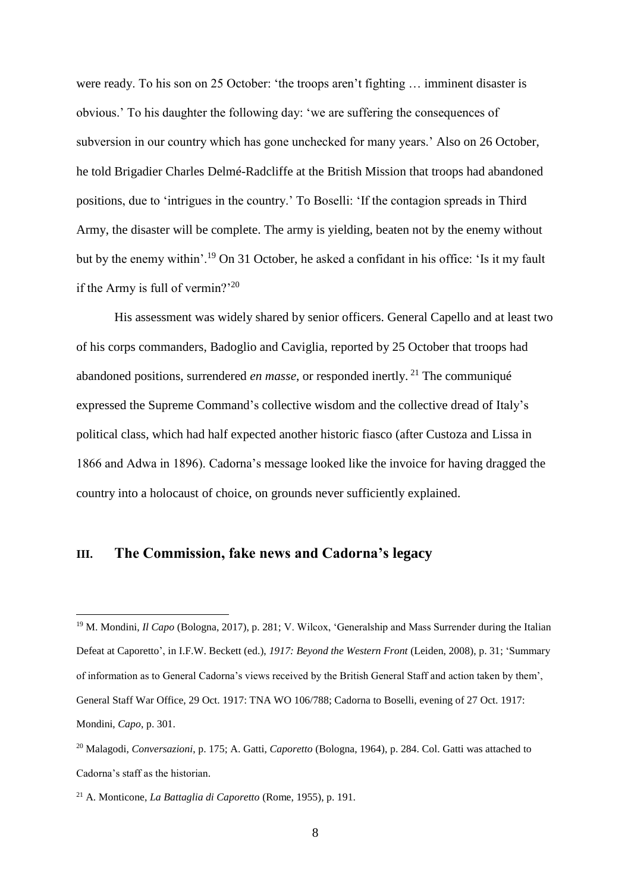were ready. To his son on 25 October: 'the troops aren't fighting … imminent disaster is obvious.' To his daughter the following day: 'we are suffering the consequences of subversion in our country which has gone unchecked for many years.' Also on 26 October, he told Brigadier Charles Delmé-Radcliffe at the British Mission that troops had abandoned positions, due to 'intrigues in the country.' To Boselli: 'If the contagion spreads in Third Army, the disaster will be complete. The army is yielding, beaten not by the enemy without but by the enemy within'.[19] On 31 October, he asked a confidant in his office: 'Is it my fault if the Army is full of vermin?'[20]

His assessment was widely shared by senior officers. General Capello and at least two of his corps commanders, Badoglio and Caviglia, reported by 25 October that troops had abandoned positions, surrendered *en masse*, or responded inertly.[21] The communiqué expressed the Supreme Command's collective wisdom and the collective dread of Italy's political class, which had half expected another historic fiasco (after Custoza and Lissa in 1866 and Adwa in 1896). Cadorna's message looked like the invoice for having dragged the country into a holocaust of choice, on grounds never sufficiently explained.

## III. The Commission, fake news and Cadorna's legacy

[19] M. Mondini, *Il Capo* (Bologna, 2017), p. 281; V. Wilcox, 'Generalship and Mass Surrender during the Italian Defeat at Caporetto', in I.F.W. Beckett (ed.), *1917: Beyond the Western Front* (Leiden, 2008), p. 31; 'Summary of information as to General Cadorna's views received by the British General Staff and action taken by them', General Staff War Office, 29 Oct. 1917: TNA WO 106/788; Cadorna to Boselli, evening of 27 Oct. 1917: Mondini, *Capo*, p. 301.

[20] Malagodi, *Conversazioni*, p. 175; A. Gatti, *Caporetto* (Bologna, 1964), p. 284. Col. Gatti was attached to Cadorna's staff as the historian.

[21] A. Monticone, *La Battaglia di Caporetto* (Rome, 1955), p. 191.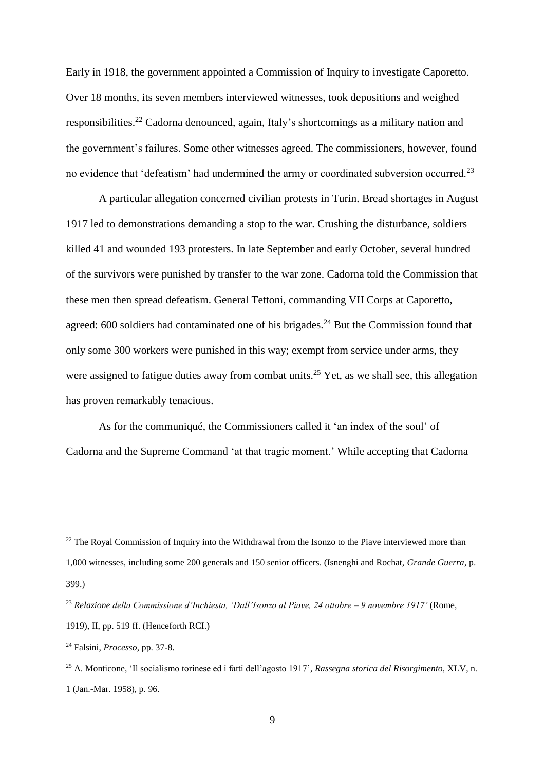Early in 1918, the government appointed a Commission of Inquiry to investigate Caporetto. Over 18 months, its seven members interviewed witnesses, took depositions and weighed responsibilities.[22] Cadorna denounced, again, Italy's shortcomings as a military nation and the government's failures. Some other witnesses agreed. The commissioners, however, found no evidence that 'defeatism' had undermined the army or coordinated subversion occurred.[23]

A particular allegation concerned civilian protests in Turin. Bread shortages in August 1917 led to demonstrations demanding a stop to the war. Crushing the disturbance, soldiers killed 41 and wounded 193 protesters. In late September and early October, several hundred of the survivors were punished by transfer to the war zone. Cadorna told the Commission that these men then spread defeatism. General Tettoni, commanding VII Corps at Caporetto, agreed: 600 soldiers had contaminated one of his brigades.[24] But the Commission found that only some 300 workers were punished in this way; exempt from service under arms, they were assigned to fatigue duties away from combat units.[25] Yet, as we shall see, this allegation has proven remarkably tenacious.

As for the communiqué, the Commissioners called it 'an index of the soul' of Cadorna and the Supreme Command 'at that tragic moment.' While accepting that Cadorna

---

[22] The Royal Commission of Inquiry into the Withdrawal from the Isonzo to the Piave interviewed more than 1,000 witnesses, including some 200 generals and 150 senior officers. (Isnenghi and Rochat, *Grande Guerra*, p. 399.)

[23] *Relazione della Commissione d'Inchiesta, 'Dall'Isonzo al Piave, 24 ottobre – 9 novembre 1917'* (Rome, 1919), II, pp. 519 ff. (Henceforth RCI.)

[24] Falsini, *Processo*, pp. 37-8.

[25] A. Monticone, 'Il socialismo torinese ed i fatti dell'agosto 1917', *Rassegna storica del Risorgimento*, XLV, n. 1 (Jan.-Mar. 1958), p. 96.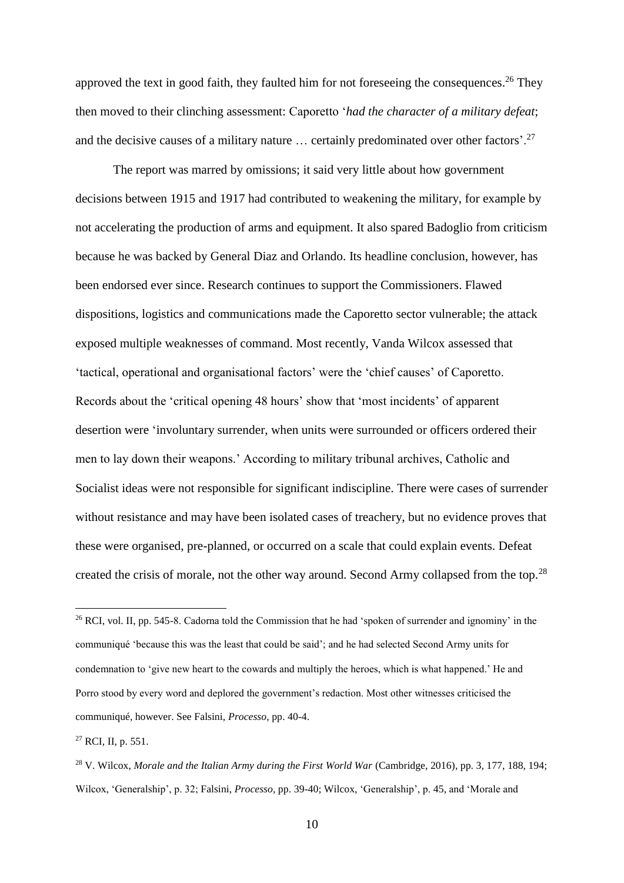approved the text in good faith, they faulted him for not foreseeing the consequences.[26] They then moved to their clinching assessment: Caporetto '*had the character of a military defeat*; and the decisive causes of a military nature … certainly predominated over other factors'.[27]

The report was marred by omissions; it said very little about how government decisions between 1915 and 1917 had contributed to weakening the military, for example by not accelerating the production of arms and equipment. It also spared Badoglio from criticism because he was backed by General Diaz and Orlando. Its headline conclusion, however, has been endorsed ever since. Research continues to support the Commissioners. Flawed dispositions, logistics and communications made the Caporetto sector vulnerable; the attack exposed multiple weaknesses of command. Most recently, Vanda Wilcox assessed that 'tactical, operational and organisational factors' were the 'chief causes' of Caporetto. Records about the 'critical opening 48 hours' show that 'most incidents' of apparent desertion were 'involuntary surrender, when units were surrounded or officers ordered their men to lay down their weapons.' According to military tribunal archives, Catholic and Socialist ideas were not responsible for significant indiscipline. There were cases of surrender without resistance and may have been isolated cases of treachery, but no evidence proves that these were organised, pre-planned, or occurred on a scale that could explain events. Defeat created the crisis of morale, not the other way around. Second Army collapsed from the top.[28]

---

[26] RCI, vol. II, pp. 545-8. Cadorna told the Commission that he had 'spoken of surrender and ignominy' in the communiqué 'because this was the least that could be said'; and he had selected Second Army units for condemnation to 'give new heart to the cowards and multiply the heroes, which is what happened.' He and Porro stood by every word and deplored the government's redaction. Most other witnesses criticised the communiqué, however. See Falsini, *Processo*, pp. 40-4.

[27] RCI, II, p. 551.

[28] V. Wilcox, *Morale and the Italian Army during the First World War* (Cambridge, 2016), pp. 3, 177, 188, 194; Wilcox, 'Generalship', p. 32; Falsini, *Processo*, pp. 39-40; Wilcox, 'Generalship', p. 45, and 'Morale and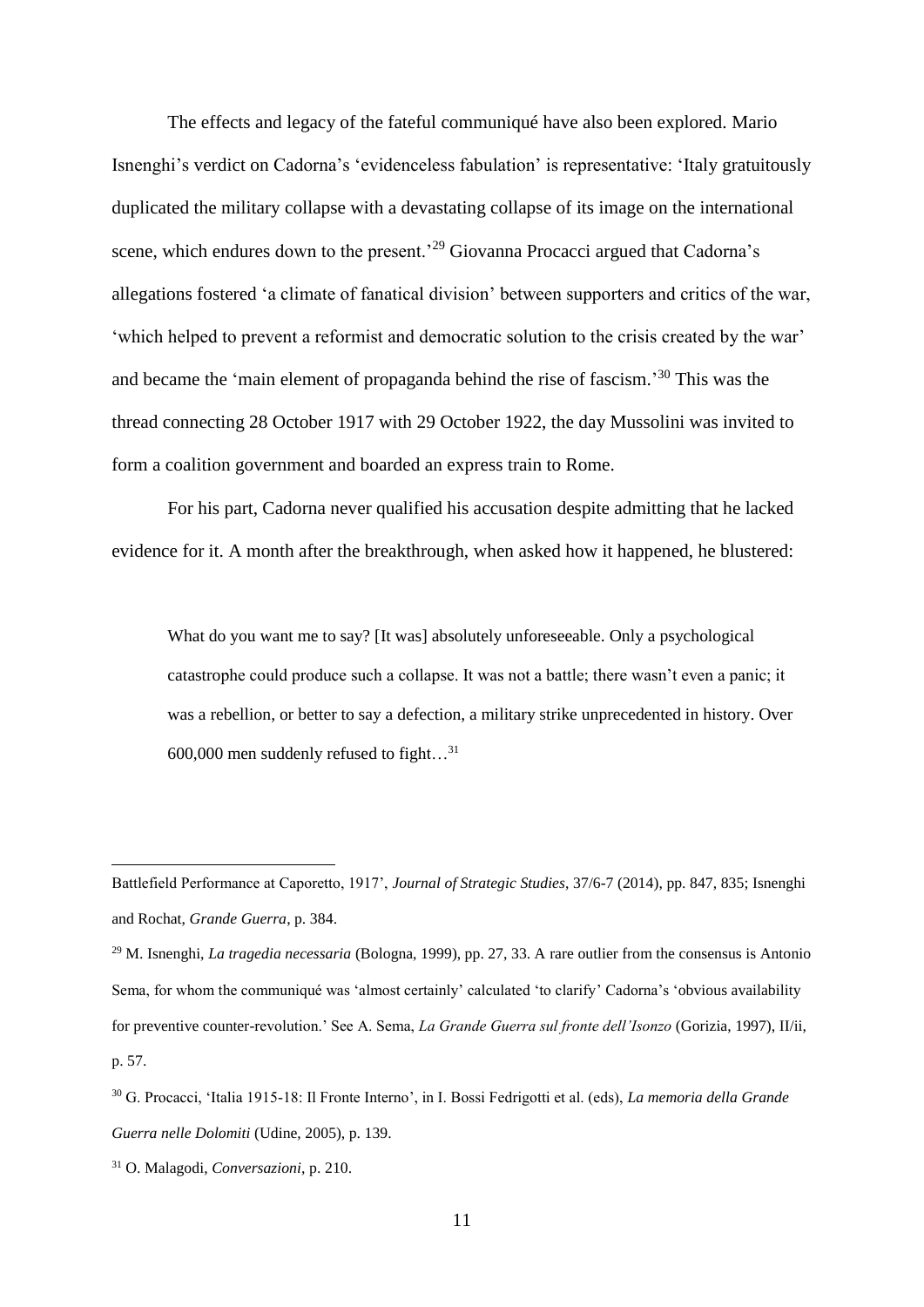The effects and legacy of the fateful communiqué have also been explored. Mario Isnenghi's verdict on Cadorna's 'evidenceless fabulation' is representative: 'Italy gratuitously duplicated the military collapse with a devastating collapse of its image on the international scene, which endures down to the present.'[29] Giovanna Procacci argued that Cadorna's allegations fostered 'a climate of fanatical division' between supporters and critics of the war, 'which helped to prevent a reformist and democratic solution to the crisis created by the war' and became the 'main element of propaganda behind the rise of fascism.'[30] This was the thread connecting 28 October 1917 with 29 October 1922, the day Mussolini was invited to form a coalition government and boarded an express train to Rome.

For his part, Cadorna never qualified his accusation despite admitting that he lacked evidence for it. A month after the breakthrough, when asked how it happened, he blustered:

> What do you want me to say? [It was] absolutely unforeseeable. Only a psychological catastrophe could produce such a collapse. It was not a battle; there wasn't even a panic; it was a rebellion, or better to say a defection, a military strike unprecedented in history. Over 600,000 men suddenly refused to fight…[31]

---

Battlefield Performance at Caporetto, 1917', *Journal of Strategic Studies*, 37/6-7 (2014), pp. 847, 835; Isnenghi and Rochat, *Grande Guerra*, p. 384.

[29] M. Isnenghi, *La tragedia necessaria* (Bologna, 1999), pp. 27, 33. A rare outlier from the consensus is Antonio Sema, for whom the communiqué was 'almost certainly' calculated 'to clarify' Cadorna's 'obvious availability for preventive counter-revolution.' See A. Sema, *La Grande Guerra sul fronte dell'Isonzo* (Gorizia, 1997), II/ii, p. 57.

[30] G. Procacci, 'Italia 1915-18: Il Fronte Interno', in I. Bossi Fedrigotti et al. (eds), *La memoria della Grande Guerra nelle Dolomiti* (Udine, 2005), p. 139.

[31] O. Malagodi, *Conversazioni*, p. 210.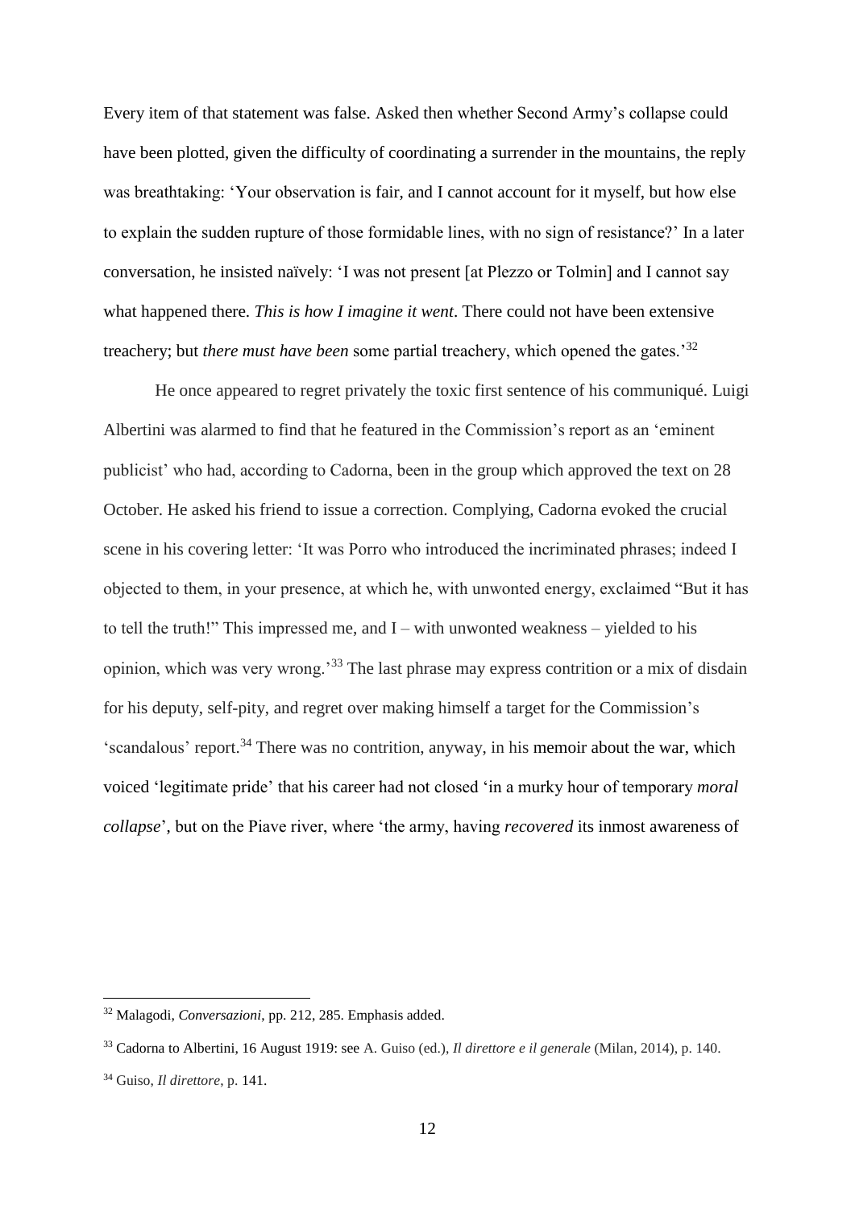Every item of that statement was false. Asked then whether Second Army's collapse could have been plotted, given the difficulty of coordinating a surrender in the mountains, the reply was breathtaking: 'Your observation is fair, and I cannot account for it myself, but how else to explain the sudden rupture of those formidable lines, with no sign of resistance?' In a later conversation, he insisted naïvely: 'I was not present [at Plezzo or Tolmin] and I cannot say what happened there. *This is how I imagine it went*. There could not have been extensive treachery; but *there must have been* some partial treachery, which opened the gates.'[32]

He once appeared to regret privately the toxic first sentence of his communiqué. Luigi Albertini was alarmed to find that he featured in the Commission's report as an 'eminent publicist' who had, according to Cadorna, been in the group which approved the text on 28 October. He asked his friend to issue a correction. Complying, Cadorna evoked the crucial scene in his covering letter: 'It was Porro who introduced the incriminated phrases; indeed I objected to them, in your presence, at which he, with unwonted energy, exclaimed "But it has to tell the truth!" This impressed me, and I – with unwonted weakness – yielded to his opinion, which was very wrong.'[33] The last phrase may express contrition or a mix of disdain for his deputy, self-pity, and regret over making himself a target for the Commission's 'scandalous' report.[34] There was no contrition, anyway, in his memoir about the war, which voiced 'legitimate pride' that his career had not closed 'in a murky hour of temporary *moral collapse*', but on the Piave river, where 'the army, having *recovered* its inmost awareness of

---

[32] Malagodi, *Conversazioni*, pp. 212, 285. Emphasis added.

[33] Cadorna to Albertini, 16 August 1919: see A. Guiso (ed.), *Il direttore e il generale* (Milan, 2014), p. 140.

[34] Guiso, *Il direttore*, p. 141.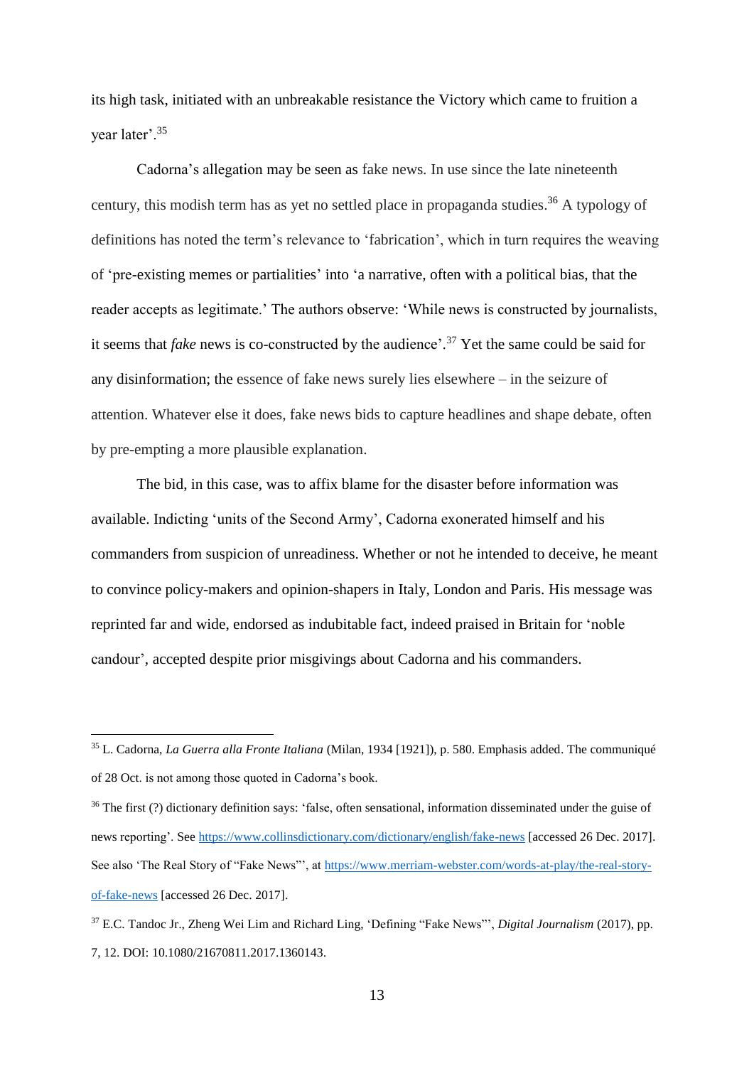its high task, initiated with an unbreakable resistance the Victory which came to fruition a year later'.[35]

Cadorna's allegation may be seen as fake news. In use since the late nineteenth century, this modish term has as yet no settled place in propaganda studies.[36] A typology of definitions has noted the term's relevance to 'fabrication', which in turn requires the weaving of 'pre-existing memes or partialities' into 'a narrative, often with a political bias, that the reader accepts as legitimate.' The authors observe: 'While news is constructed by journalists, it seems that *fake* news is co-constructed by the audience'.[37] Yet the same could be said for any disinformation; the essence of fake news surely lies elsewhere – in the seizure of attention. Whatever else it does, fake news bids to capture headlines and shape debate, often by pre-empting a more plausible explanation.

The bid, in this case, was to affix blame for the disaster before information was available. Indicting 'units of the Second Army', Cadorna exonerated himself and his commanders from suspicion of unreadiness. Whether or not he intended to deceive, he meant to convince policy-makers and opinion-shapers in Italy, London and Paris. His message was reprinted far and wide, endorsed as indubitable fact, indeed praised in Britain for 'noble candour', accepted despite prior misgivings about Cadorna and his commanders.

---

[35] L. Cadorna, *La Guerra alla Fronte Italiana* (Milan, 1934 [1921]), p. 580. Emphasis added. The communiqué of 28 Oct. is not among those quoted in Cadorna's book.

[36] The first (?) dictionary definition says: 'false, often sensational, information disseminated under the guise of news reporting'. See https://www.collinsdictionary.com/dictionary/english/fake-news [accessed 26 Dec. 2017]. See also 'The Real Story of "Fake News"', at https://www.merriam-webster.com/words-at-play/the-real-story-of-fake-news [accessed 26 Dec. 2017].

[37] E.C. Tandoc Jr., Zheng Wei Lim and Richard Ling, 'Defining "Fake News"', *Digital Journalism* (2017), pp. 7, 12. DOI: 10.1080/21670811.2017.1360143.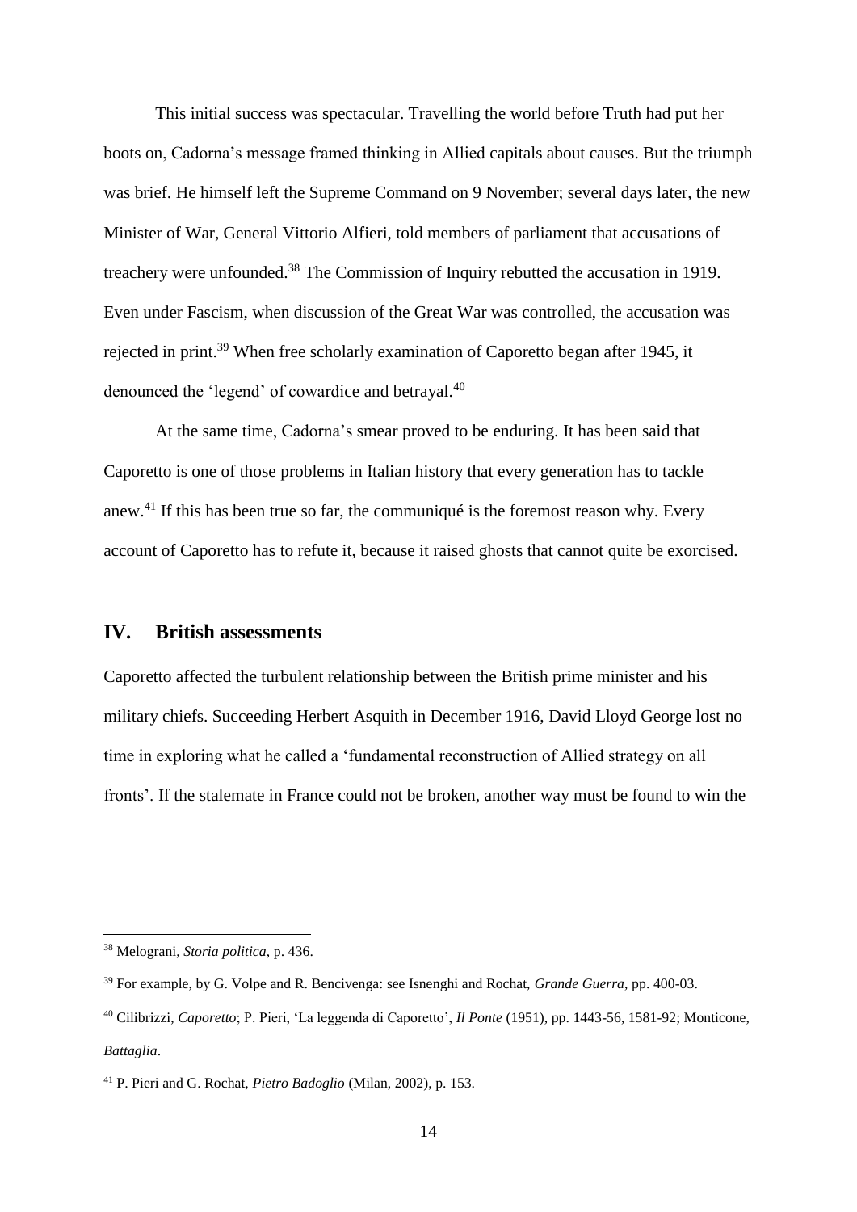This initial success was spectacular. Travelling the world before Truth had put her boots on, Cadorna's message framed thinking in Allied capitals about causes. But the triumph was brief. He himself left the Supreme Command on 9 November; several days later, the new Minister of War, General Vittorio Alfieri, told members of parliament that accusations of treachery were unfounded.[38] The Commission of Inquiry rebutted the accusation in 1919. Even under Fascism, when discussion of the Great War was controlled, the accusation was rejected in print.[39] When free scholarly examination of Caporetto began after 1945, it denounced the 'legend' of cowardice and betrayal.[40]

At the same time, Cadorna's smear proved to be enduring. It has been said that Caporetto is one of those problems in Italian history that every generation has to tackle anew.[41] If this has been true so far, the communiqué is the foremost reason why. Every account of Caporetto has to refute it, because it raised ghosts that cannot quite be exorcised.

## IV. British assessments

Caporetto affected the turbulent relationship between the British prime minister and his military chiefs. Succeeding Herbert Asquith in December 1916, David Lloyd George lost no time in exploring what he called a 'fundamental reconstruction of Allied strategy on all fronts'. If the stalemate in France could not be broken, another way must be found to win the

---

[38] Melograni, *Storia politica*, p. 436.

[39] For example, by G. Volpe and R. Bencivenga: see Isnenghi and Rochat, *Grande Guerra*, pp. 400-03.

[40] Cilibrizzi, *Caporetto*; P. Pieri, 'La leggenda di Caporetto', *Il Ponte* (1951), pp. 1443-56, 1581-92; Monticone, *Battaglia*.

[41] P. Pieri and G. Rochat, *Pietro Badoglio* (Milan, 2002), p. 153.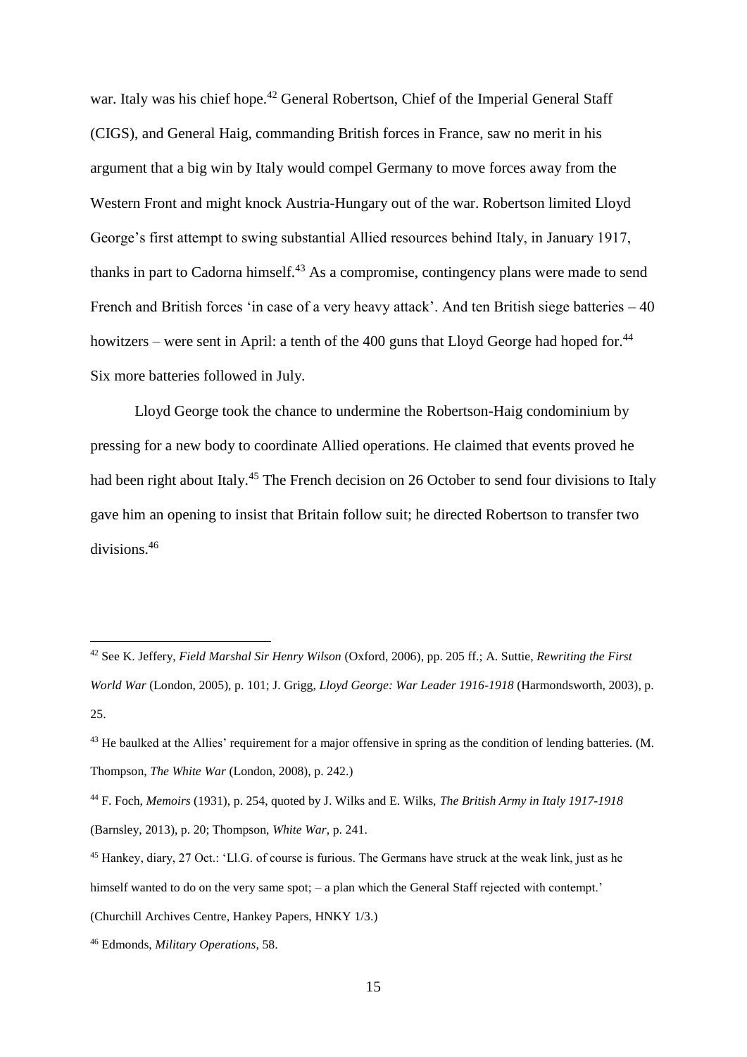war. Italy was his chief hope.[42] General Robertson, Chief of the Imperial General Staff (CIGS), and General Haig, commanding British forces in France, saw no merit in his argument that a big win by Italy would compel Germany to move forces away from the Western Front and might knock Austria-Hungary out of the war. Robertson limited Lloyd George's first attempt to swing substantial Allied resources behind Italy, in January 1917, thanks in part to Cadorna himself.[43] As a compromise, contingency plans were made to send French and British forces 'in case of a very heavy attack'. And ten British siege batteries – 40 howitzers – were sent in April: a tenth of the 400 guns that Lloyd George had hoped for.[44] Six more batteries followed in July.

Lloyd George took the chance to undermine the Robertson-Haig condominium by pressing for a new body to coordinate Allied operations. He claimed that events proved he had been right about Italy.[45] The French decision on 26 October to send four divisions to Italy gave him an opening to insist that Britain follow suit; he directed Robertson to transfer two divisions.[46]

---

[42] See K. Jeffery, *Field Marshal Sir Henry Wilson* (Oxford, 2006), pp. 205 ff.; A. Suttie, *Rewriting the First World War* (London, 2005), p. 101; J. Grigg, *Lloyd George: War Leader 1916-1918* (Harmondsworth, 2003), p. 25.

[43] He baulked at the Allies' requirement for a major offensive in spring as the condition of lending batteries. (M. Thompson, *The White War* (London, 2008), p. 242.)

[44] F. Foch, *Memoirs* (1931), p. 254, quoted by J. Wilks and E. Wilks, *The British Army in Italy 1917-1918* (Barnsley, 2013), p. 20; Thompson, *White War*, p. 241.

[45] Hankey, diary, 27 Oct.: 'Ll.G. of course is furious. The Germans have struck at the weak link, just as he himself wanted to do on the very same spot; – a plan which the General Staff rejected with contempt.' (Churchill Archives Centre, Hankey Papers, HNKY 1/3.)

[46] Edmonds, *Military Operations*, 58.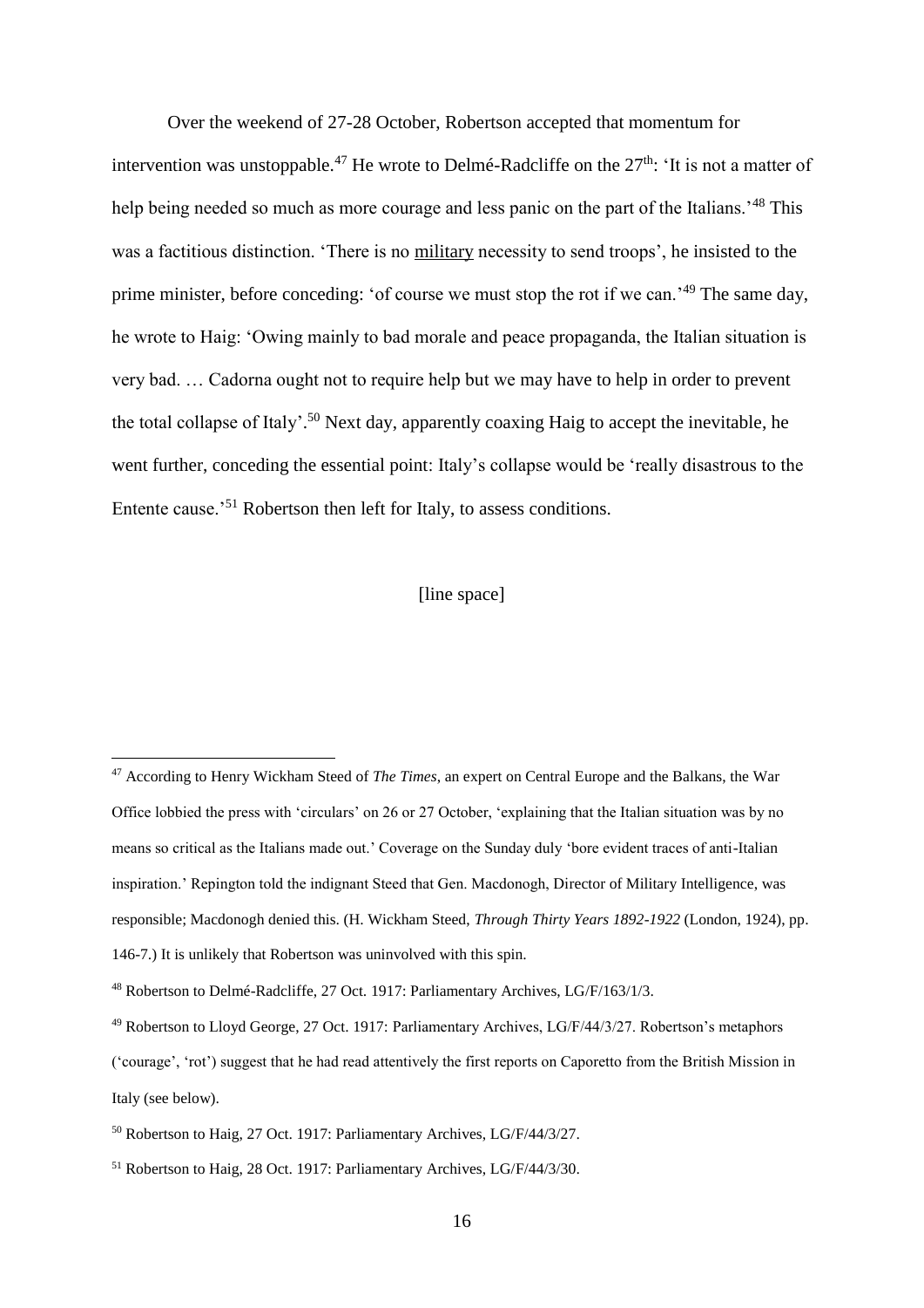Over the weekend of 27-28 October, Robertson accepted that momentum for intervention was unstoppable.[47] He wrote to Delmé-Radcliffe on the 27th: 'It is not a matter of help being needed so much as more courage and less panic on the part of the Italians.'[48] This was a factitious distinction. 'There is no <u>military</u> necessity to send troops', he insisted to the prime minister, before conceding: 'of course we must stop the rot if we can.'[49] The same day, he wrote to Haig: 'Owing mainly to bad morale and peace propaganda, the Italian situation is very bad. … Cadorna ought not to require help but we may have to help in order to prevent the total collapse of Italy'.[50] Next day, apparently coaxing Haig to accept the inevitable, he went further, conceding the essential point: Italy's collapse would be 'really disastrous to the Entente cause.'[51] Robertson then left for Italy, to assess conditions.

[line space]

---

[47] According to Henry Wickham Steed of *The Times*, an expert on Central Europe and the Balkans, the War Office lobbied the press with 'circulars' on 26 or 27 October, 'explaining that the Italian situation was by no means so critical as the Italians made out.' Coverage on the Sunday duly 'bore evident traces of anti-Italian inspiration.' Repington told the indignant Steed that Gen. Macdonogh, Director of Military Intelligence, was responsible; Macdonogh denied this. (H. Wickham Steed, *Through Thirty Years 1892-1922* (London, 1924), pp. 146-7.) It is unlikely that Robertson was uninvolved with this spin.

[48] Robertson to Delmé-Radcliffe, 27 Oct. 1917: Parliamentary Archives, LG/F/163/1/3.

[49] Robertson to Lloyd George, 27 Oct. 1917: Parliamentary Archives, LG/F/44/3/27. Robertson's metaphors ('courage', 'rot') suggest that he had read attentively the first reports on Caporetto from the British Mission in Italy (see below).

[50] Robertson to Haig, 27 Oct. 1917: Parliamentary Archives, LG/F/44/3/27.

[51] Robertson to Haig, 28 Oct. 1917: Parliamentary Archives, LG/F/44/3/30.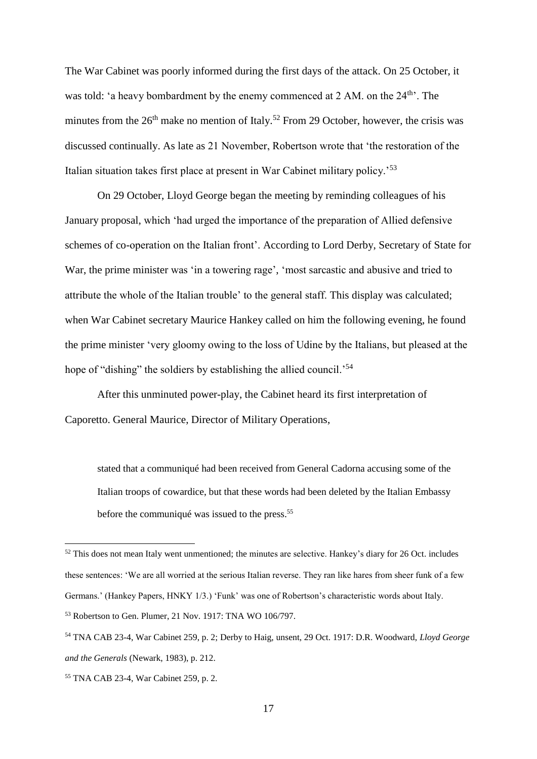The War Cabinet was poorly informed during the first days of the attack. On 25 October, it was told: 'a heavy bombardment by the enemy commenced at 2 AM. on the 24$^{th}$'. The minutes from the 26$^{th}$ make no mention of Italy.[52] From 29 October, however, the crisis was discussed continually. As late as 21 November, Robertson wrote that 'the restoration of the Italian situation takes first place at present in War Cabinet military policy.'[53]

On 29 October, Lloyd George began the meeting by reminding colleagues of his January proposal, which 'had urged the importance of the preparation of Allied defensive schemes of co-operation on the Italian front'. According to Lord Derby, Secretary of State for War, the prime minister was 'in a towering rage', 'most sarcastic and abusive and tried to attribute the whole of the Italian trouble' to the general staff. This display was calculated; when War Cabinet secretary Maurice Hankey called on him the following evening, he found the prime minister 'very gloomy owing to the loss of Udine by the Italians, but pleased at the hope of "dishing" the soldiers by establishing the allied council.'[54]

After this unminuted power-play, the Cabinet heard its first interpretation of Caporetto. General Maurice, Director of Military Operations,

> stated that a communiqué had been received from General Cadorna accusing some of the Italian troops of cowardice, but that these words had been deleted by the Italian Embassy before the communiqué was issued to the press.[55]

---

[52] This does not mean Italy went unmentioned; the minutes are selective. Hankey's diary for 26 Oct. includes these sentences: 'We are all worried at the serious Italian reverse. They ran like hares from sheer funk of a few Germans.' (Hankey Papers, HNKY 1/3.) 'Funk' was one of Robertson's characteristic words about Italy.

[53] Robertson to Gen. Plumer, 21 Nov. 1917: TNA WO 106/797.

[54] TNA CAB 23-4, War Cabinet 259, p. 2; Derby to Haig, unsent, 29 Oct. 1917: D.R. Woodward, *Lloyd George and the Generals* (Newark, 1983), p. 212.

[55] TNA CAB 23-4, War Cabinet 259, p. 2.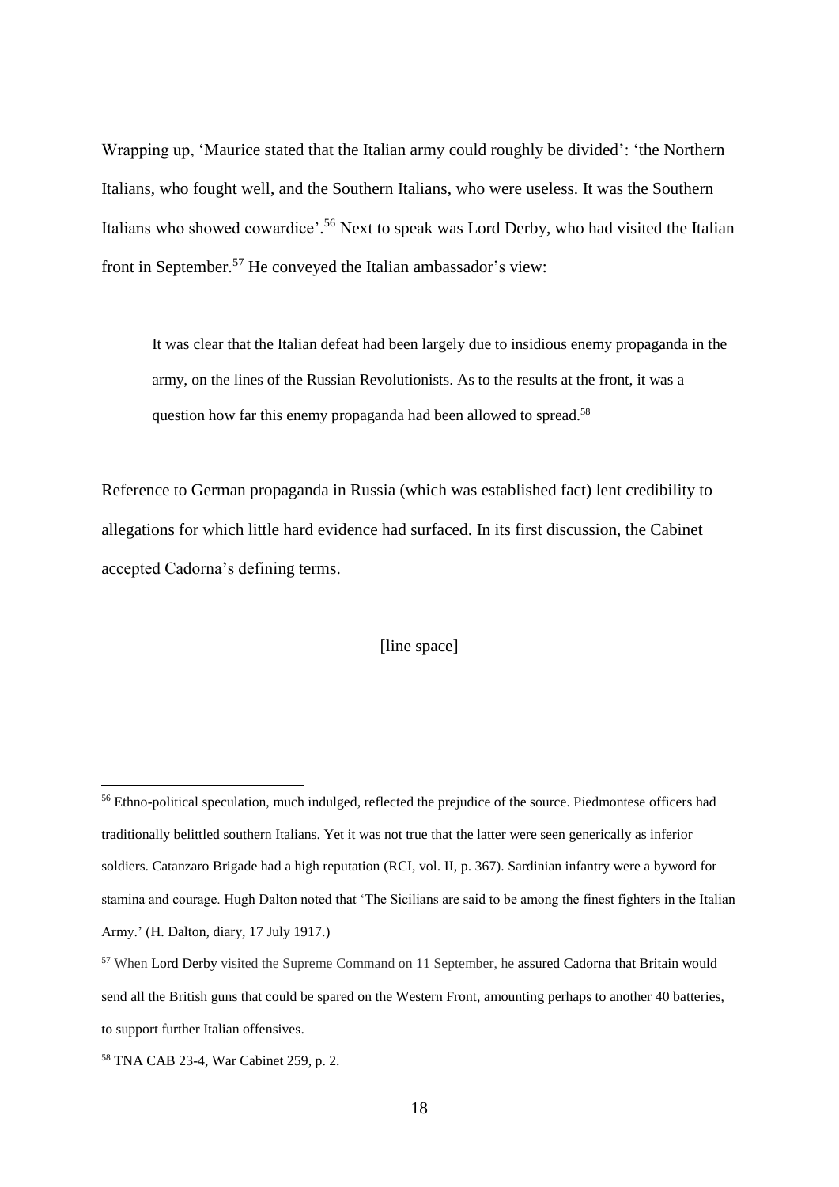Wrapping up, 'Maurice stated that the Italian army could roughly be divided': 'the Northern Italians, who fought well, and the Southern Italians, who were useless. It was the Southern Italians who showed cowardice'.[56] Next to speak was Lord Derby, who had visited the Italian front in September.[57] He conveyed the Italian ambassador's view:

> It was clear that the Italian defeat had been largely due to insidious enemy propaganda in the army, on the lines of the Russian Revolutionists. As to the results at the front, it was a question how far this enemy propaganda had been allowed to spread.[58]

Reference to German propaganda in Russia (which was established fact) lent credibility to allegations for which little hard evidence had surfaced. In its first discussion, the Cabinet accepted Cadorna's defining terms.

[line space]

---

[56] Ethno-political speculation, much indulged, reflected the prejudice of the source. Piedmontese officers had traditionally belittled southern Italians. Yet it was not true that the latter were seen generically as inferior soldiers. Catanzaro Brigade had a high reputation (RCI, vol. II, p. 367). Sardinian infantry were a byword for stamina and courage. Hugh Dalton noted that 'The Sicilians are said to be among the finest fighters in the Italian Army.' (H. Dalton, diary, 17 July 1917.)

[57] When Lord Derby visited the Supreme Command on 11 September, he assured Cadorna that Britain would send all the British guns that could be spared on the Western Front, amounting perhaps to another 40 batteries, to support further Italian offensives.

[58] TNA CAB 23-4, War Cabinet 259, p. 2.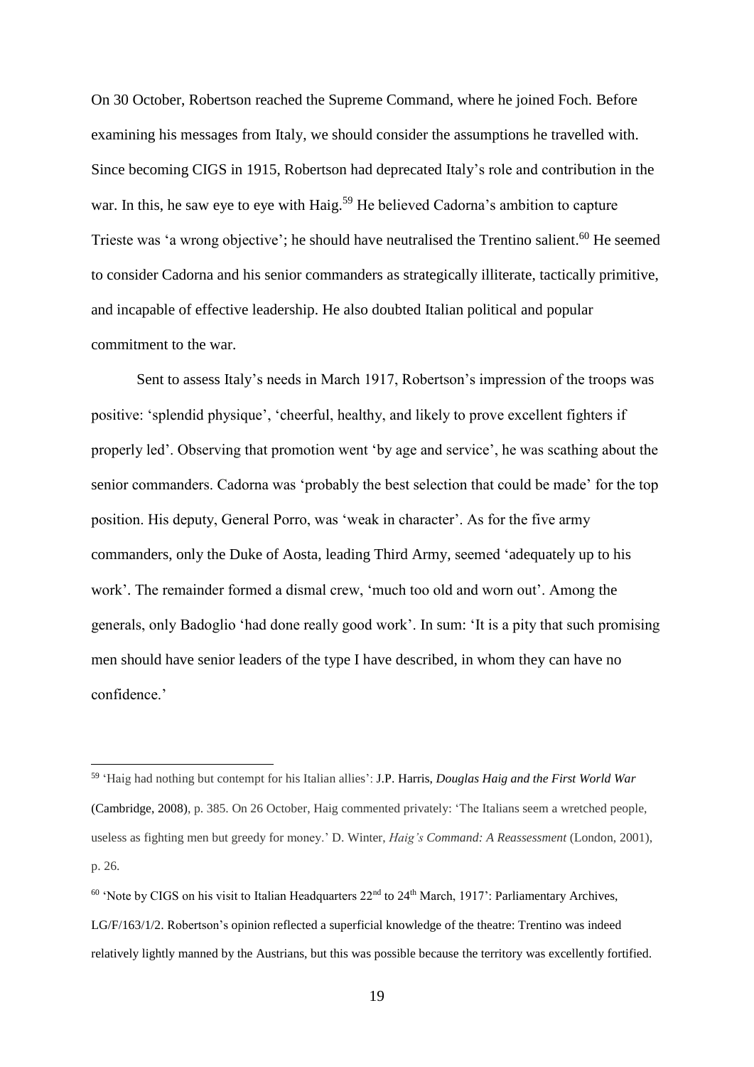On 30 October, Robertson reached the Supreme Command, where he joined Foch. Before examining his messages from Italy, we should consider the assumptions he travelled with. Since becoming CIGS in 1915, Robertson had deprecated Italy's role and contribution in the war. In this, he saw eye to eye with Haig.[59] He believed Cadorna's ambition to capture Trieste was 'a wrong objective'; he should have neutralised the Trentino salient.[60] He seemed to consider Cadorna and his senior commanders as strategically illiterate, tactically primitive, and incapable of effective leadership. He also doubted Italian political and popular commitment to the war.

Sent to assess Italy's needs in March 1917, Robertson's impression of the troops was positive: 'splendid physique', 'cheerful, healthy, and likely to prove excellent fighters if properly led'. Observing that promotion went 'by age and service', he was scathing about the senior commanders. Cadorna was 'probably the best selection that could be made' for the top position. His deputy, General Porro, was 'weak in character'. As for the five army commanders, only the Duke of Aosta, leading Third Army, seemed 'adequately up to his work'. The remainder formed a dismal crew, 'much too old and worn out'. Among the generals, only Badoglio 'had done really good work'. In sum: 'It is a pity that such promising men should have senior leaders of the type I have described, in whom they can have no confidence.'

---

[59] 'Haig had nothing but contempt for his Italian allies': J.P. Harris, *Douglas Haig and the First World War* (Cambridge, 2008), p. 385. On 26 October, Haig commented privately: 'The Italians seem a wretched people, useless as fighting men but greedy for money.' D. Winter, *Haig's Command: A Reassessment* (London, 2001), p. 26.

[60] 'Note by CIGS on his visit to Italian Headquarters 22nd to 24th March, 1917': Parliamentary Archives, LG/F/163/1/2. Robertson's opinion reflected a superficial knowledge of the theatre: Trentino was indeed relatively lightly manned by the Austrians, but this was possible because the territory was excellently fortified.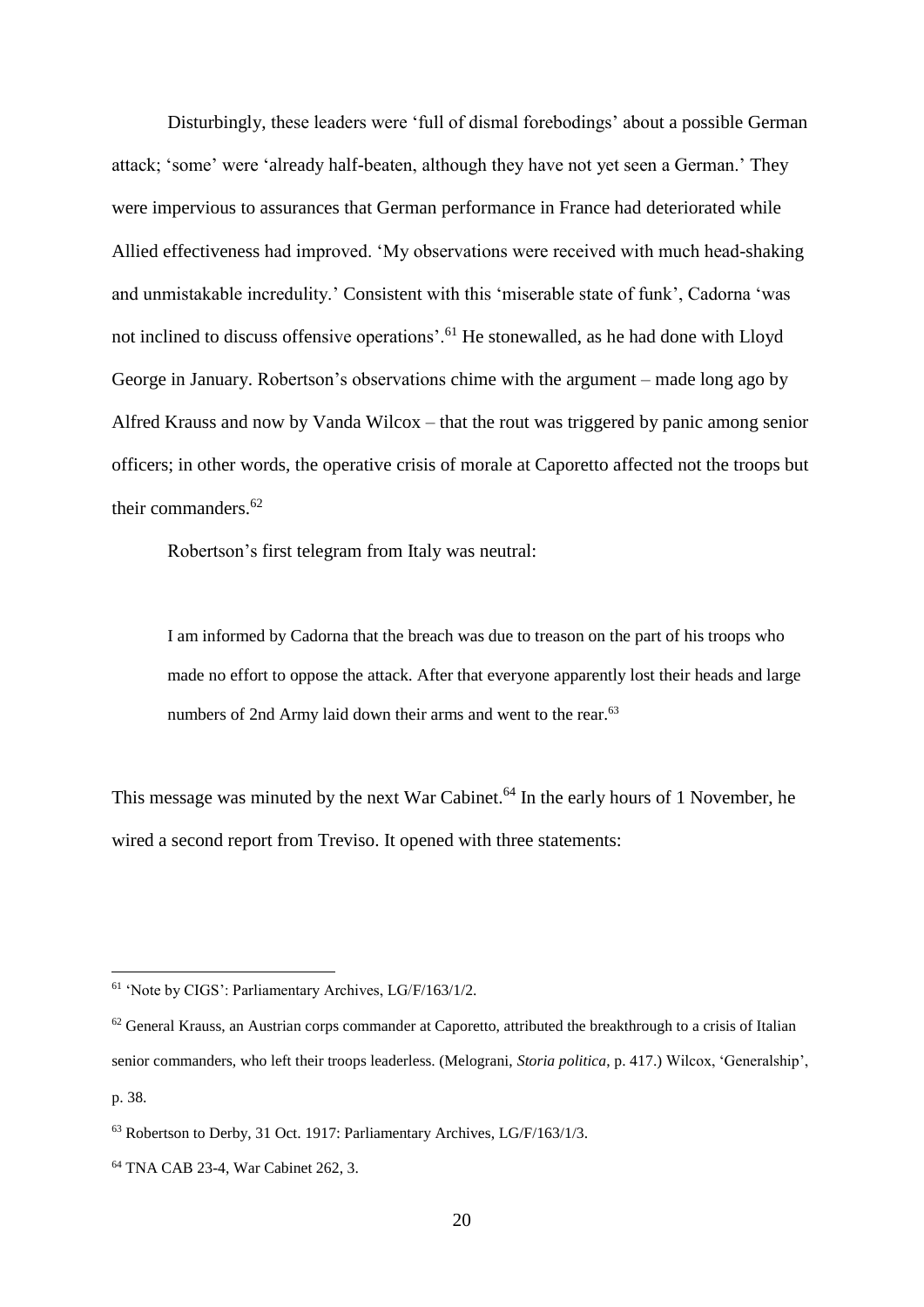Disturbingly, these leaders were 'full of dismal forebodings' about a possible German attack; 'some' were 'already half-beaten, although they have not yet seen a German.' They were impervious to assurances that German performance in France had deteriorated while Allied effectiveness had improved. 'My observations were received with much head-shaking and unmistakable incredulity.' Consistent with this 'miserable state of funk', Cadorna 'was not inclined to discuss offensive operations'.[61] He stonewalled, as he had done with Lloyd George in January. Robertson's observations chime with the argument – made long ago by Alfred Krauss and now by Vanda Wilcox – that the rout was triggered by panic among senior officers; in other words, the operative crisis of morale at Caporetto affected not the troops but their commanders.[62]

Robertson's first telegram from Italy was neutral:

> I am informed by Cadorna that the breach was due to treason on the part of his troops who made no effort to oppose the attack. After that everyone apparently lost their heads and large numbers of 2nd Army laid down their arms and went to the rear.[63]

This message was minuted by the next War Cabinet.[64] In the early hours of 1 November, he wired a second report from Treviso. It opened with three statements:

---

[61] 'Note by CIGS': Parliamentary Archives, LG/F/163/1/2.

[62] General Krauss, an Austrian corps commander at Caporetto, attributed the breakthrough to a crisis of Italian senior commanders, who left their troops leaderless. (Melograni, *Storia politica*, p. 417.) Wilcox, 'Generalship', p. 38.

[63] Robertson to Derby, 31 Oct. 1917: Parliamentary Archives, LG/F/163/1/3.

[64] TNA CAB 23-4, War Cabinet 262, 3.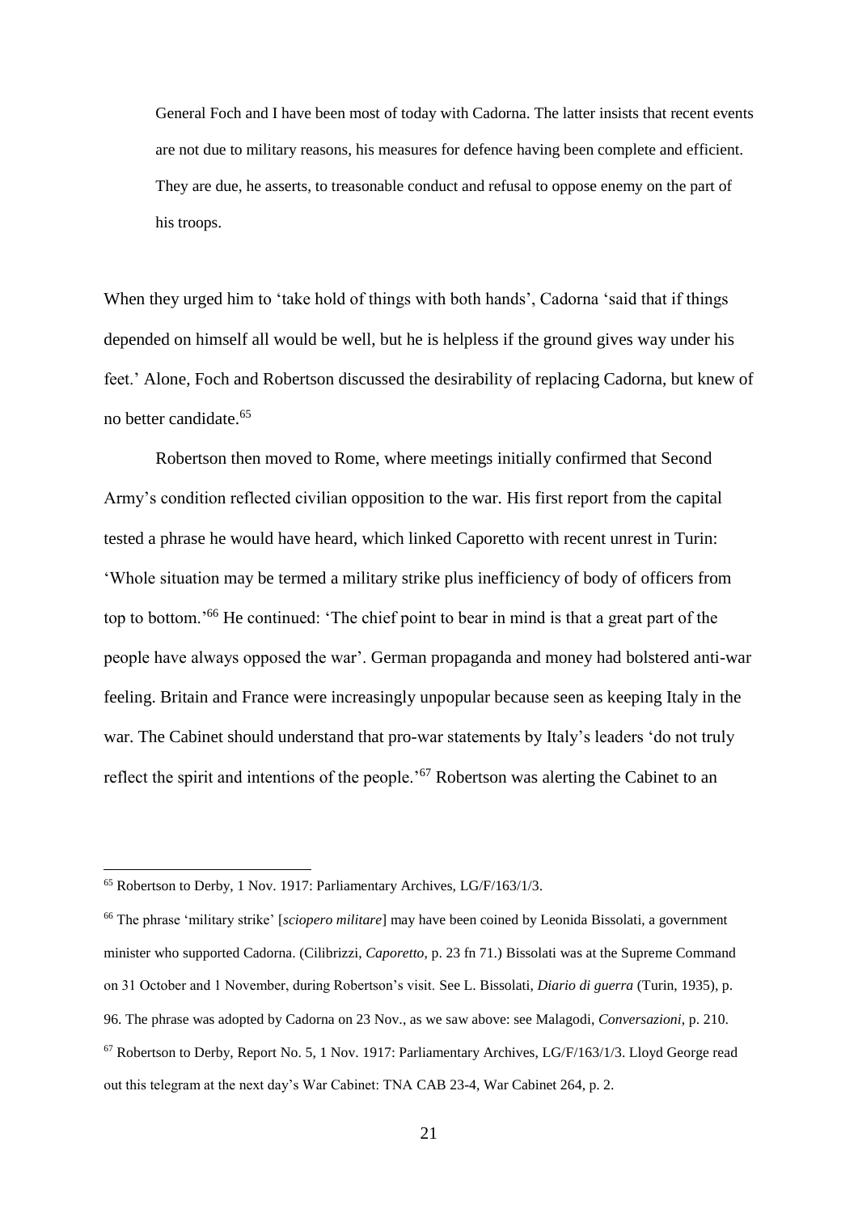> General Foch and I have been most of today with Cadorna. The latter insists that recent events are not due to military reasons, his measures for defence having been complete and efficient. They are due, he asserts, to treasonable conduct and refusal to oppose enemy on the part of his troops.

When they urged him to 'take hold of things with both hands', Cadorna 'said that if things depended on himself all would be well, but he is helpless if the ground gives way under his feet.' Alone, Foch and Robertson discussed the desirability of replacing Cadorna, but knew of no better candidate.[65]

Robertson then moved to Rome, where meetings initially confirmed that Second Army's condition reflected civilian opposition to the war. His first report from the capital tested a phrase he would have heard, which linked Caporetto with recent unrest in Turin: 'Whole situation may be termed a military strike plus inefficiency of body of officers from top to bottom.'[66] He continued: 'The chief point to bear in mind is that a great part of the people have always opposed the war'. German propaganda and money had bolstered anti-war feeling. Britain and France were increasingly unpopular because seen as keeping Italy in the war. The Cabinet should understand that pro-war statements by Italy's leaders 'do not truly reflect the spirit and intentions of the people.'[67] Robertson was alerting the Cabinet to an

---

[65] Robertson to Derby, 1 Nov. 1917: Parliamentary Archives, LG/F/163/1/3.

[66] The phrase 'military strike' [*sciopero militare*] may have been coined by Leonida Bissolati, a government minister who supported Cadorna. (Cilibrizzi, *Caporetto*, p. 23 fn 71.) Bissolati was at the Supreme Command on 31 October and 1 November, during Robertson's visit. See L. Bissolati, *Diario di guerra* (Turin, 1935), p. 96. The phrase was adopted by Cadorna on 23 Nov., as we saw above: see Malagodi, *Conversazioni*, p. 210.

[67] Robertson to Derby, Report No. 5, 1 Nov. 1917: Parliamentary Archives, LG/F/163/1/3. Lloyd George read out this telegram at the next day's War Cabinet: TNA CAB 23-4, War Cabinet 264, p. 2.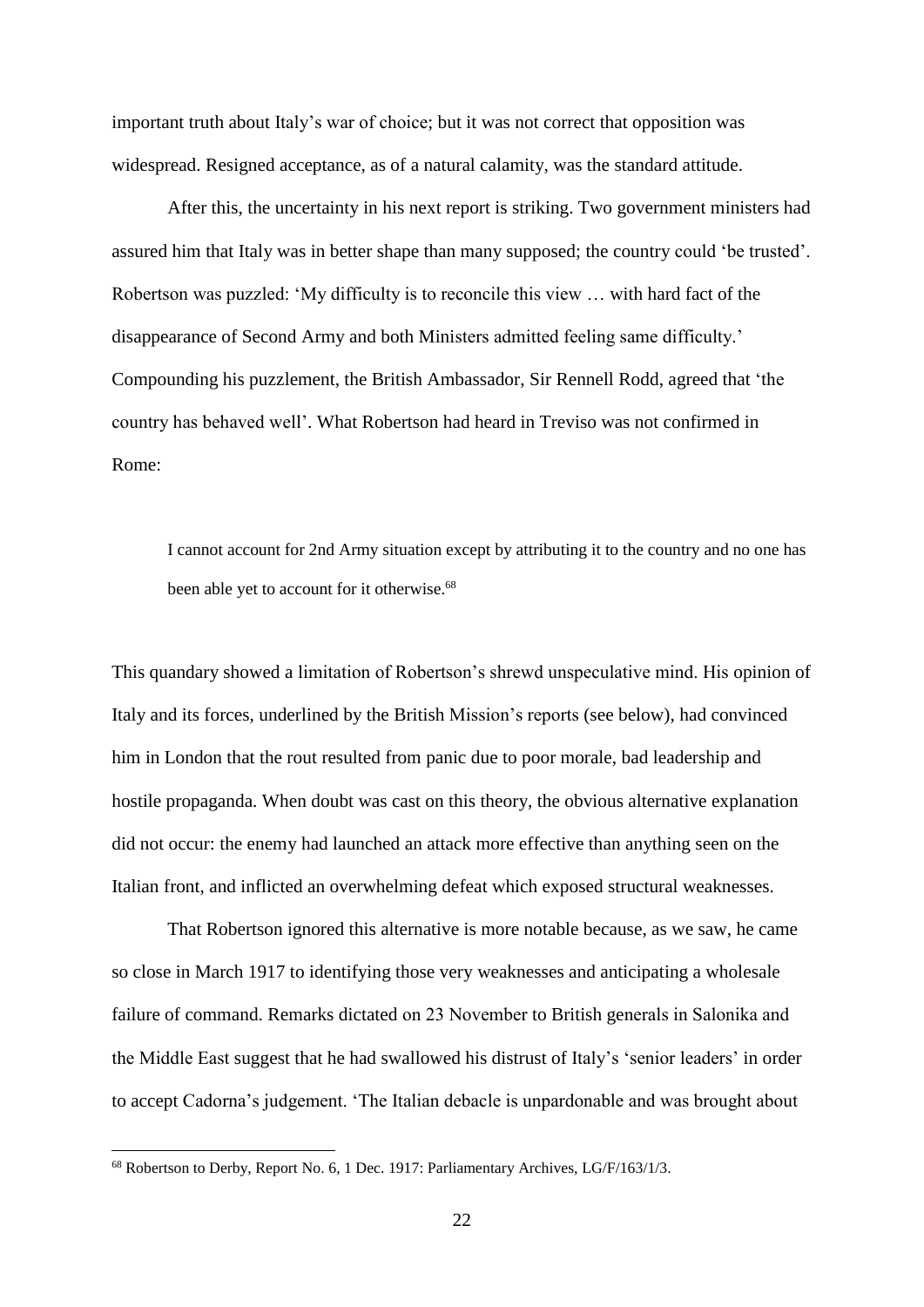important truth about Italy's war of choice; but it was not correct that opposition was widespread. Resigned acceptance, as of a natural calamity, was the standard attitude.

After this, the uncertainty in his next report is striking. Two government ministers had assured him that Italy was in better shape than many supposed; the country could 'be trusted'. Robertson was puzzled: 'My difficulty is to reconcile this view … with hard fact of the disappearance of Second Army and both Ministers admitted feeling same difficulty.' Compounding his puzzlement, the British Ambassador, Sir Rennell Rodd, agreed that 'the country has behaved well'. What Robertson had heard in Treviso was not confirmed in Rome:

> I cannot account for 2nd Army situation except by attributing it to the country and no one has been able yet to account for it otherwise.[68]

This quandary showed a limitation of Robertson's shrewd unspeculative mind. His opinion of Italy and its forces, underlined by the British Mission's reports (see below), had convinced him in London that the rout resulted from panic due to poor morale, bad leadership and hostile propaganda. When doubt was cast on this theory, the obvious alternative explanation did not occur: the enemy had launched an attack more effective than anything seen on the Italian front, and inflicted an overwhelming defeat which exposed structural weaknesses.

That Robertson ignored this alternative is more notable because, as we saw, he came so close in March 1917 to identifying those very weaknesses and anticipating a wholesale failure of command. Remarks dictated on 23 November to British generals in Salonika and the Middle East suggest that he had swallowed his distrust of Italy's 'senior leaders' in order to accept Cadorna's judgement. 'The Italian debacle is unpardonable and was brought about

[68] Robertson to Derby, Report No. 6, 1 Dec. 1917: Parliamentary Archives, LG/F/163/1/3.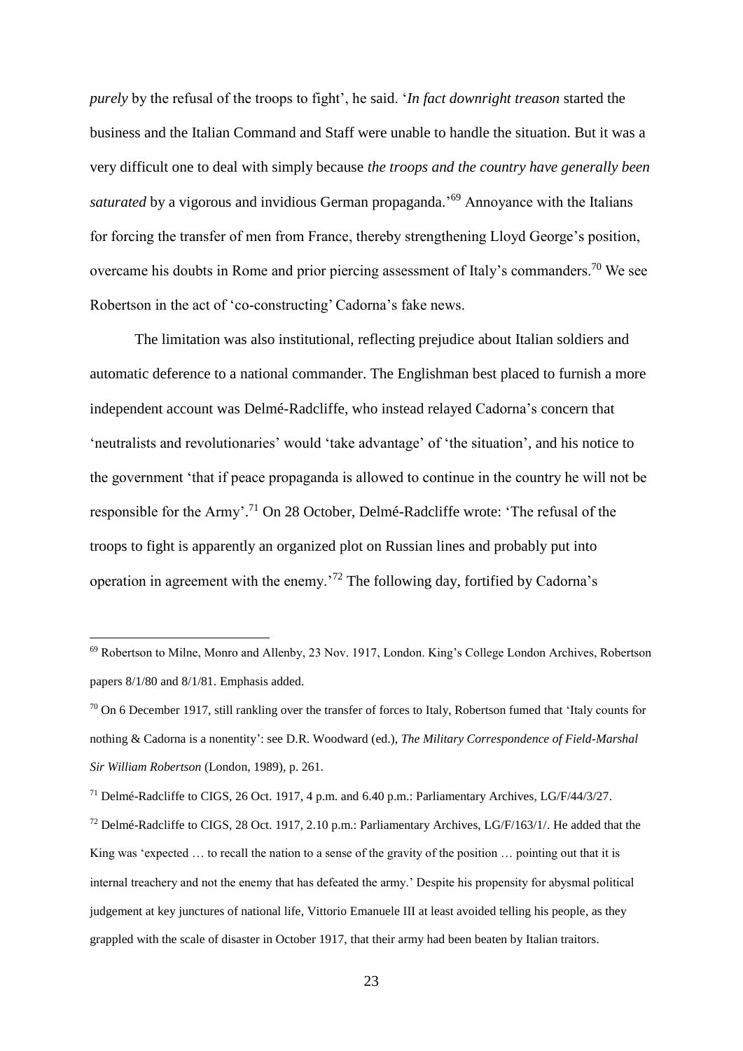*purely* by the refusal of the troops to fight', he said. '*In fact downright treason* started the business and the Italian Command and Staff were unable to handle the situation. But it was a very difficult one to deal with simply because *the troops and the country have generally been saturated* by a vigorous and invidious German propaganda.'[69] Annoyance with the Italians for forcing the transfer of men from France, thereby strengthening Lloyd George's position, overcame his doubts in Rome and prior piercing assessment of Italy's commanders.[70] We see Robertson in the act of 'co-constructing' Cadorna's fake news.

The limitation was also institutional, reflecting prejudice about Italian soldiers and automatic deference to a national commander. The Englishman best placed to furnish a more independent account was Delmé-Radcliffe, who instead relayed Cadorna's concern that 'neutralists and revolutionaries' would 'take advantage' of 'the situation', and his notice to the government 'that if peace propaganda is allowed to continue in the country he will not be responsible for the Army'.[71] On 28 October, Delmé-Radcliffe wrote: 'The refusal of the troops to fight is apparently an organized plot on Russian lines and probably put into operation in agreement with the enemy.'[72] The following day, fortified by Cadorna's

---

[69] Robertson to Milne, Monro and Allenby, 23 Nov. 1917, London. King's College London Archives, Robertson papers 8/1/80 and 8/1/81. Emphasis added.

[70] On 6 December 1917, still rankling over the transfer of forces to Italy, Robertson fumed that 'Italy counts for nothing & Cadorna is a nonentity': see D.R. Woodward (ed.), *The Military Correspondence of Field-Marshal Sir William Robertson* (London, 1989), p. 261.

[71] Delmé-Radcliffe to CIGS, 26 Oct. 1917, 4 p.m. and 6.40 p.m.: Parliamentary Archives, LG/F/44/3/27.

[72] Delmé-Radcliffe to CIGS, 28 Oct. 1917, 2.10 p.m.: Parliamentary Archives, LG/F/163/1/. He added that the King was 'expected … to recall the nation to a sense of the gravity of the position … pointing out that it is internal treachery and not the enemy that has defeated the army.' Despite his propensity for abysmal political judgement at key junctures of national life, Vittorio Emanuele III at least avoided telling his people, as they grappled with the scale of disaster in October 1917, that their army had been beaten by Italian traitors.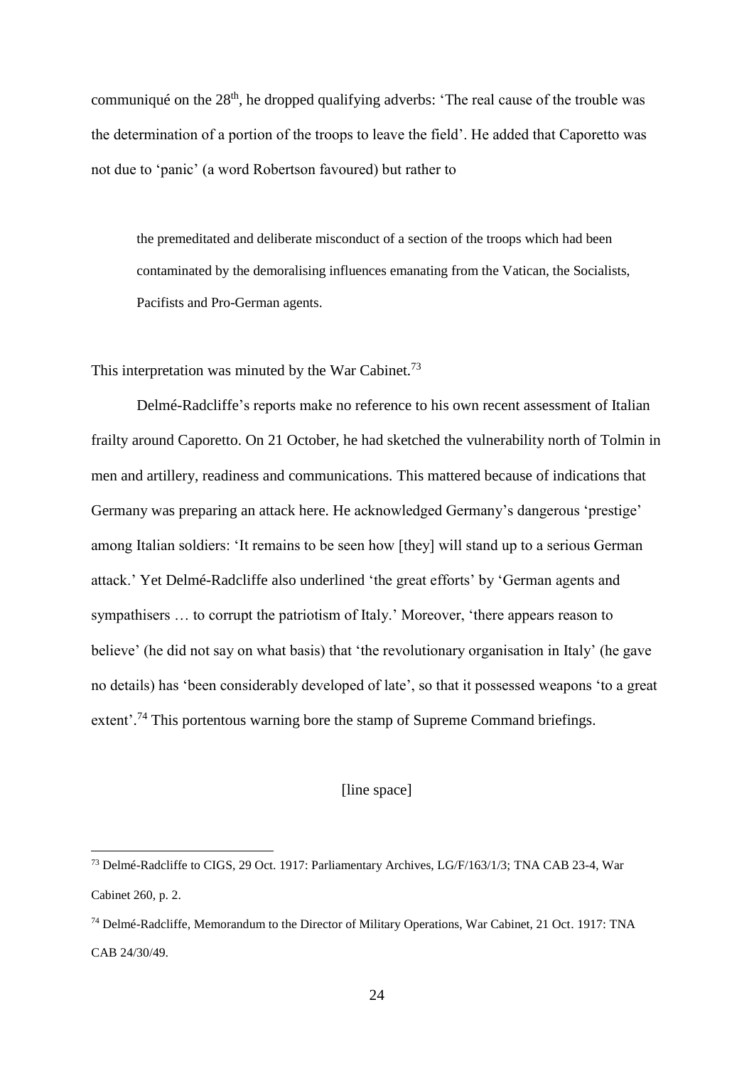communiqué on the 28th, he dropped qualifying adverbs: 'The real cause of the trouble was the determination of a portion of the troops to leave the field'. He added that Caporetto was not due to 'panic' (a word Robertson favoured) but rather to

> the premeditated and deliberate misconduct of a section of the troops which had been contaminated by the demoralising influences emanating from the Vatican, the Socialists, Pacifists and Pro-German agents.

This interpretation was minuted by the War Cabinet.[73]

Delmé-Radcliffe's reports make no reference to his own recent assessment of Italian frailty around Caporetto. On 21 October, he had sketched the vulnerability north of Tolmin in men and artillery, readiness and communications. This mattered because of indications that Germany was preparing an attack here. He acknowledged Germany's dangerous 'prestige' among Italian soldiers: 'It remains to be seen how [they] will stand up to a serious German attack.' Yet Delmé-Radcliffe also underlined 'the great efforts' by 'German agents and sympathisers … to corrupt the patriotism of Italy.' Moreover, 'there appears reason to believe' (he did not say on what basis) that 'the revolutionary organisation in Italy' (he gave no details) has 'been considerably developed of late', so that it possessed weapons 'to a great extent'.[74] This portentous warning bore the stamp of Supreme Command briefings.

[line space]

---

[73] Delmé-Radcliffe to CIGS, 29 Oct. 1917: Parliamentary Archives, LG/F/163/1/3; TNA CAB 23-4, War Cabinet 260, p. 2.

[74] Delmé-Radcliffe, Memorandum to the Director of Military Operations, War Cabinet, 21 Oct. 1917: TNA CAB 24/30/49.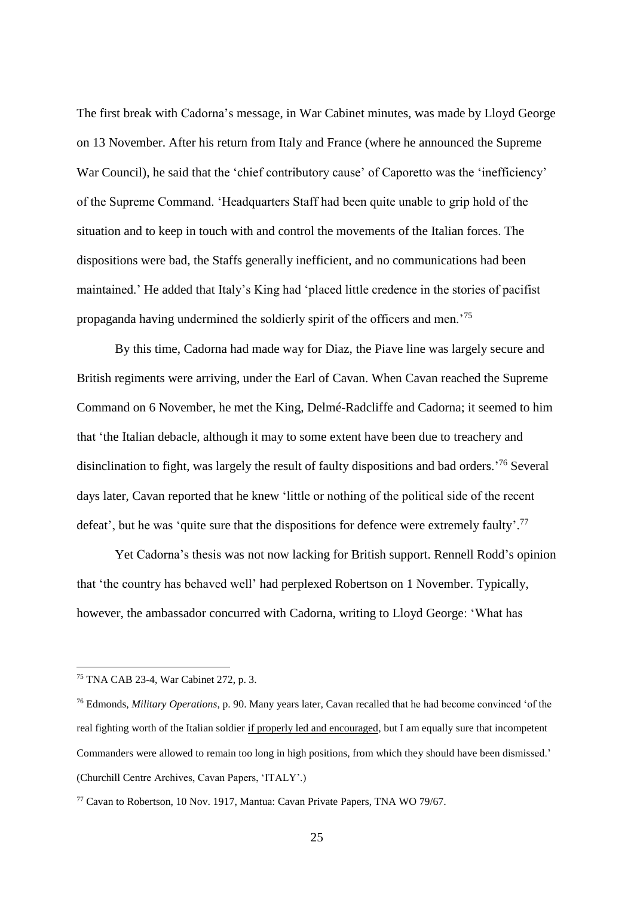The first break with Cadorna's message, in War Cabinet minutes, was made by Lloyd George on 13 November. After his return from Italy and France (where he announced the Supreme War Council), he said that the 'chief contributory cause' of Caporetto was the 'inefficiency' of the Supreme Command. 'Headquarters Staff had been quite unable to grip hold of the situation and to keep in touch with and control the movements of the Italian forces. The dispositions were bad, the Staffs generally inefficient, and no communications had been maintained.' He added that Italy's King had 'placed little credence in the stories of pacifist propaganda having undermined the soldierly spirit of the officers and men.'[75]

By this time, Cadorna had made way for Diaz, the Piave line was largely secure and British regiments were arriving, under the Earl of Cavan. When Cavan reached the Supreme Command on 6 November, he met the King, Delmé-Radcliffe and Cadorna; it seemed to him that 'the Italian debacle, although it may to some extent have been due to treachery and disinclination to fight, was largely the result of faulty dispositions and bad orders.'[76] Several days later, Cavan reported that he knew 'little or nothing of the political side of the recent defeat', but he was 'quite sure that the dispositions for defence were extremely faulty'.[77]

Yet Cadorna's thesis was not now lacking for British support. Rennell Rodd's opinion that 'the country has behaved well' had perplexed Robertson on 1 November. Typically, however, the ambassador concurred with Cadorna, writing to Lloyd George: 'What has

---

[75] TNA CAB 23-4, War Cabinet 272, p. 3.

[76] Edmonds, *Military Operations,* p. 90. Many years later, Cavan recalled that he had become convinced 'of the real fighting worth of the Italian soldier <u>if properly led and encouraged</u>, but I am equally sure that incompetent Commanders were allowed to remain too long in high positions, from which they should have been dismissed.' (Churchill Centre Archives, Cavan Papers, 'ITALY'.)

[77] Cavan to Robertson, 10 Nov. 1917, Mantua: Cavan Private Papers, TNA WO 79/67.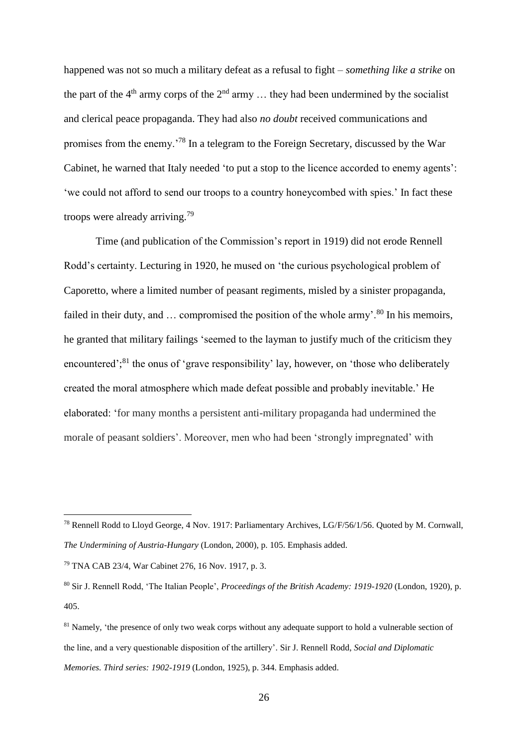happened was not so much a military defeat as a refusal to fight – *something like a strike* on the part of the 4th army corps of the 2nd army … they had been undermined by the socialist and clerical peace propaganda. They had also *no doubt* received communications and promises from the enemy.'[78] In a telegram to the Foreign Secretary, discussed by the War Cabinet, he warned that Italy needed 'to put a stop to the licence accorded to enemy agents': 'we could not afford to send our troops to a country honeycombed with spies.' In fact these troops were already arriving.[79]

Time (and publication of the Commission's report in 1919) did not erode Rennell Rodd's certainty. Lecturing in 1920, he mused on 'the curious psychological problem of Caporetto, where a limited number of peasant regiments, misled by a sinister propaganda, failed in their duty, and … compromised the position of the whole army'.[80] In his memoirs, he granted that military failings 'seemed to the layman to justify much of the criticism they encountered';[81] the onus of 'grave responsibility' lay, however, on 'those who deliberately created the moral atmosphere which made defeat possible and probably inevitable.' He elaborated: 'for many months a persistent anti-military propaganda had undermined the morale of peasant soldiers'. Moreover, men who had been 'strongly impregnated' with

---

[78] Rennell Rodd to Lloyd George, 4 Nov. 1917: Parliamentary Archives, LG/F/56/1/56. Quoted by M. Cornwall, *The Undermining of Austria-Hungary* (London, 2000), p. 105. Emphasis added.

[79] TNA CAB 23/4, War Cabinet 276, 16 Nov. 1917, p. 3.

[80] Sir J. Rennell Rodd, 'The Italian People', *Proceedings of the British Academy: 1919-1920* (London, 1920), p. 405.

[81] Namely, 'the presence of only two weak corps without any adequate support to hold a vulnerable section of the line, and a very questionable disposition of the artillery'. Sir J. Rennell Rodd, *Social and Diplomatic Memories. Third series: 1902-1919* (London, 1925), p. 344. Emphasis added.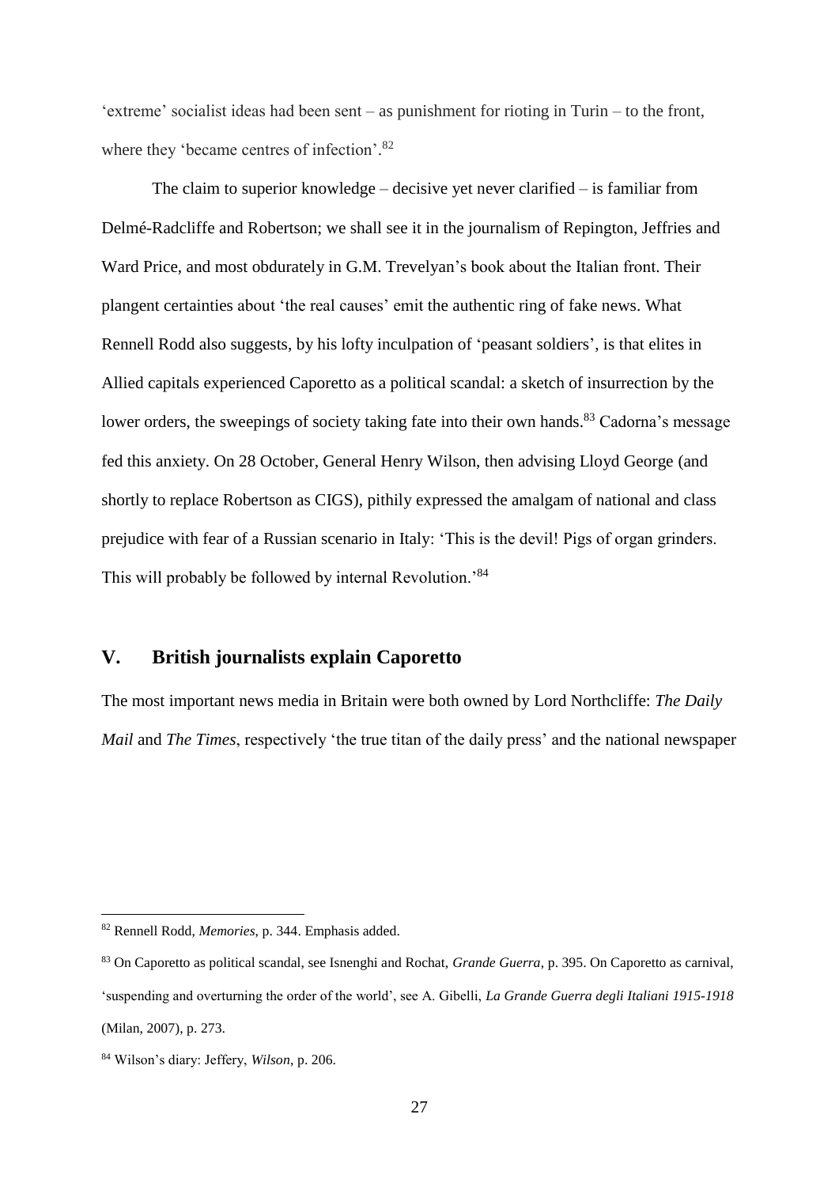'extreme' socialist ideas had been sent – as punishment for rioting in Turin – to the front, where they 'became centres of infection'.[82]

The claim to superior knowledge – decisive yet never clarified – is familiar from Delmé-Radcliffe and Robertson; we shall see it in the journalism of Repington, Jeffries and Ward Price, and most obdurately in G.M. Trevelyan's book about the Italian front. Their plangent certainties about 'the real causes' emit the authentic ring of fake news. What Rennell Rodd also suggests, by his lofty inculpation of 'peasant soldiers', is that elites in Allied capitals experienced Caporetto as a political scandal: a sketch of insurrection by the lower orders, the sweepings of society taking fate into their own hands.[83] Cadorna's message fed this anxiety. On 28 October, General Henry Wilson, then advising Lloyd George (and shortly to replace Robertson as CIGS), pithily expressed the amalgam of national and class prejudice with fear of a Russian scenario in Italy: 'This is the devil! Pigs of organ grinders. This will probably be followed by internal Revolution.'[84]

## V. British journalists explain Caporetto

The most important news media in Britain were both owned by Lord Northcliffe: *The Daily Mail* and *The Times*, respectively 'the true titan of the daily press' and the national newspaper

---

[82] Rennell Rodd, *Memories*, p. 344. Emphasis added.

[83] On Caporetto as political scandal, see Isnenghi and Rochat, *Grande Guerra*, p. 395. On Caporetto as carnival, 'suspending and overturning the order of the world', see A. Gibelli, *La Grande Guerra degli Italiani 1915-1918* (Milan, 2007), p. 273.

[84] Wilson's diary: Jeffery, *Wilson*, p. 206.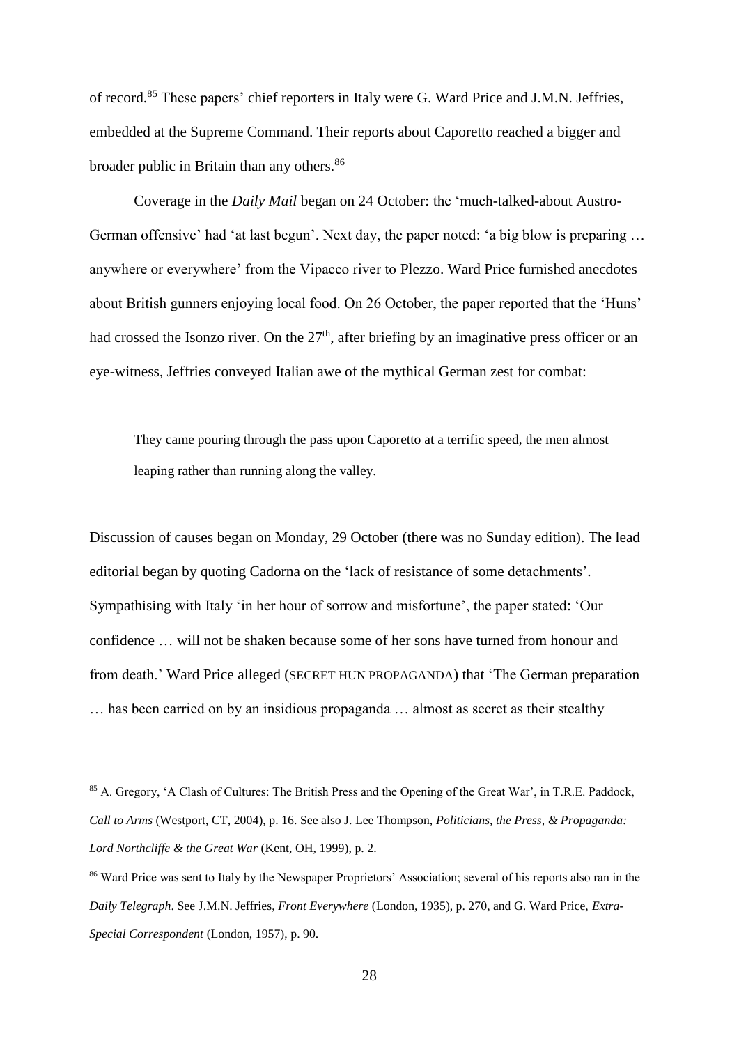of record.[85] These papers' chief reporters in Italy were G. Ward Price and J.M.N. Jeffries, embedded at the Supreme Command. Their reports about Caporetto reached a bigger and broader public in Britain than any others.[86]

Coverage in the *Daily Mail* began on 24 October: the 'much-talked-about Austro-German offensive' had 'at last begun'. Next day, the paper noted: 'a big blow is preparing … anywhere or everywhere' from the Vipacco river to Plezzo. Ward Price furnished anecdotes about British gunners enjoying local food. On 26 October, the paper reported that the 'Huns' had crossed the Isonzo river. On the 27th, after briefing by an imaginative press officer or an eye-witness, Jeffries conveyed Italian awe of the mythical German zest for combat:

> They came pouring through the pass upon Caporetto at a terrific speed, the men almost leaping rather than running along the valley.

Discussion of causes began on Monday, 29 October (there was no Sunday edition). The lead editorial began by quoting Cadorna on the 'lack of resistance of some detachments'. Sympathising with Italy 'in her hour of sorrow and misfortune', the paper stated: 'Our confidence … will not be shaken because some of her sons have turned from honour and from death.' Ward Price alleged (SECRET HUN PROPAGANDA) that 'The German preparation … has been carried on by an insidious propaganda … almost as secret as their stealthy

---

[85] A. Gregory, 'A Clash of Cultures: The British Press and the Opening of the Great War', in T.R.E. Paddock, *Call to Arms* (Westport, CT, 2004), p. 16. See also J. Lee Thompson, *Politicians, the Press, & Propaganda: Lord Northcliffe & the Great War* (Kent, OH, 1999), p. 2.

[86] Ward Price was sent to Italy by the Newspaper Proprietors' Association; several of his reports also ran in the *Daily Telegraph*. See J.M.N. Jeffries, *Front Everywhere* (London, 1935), p. 270, and G. Ward Price, *Extra-Special Correspondent* (London, 1957), p. 90.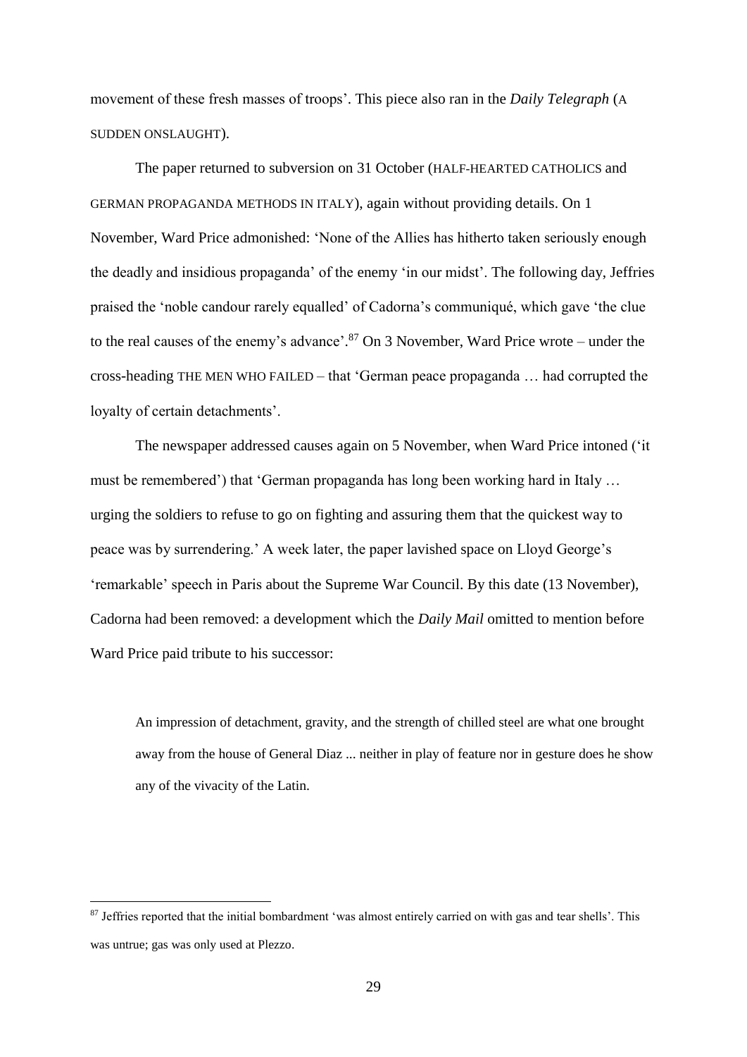movement of these fresh masses of troops'. This piece also ran in the *Daily Telegraph* (A SUDDEN ONSLAUGHT).

The paper returned to subversion on 31 October (HALF-HEARTED CATHOLICS and GERMAN PROPAGANDA METHODS IN ITALY), again without providing details. On 1 November, Ward Price admonished: 'None of the Allies has hitherto taken seriously enough the deadly and insidious propaganda' of the enemy 'in our midst'. The following day, Jeffries praised the 'noble candour rarely equalled' of Cadorna's communiqué, which gave 'the clue to the real causes of the enemy's advance'.[87] On 3 November, Ward Price wrote – under the cross-heading THE MEN WHO FAILED – that 'German peace propaganda … had corrupted the loyalty of certain detachments'.

The newspaper addressed causes again on 5 November, when Ward Price intoned ('it must be remembered') that 'German propaganda has long been working hard in Italy … urging the soldiers to refuse to go on fighting and assuring them that the quickest way to peace was by surrendering.' A week later, the paper lavished space on Lloyd George's 'remarkable' speech in Paris about the Supreme War Council. By this date (13 November), Cadorna had been removed: a development which the *Daily Mail* omitted to mention before Ward Price paid tribute to his successor:

> An impression of detachment, gravity, and the strength of chilled steel are what one brought away from the house of General Diaz ... neither in play of feature nor in gesture does he show any of the vivacity of the Latin.

---

[87] Jeffries reported that the initial bombardment 'was almost entirely carried on with gas and tear shells'. This was untrue; gas was only used at Plezzo.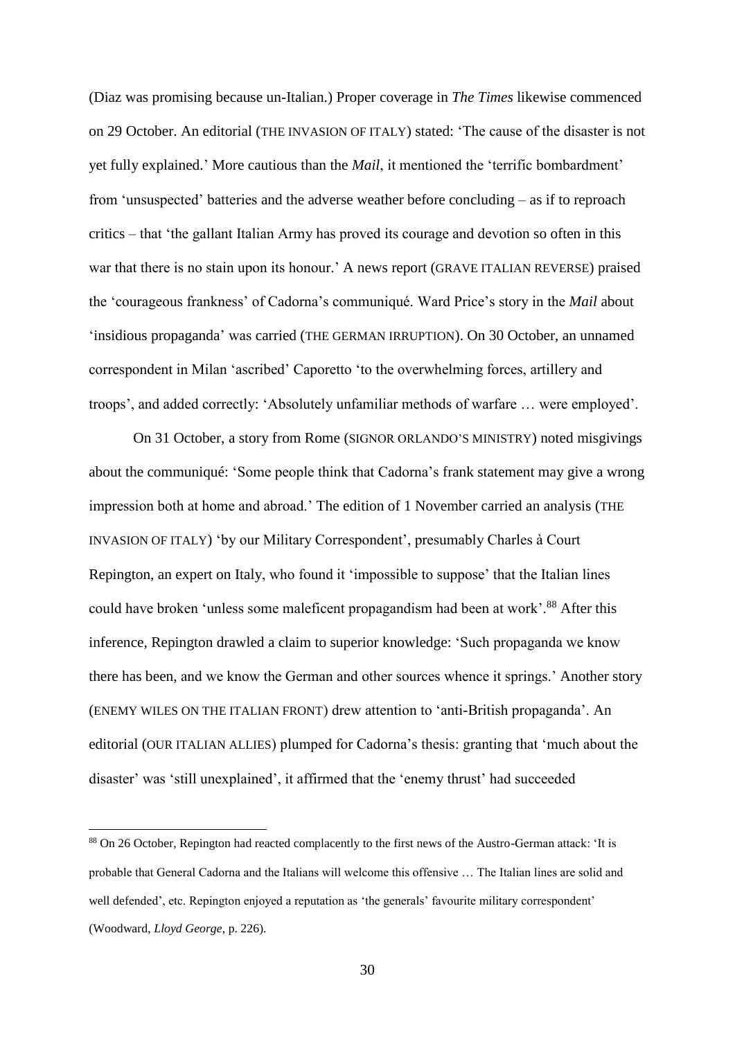(Diaz was promising because un-Italian.) Proper coverage in *The Times* likewise commenced on 29 October. An editorial (THE INVASION OF ITALY) stated: 'The cause of the disaster is not yet fully explained.' More cautious than the *Mail*, it mentioned the 'terrific bombardment' from 'unsuspected' batteries and the adverse weather before concluding – as if to reproach critics – that 'the gallant Italian Army has proved its courage and devotion so often in this war that there is no stain upon its honour.' A news report (GRAVE ITALIAN REVERSE) praised the 'courageous frankness' of Cadorna's communiqué. Ward Price's story in the *Mail* about 'insidious propaganda' was carried (THE GERMAN IRRUPTION). On 30 October, an unnamed correspondent in Milan 'ascribed' Caporetto 'to the overwhelming forces, artillery and troops', and added correctly: 'Absolutely unfamiliar methods of warfare … were employed'.

On 31 October, a story from Rome (SIGNOR ORLANDO'S MINISTRY) noted misgivings about the communiqué: 'Some people think that Cadorna's frank statement may give a wrong impression both at home and abroad.' The edition of 1 November carried an analysis (THE INVASION OF ITALY) 'by our Military Correspondent', presumably Charles à Court Repington, an expert on Italy, who found it 'impossible to suppose' that the Italian lines could have broken 'unless some maleficent propagandism had been at work'.[88] After this inference, Repington drawled a claim to superior knowledge: 'Such propaganda we know there has been, and we know the German and other sources whence it springs.' Another story (ENEMY WILES ON THE ITALIAN FRONT) drew attention to 'anti-British propaganda'. An editorial (OUR ITALIAN ALLIES) plumped for Cadorna's thesis: granting that 'much about the disaster' was 'still unexplained', it affirmed that the 'enemy thrust' had succeeded

[88] On 26 October, Repington had reacted complacently to the first news of the Austro-German attack: 'It is probable that General Cadorna and the Italians will welcome this offensive … The Italian lines are solid and well defended', etc. Repington enjoyed a reputation as 'the generals' favourite military correspondent' (Woodward, *Lloyd George*, p. 226).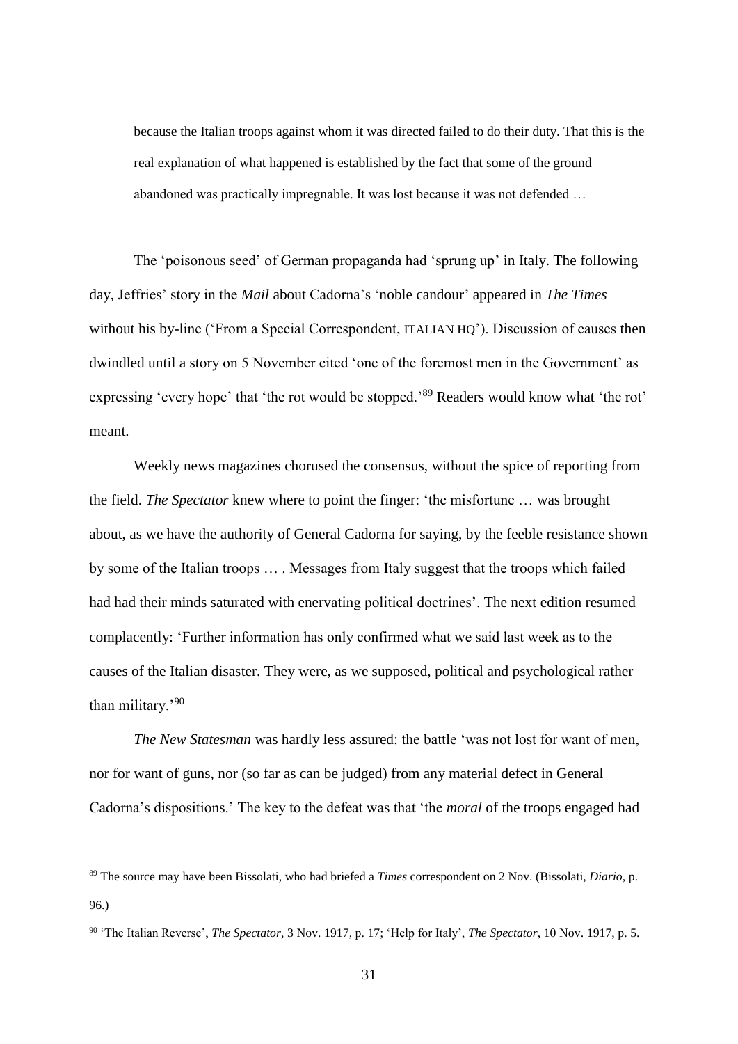> because the Italian troops against whom it was directed failed to do their duty. That this is the real explanation of what happened is established by the fact that some of the ground abandoned was practically impregnable. It was lost because it was not defended …

The 'poisonous seed' of German propaganda had 'sprung up' in Italy. The following day, Jeffries' story in the *Mail* about Cadorna's 'noble candour' appeared in *The Times* without his by-line ('From a Special Correspondent, ITALIAN HQ'). Discussion of causes then dwindled until a story on 5 November cited 'one of the foremost men in the Government' as expressing 'every hope' that 'the rot would be stopped.'[89] Readers would know what 'the rot' meant.

Weekly news magazines chorused the consensus, without the spice of reporting from the field. *The Spectator* knew where to point the finger: 'the misfortune … was brought about, as we have the authority of General Cadorna for saying, by the feeble resistance shown by some of the Italian troops … . Messages from Italy suggest that the troops which failed had had their minds saturated with enervating political doctrines'. The next edition resumed complacently: 'Further information has only confirmed what we said last week as to the causes of the Italian disaster. They were, as we supposed, political and psychological rather than military.'[90]

*The New Statesman* was hardly less assured: the battle 'was not lost for want of men, nor for want of guns, nor (so far as can be judged) from any material defect in General Cadorna's dispositions.' The key to the defeat was that 'the *moral* of the troops engaged had

---

[89] The source may have been Bissolati, who had briefed a *Times* correspondent on 2 Nov. (Bissolati, *Diario*, p. 96.)

[90] 'The Italian Reverse', *The Spectator*, 3 Nov. 1917, p. 17; 'Help for Italy', *The Spectator*, 10 Nov. 1917, p. 5.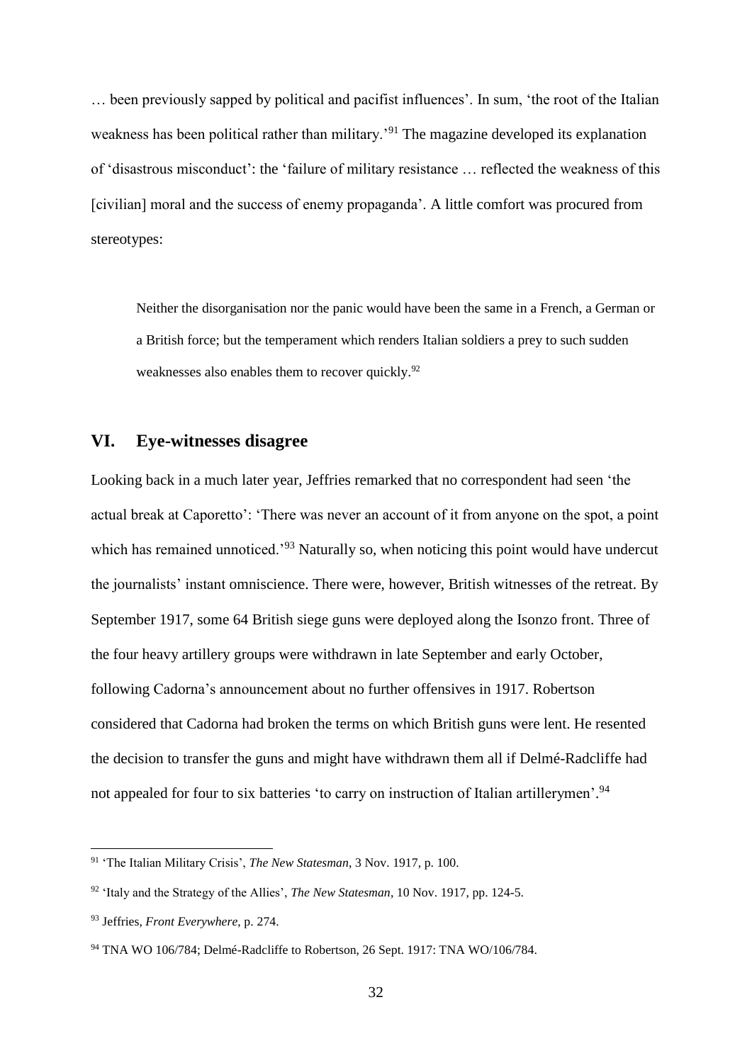… been previously sapped by political and pacifist influences'. In sum, 'the root of the Italian weakness has been political rather than military.'[91] The magazine developed its explanation of 'disastrous misconduct': the 'failure of military resistance … reflected the weakness of this [civilian] moral and the success of enemy propaganda'. A little comfort was procured from stereotypes:

> Neither the disorganisation nor the panic would have been the same in a French, a German or a British force; but the temperament which renders Italian soldiers a prey to such sudden weaknesses also enables them to recover quickly.[92]

## VI. Eye-witnesses disagree

Looking back in a much later year, Jeffries remarked that no correspondent had seen 'the actual break at Caporetto': 'There was never an account of it from anyone on the spot, a point which has remained unnoticed.'[93] Naturally so, when noticing this point would have undercut the journalists' instant omniscience. There were, however, British witnesses of the retreat. By September 1917, some 64 British siege guns were deployed along the Isonzo front. Three of the four heavy artillery groups were withdrawn in late September and early October, following Cadorna's announcement about no further offensives in 1917. Robertson considered that Cadorna had broken the terms on which British guns were lent. He resented the decision to transfer the guns and might have withdrawn them all if Delmé-Radcliffe had not appealed for four to six batteries 'to carry on instruction of Italian artillerymen'.[94]

---

[91] 'The Italian Military Crisis', *The New Statesman*, 3 Nov. 1917, p. 100.

[92] 'Italy and the Strategy of the Allies', *The New Statesman*, 10 Nov. 1917, pp. 124-5.

[93] Jeffries, *Front Everywhere*, p. 274.

[94] TNA WO 106/784; Delmé-Radcliffe to Robertson, 26 Sept. 1917: TNA WO/106/784.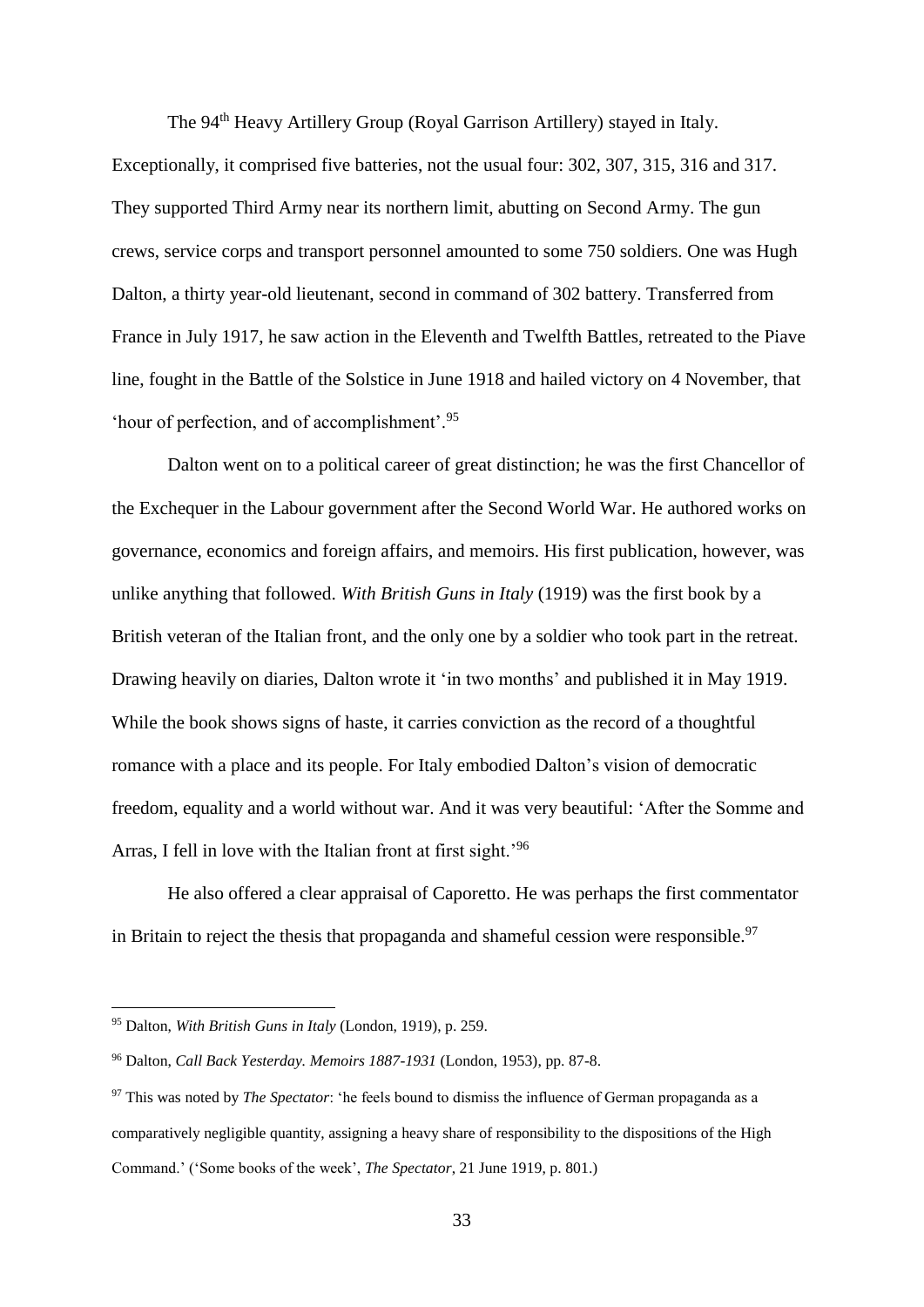The 94th Heavy Artillery Group (Royal Garrison Artillery) stayed in Italy. Exceptionally, it comprised five batteries, not the usual four: 302, 307, 315, 316 and 317. They supported Third Army near its northern limit, abutting on Second Army. The gun crews, service corps and transport personnel amounted to some 750 soldiers. One was Hugh Dalton, a thirty year-old lieutenant, second in command of 302 battery. Transferred from France in July 1917, he saw action in the Eleventh and Twelfth Battles, retreated to the Piave line, fought in the Battle of the Solstice in June 1918 and hailed victory on 4 November, that 'hour of perfection, and of accomplishment'.[95]

Dalton went on to a political career of great distinction; he was the first Chancellor of the Exchequer in the Labour government after the Second World War. He authored works on governance, economics and foreign affairs, and memoirs. His first publication, however, was unlike anything that followed. *With British Guns in Italy* (1919) was the first book by a British veteran of the Italian front, and the only one by a soldier who took part in the retreat. Drawing heavily on diaries, Dalton wrote it 'in two months' and published it in May 1919. While the book shows signs of haste, it carries conviction as the record of a thoughtful romance with a place and its people. For Italy embodied Dalton's vision of democratic freedom, equality and a world without war. And it was very beautiful: 'After the Somme and Arras, I fell in love with the Italian front at first sight.'[96]

He also offered a clear appraisal of Caporetto. He was perhaps the first commentator in Britain to reject the thesis that propaganda and shameful cession were responsible.[97]

---

[95] Dalton, *With British Guns in Italy* (London, 1919), p. 259.

[96] Dalton, *Call Back Yesterday. Memoirs 1887-1931* (London, 1953), pp. 87-8.

[97] This was noted by *The Spectator*: 'he feels bound to dismiss the influence of German propaganda as a comparatively negligible quantity, assigning a heavy share of responsibility to the dispositions of the High Command.' ('Some books of the week', *The Spectator*, 21 June 1919, p. 801.)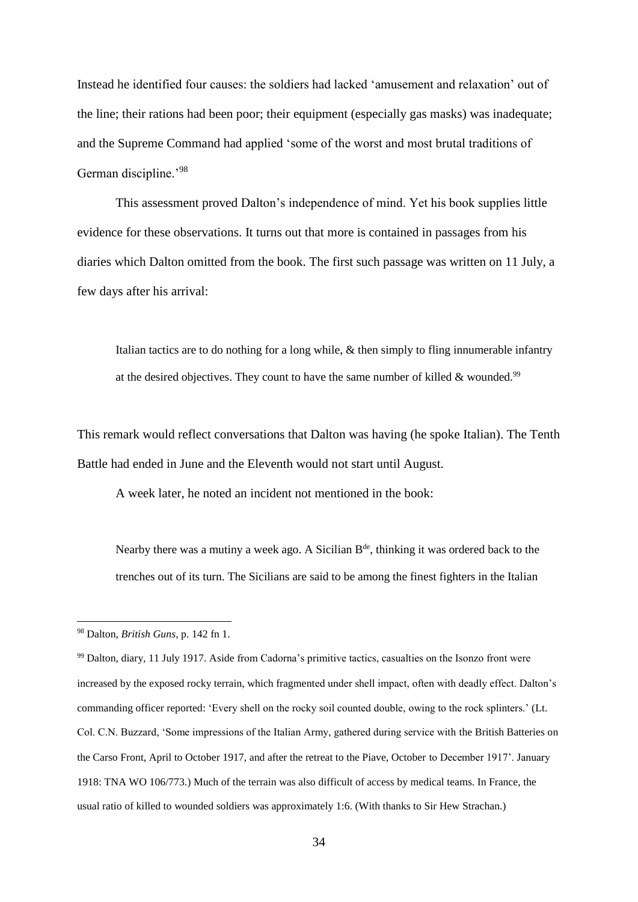Instead he identified four causes: the soldiers had lacked 'amusement and relaxation' out of the line; their rations had been poor; their equipment (especially gas masks) was inadequate; and the Supreme Command had applied 'some of the worst and most brutal traditions of German discipline.'[98]

This assessment proved Dalton's independence of mind. Yet his book supplies little evidence for these observations. It turns out that more is contained in passages from his diaries which Dalton omitted from the book. The first such passage was written on 11 July, a few days after his arrival:

> Italian tactics are to do nothing for a long while, & then simply to fling innumerable infantry at the desired objectives. They count to have the same number of killed & wounded.[99]

This remark would reflect conversations that Dalton was having (he spoke Italian). The Tenth Battle had ended in June and the Eleventh would not start until August.

A week later, he noted an incident not mentioned in the book:

> Nearby there was a mutiny a week ago. A Sicilian B[de], thinking it was ordered back to the trenches out of its turn. The Sicilians are said to be among the finest fighters in the Italian

---

[98] Dalton, *British Guns*, p. 142 fn 1.

[99] Dalton, diary, 11 July 1917. Aside from Cadorna's primitive tactics, casualties on the Isonzo front were increased by the exposed rocky terrain, which fragmented under shell impact, often with deadly effect. Dalton's commanding officer reported: 'Every shell on the rocky soil counted double, owing to the rock splinters.' (Lt. Col. C.N. Buzzard, 'Some impressions of the Italian Army, gathered during service with the British Batteries on the Carso Front, April to October 1917, and after the retreat to the Piave, October to December 1917'. January 1918: TNA WO 106/773.) Much of the terrain was also difficult of access by medical teams. In France, the usual ratio of killed to wounded soldiers was approximately 1:6. (With thanks to Sir Hew Strachan.)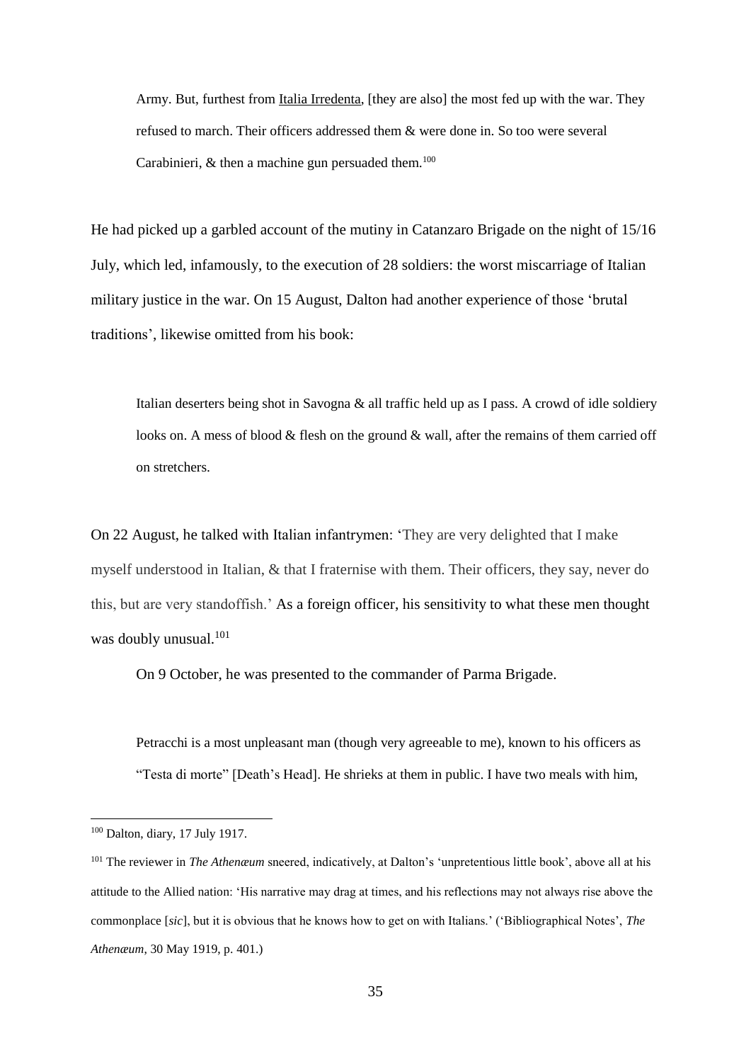> Army. But, furthest from Italia Irredenta, [they are also] the most fed up with the war. They refused to march. Their officers addressed them & were done in. So too were several Carabinieri, & then a machine gun persuaded them.[100]

He had picked up a garbled account of the mutiny in Catanzaro Brigade on the night of 15/16 July, which led, infamously, to the execution of 28 soldiers: the worst miscarriage of Italian military justice in the war. On 15 August, Dalton had another experience of those 'brutal traditions', likewise omitted from his book:

> Italian deserters being shot in Savogna & all traffic held up as I pass. A crowd of idle soldiery looks on. A mess of blood & flesh on the ground & wall, after the remains of them carried off on stretchers.

On 22 August, he talked with Italian infantrymen: 'They are very delighted that I make myself understood in Italian, & that I fraternise with them. Their officers, they say, never do this, but are very standoffish.' As a foreign officer, his sensitivity to what these men thought was doubly unusual.[101]

On 9 October, he was presented to the commander of Parma Brigade.

> Petracchi is a most unpleasant man (though very agreeable to me), known to his officers as "Testa di morte" [Death's Head]. He shrieks at them in public. I have two meals with him,

---

[100] Dalton, diary, 17 July 1917.

[101] The reviewer in *The Athenæum* sneered, indicatively, at Dalton's 'unpretentious little book', above all at his attitude to the Allied nation: 'His narrative may drag at times, and his reflections may not always rise above the commonplace [*sic*], but it is obvious that he knows how to get on with Italians.' ('Bibliographical Notes', *The Athenæum*, 30 May 1919, p. 401.)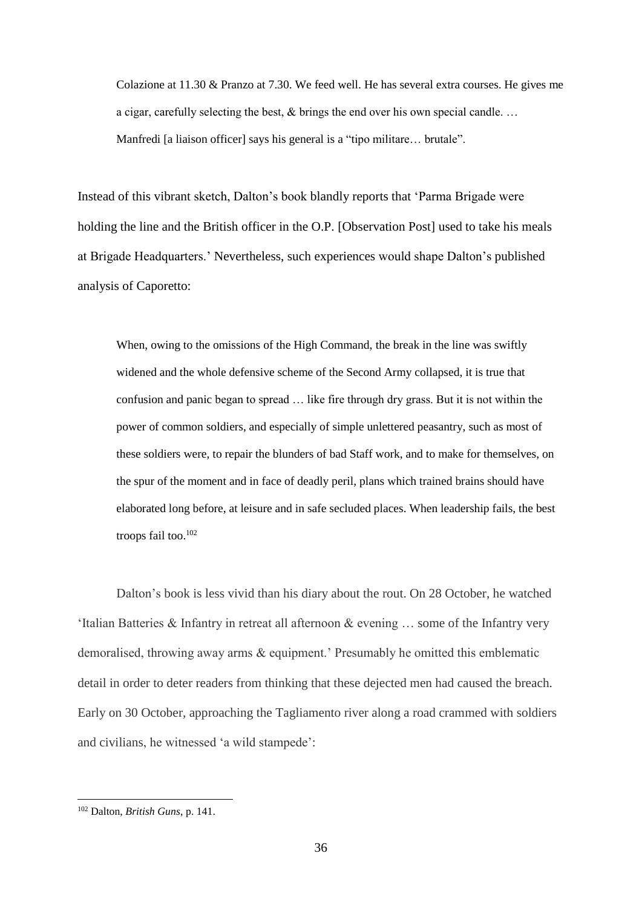> Colazione at 11.30 & Pranzo at 7.30. We feed well. He has several extra courses. He gives me a cigar, carefully selecting the best, & brings the end over his own special candle. … Manfredi [a liaison officer] says his general is a "tipo militare… brutale".

Instead of this vibrant sketch, Dalton's book blandly reports that 'Parma Brigade were holding the line and the British officer in the O.P. [Observation Post] used to take his meals at Brigade Headquarters.' Nevertheless, such experiences would shape Dalton's published analysis of Caporetto:

> When, owing to the omissions of the High Command, the break in the line was swiftly widened and the whole defensive scheme of the Second Army collapsed, it is true that confusion and panic began to spread … like fire through dry grass. But it is not within the power of common soldiers, and especially of simple unlettered peasantry, such as most of these soldiers were, to repair the blunders of bad Staff work, and to make for themselves, on the spur of the moment and in face of deadly peril, plans which trained brains should have elaborated long before, at leisure and in safe secluded places. When leadership fails, the best troops fail too.[102]

Dalton's book is less vivid than his diary about the rout. On 28 October, he watched 'Italian Batteries & Infantry in retreat all afternoon & evening … some of the Infantry very demoralised, throwing away arms & equipment.' Presumably he omitted this emblematic detail in order to deter readers from thinking that these dejected men had caused the breach. Early on 30 October, approaching the Tagliamento river along a road crammed with soldiers and civilians, he witnessed 'a wild stampede':

---

[102] Dalton, *British Guns*, p. 141.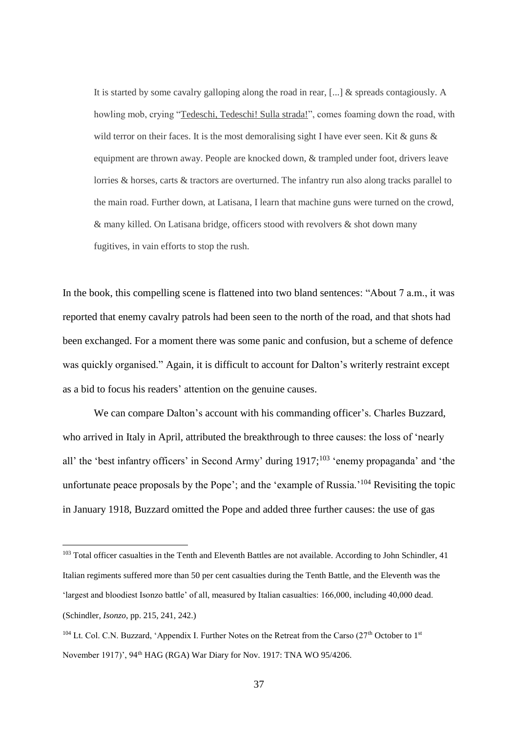> It is started by some cavalry galloping along the road in rear, [...] & spreads contagiously. A howling mob, crying "Tedeschi, Tedeschi! Sulla strada!", comes foaming down the road, with wild terror on their faces. It is the most demoralising sight I have ever seen. Kit & guns & equipment are thrown away. People are knocked down, & trampled under foot, drivers leave lorries & horses, carts & tractors are overturned. The infantry run also along tracks parallel to the main road. Further down, at Latisana, I learn that machine guns were turned on the crowd, & many killed. On Latisana bridge, officers stood with revolvers & shot down many fugitives, in vain efforts to stop the rush.

In the book, this compelling scene is flattened into two bland sentences: "About 7 a.m., it was reported that enemy cavalry patrols had been seen to the north of the road, and that shots had been exchanged. For a moment there was some panic and confusion, but a scheme of defence was quickly organised." Again, it is difficult to account for Dalton's writerly restraint except as a bid to focus his readers' attention on the genuine causes.

We can compare Dalton's account with his commanding officer's. Charles Buzzard, who arrived in Italy in April, attributed the breakthrough to three causes: the loss of 'nearly all' the 'best infantry officers' in Second Army' during 1917;[103] 'enemy propaganda' and 'the unfortunate peace proposals by the Pope'; and the 'example of Russia.'[104] Revisiting the topic in January 1918, Buzzard omitted the Pope and added three further causes: the use of gas

---

[103] Total officer casualties in the Tenth and Eleventh Battles are not available. According to John Schindler, 41 Italian regiments suffered more than 50 per cent casualties during the Tenth Battle, and the Eleventh was the 'largest and bloodiest Isonzo battle' of all, measured by Italian casualties: 166,000, including 40,000 dead. (Schindler, *Isonzo*, pp. 215, 241, 242.)

[104] Lt. Col. C.N. Buzzard, 'Appendix I. Further Notes on the Retreat from the Carso (27th October to 1st November 1917)', 94th HAG (RGA) War Diary for Nov. 1917: TNA WO 95/4206.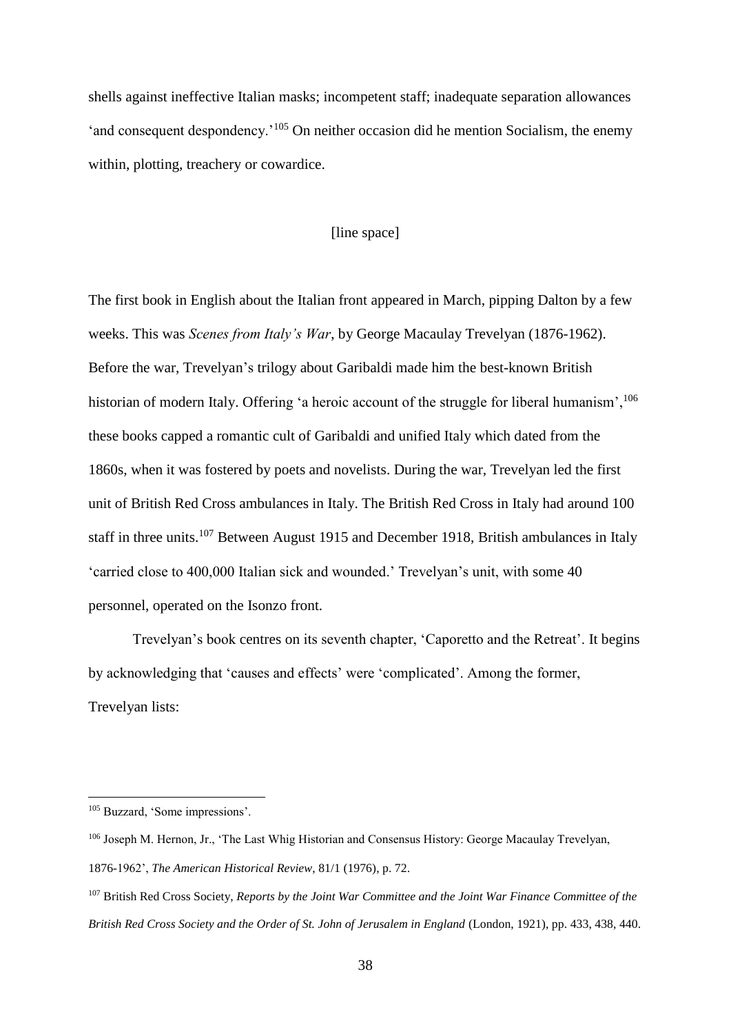shells against ineffective Italian masks; incompetent staff; inadequate separation allowances 'and consequent despondency.'[105] On neither occasion did he mention Socialism, the enemy within, plotting, treachery or cowardice.

[line space]

The first book in English about the Italian front appeared in March, pipping Dalton by a few weeks. This was *Scenes from Italy's War*, by George Macaulay Trevelyan (1876-1962). Before the war, Trevelyan's trilogy about Garibaldi made him the best-known British historian of modern Italy. Offering 'a heroic account of the struggle for liberal humanism',[106] these books capped a romantic cult of Garibaldi and unified Italy which dated from the 1860s, when it was fostered by poets and novelists. During the war, Trevelyan led the first unit of British Red Cross ambulances in Italy. The British Red Cross in Italy had around 100 staff in three units.[107] Between August 1915 and December 1918, British ambulances in Italy 'carried close to 400,000 Italian sick and wounded.' Trevelyan's unit, with some 40 personnel, operated on the Isonzo front.

Trevelyan's book centres on its seventh chapter, 'Caporetto and the Retreat'. It begins by acknowledging that 'causes and effects' were 'complicated'. Among the former, Trevelyan lists:

---

[105] Buzzard, 'Some impressions'.

[106] Joseph M. Hernon, Jr., 'The Last Whig Historian and Consensus History: George Macaulay Trevelyan, 1876-1962', *The American Historical Review*, 81/1 (1976), p. 72.

[107] British Red Cross Society, *Reports by the Joint War Committee and the Joint War Finance Committee of the British Red Cross Society and the Order of St. John of Jerusalem in England* (London, 1921), pp. 433, 438, 440.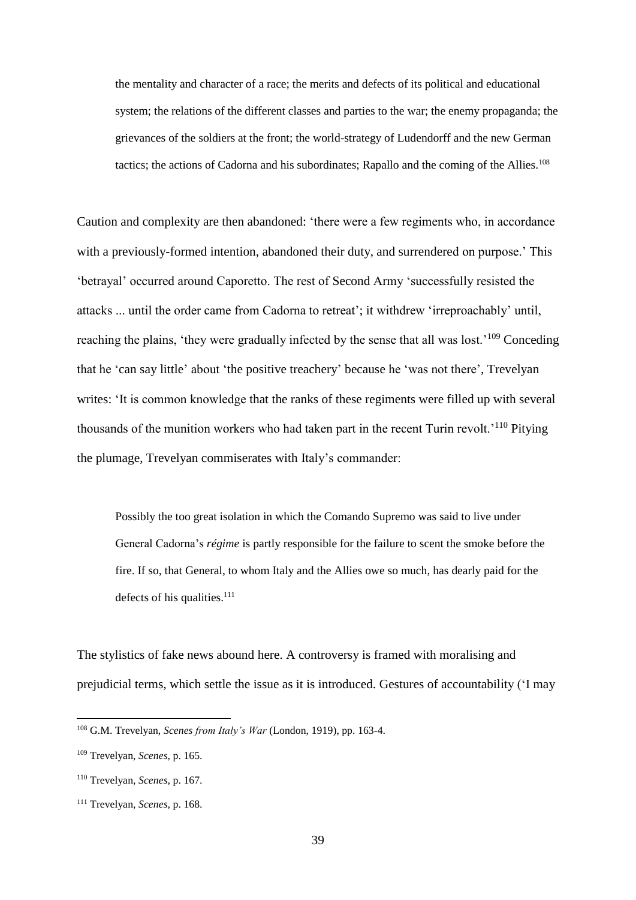> the mentality and character of a race; the merits and defects of its political and educational system; the relations of the different classes and parties to the war; the enemy propaganda; the grievances of the soldiers at the front; the world-strategy of Ludendorff and the new German tactics; the actions of Cadorna and his subordinates; Rapallo and the coming of the Allies.[108]

Caution and complexity are then abandoned: 'there were a few regiments who, in accordance with a previously-formed intention, abandoned their duty, and surrendered on purpose.' This 'betrayal' occurred around Caporetto. The rest of Second Army 'successfully resisted the attacks ... until the order came from Cadorna to retreat'; it withdrew 'irreproachably' until, reaching the plains, 'they were gradually infected by the sense that all was lost.'[109] Conceding that he 'can say little' about 'the positive treachery' because he 'was not there', Trevelyan writes: 'It is common knowledge that the ranks of these regiments were filled up with several thousands of the munition workers who had taken part in the recent Turin revolt.'[110] Pitying the plumage, Trevelyan commiserates with Italy's commander:

> Possibly the too great isolation in which the Comando Supremo was said to live under General Cadorna's *régime* is partly responsible for the failure to scent the smoke before the fire. If so, that General, to whom Italy and the Allies owe so much, has dearly paid for the defects of his qualities.[111]

The stylistics of fake news abound here. A controversy is framed with moralising and prejudicial terms, which settle the issue as it is introduced. Gestures of accountability ('I may

---

[108] G.M. Trevelyan, *Scenes from Italy's War* (London, 1919), pp. 163-4.

[109] Trevelyan, *Scenes*, p. 165.

[110] Trevelyan, *Scenes*, p. 167.

[111] Trevelyan, *Scenes*, p. 168.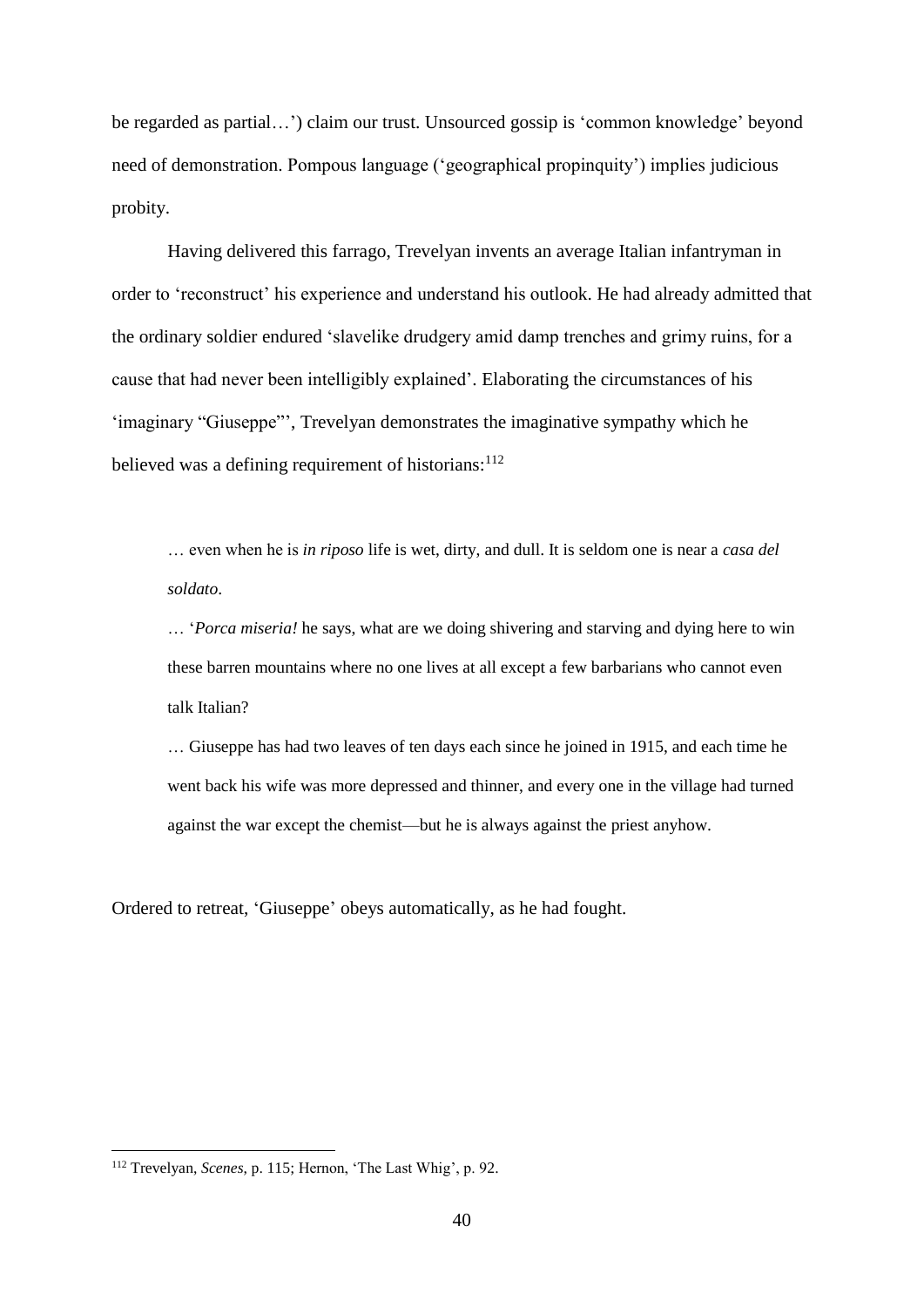be regarded as partial…') claim our trust. Unsourced gossip is 'common knowledge' beyond need of demonstration. Pompous language ('geographical propinquity') implies judicious probity.

Having delivered this farrago, Trevelyan invents an average Italian infantryman in order to 'reconstruct' his experience and understand his outlook. He had already admitted that the ordinary soldier endured 'slavelike drudgery amid damp trenches and grimy ruins, for a cause that had never been intelligibly explained'. Elaborating the circumstances of his 'imaginary "Giuseppe"', Trevelyan demonstrates the imaginative sympathy which he believed was a defining requirement of historians:[112]

> … even when he is *in riposo* life is wet, dirty, and dull. It is seldom one is near a *casa del soldato*.
>
> … '*Porca miseria!* he says, what are we doing shivering and starving and dying here to win these barren mountains where no one lives at all except a few barbarians who cannot even talk Italian?
>
> … Giuseppe has had two leaves of ten days each since he joined in 1915, and each time he went back his wife was more depressed and thinner, and every one in the village had turned against the war except the chemist—but he is always against the priest anyhow.

Ordered to retreat, 'Giuseppe' obeys automatically, as he had fought.

---

[112] Trevelyan, *Scenes*, p. 115; Hernon, 'The Last Whig', p. 92.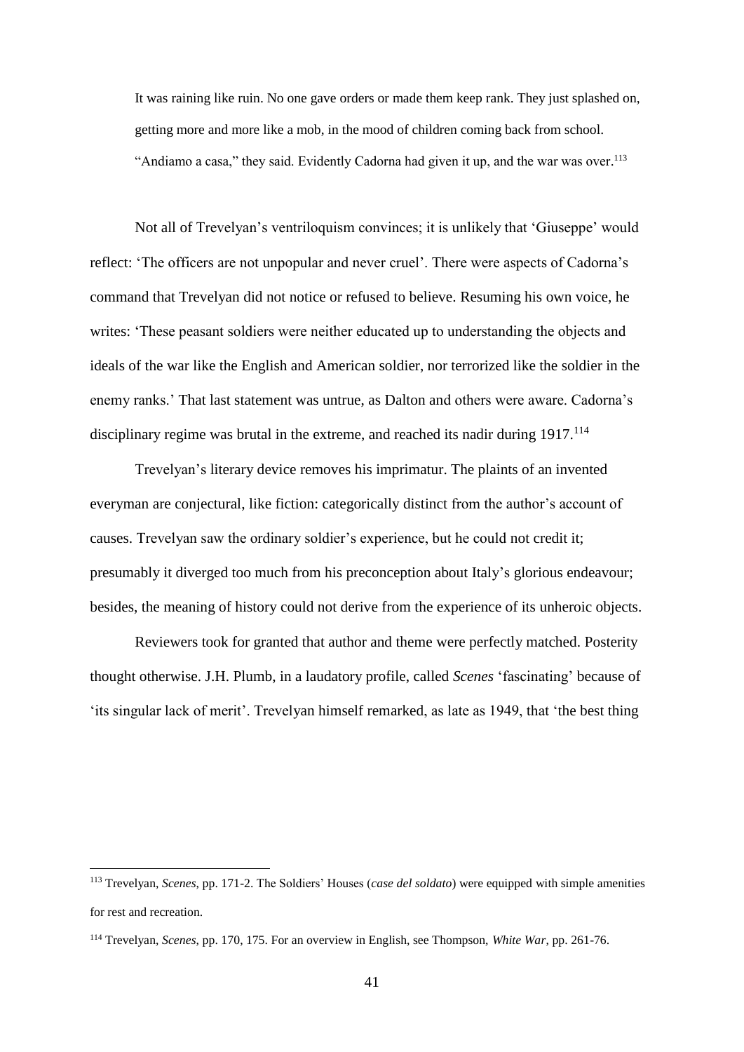> It was raining like ruin. No one gave orders or made them keep rank. They just splashed on, getting more and more like a mob, in the mood of children coming back from school. "Andiamo a casa," they said. Evidently Cadorna had given it up, and the war was over.[113]

Not all of Trevelyan's ventriloquism convinces; it is unlikely that 'Giuseppe' would reflect: 'The officers are not unpopular and never cruel'. There were aspects of Cadorna's command that Trevelyan did not notice or refused to believe. Resuming his own voice, he writes: 'These peasant soldiers were neither educated up to understanding the objects and ideals of the war like the English and American soldier, nor terrorized like the soldier in the enemy ranks.' That last statement was untrue, as Dalton and others were aware. Cadorna's disciplinary regime was brutal in the extreme, and reached its nadir during 1917.[114]

Trevelyan's literary device removes his imprimatur. The plaints of an invented everyman are conjectural, like fiction: categorically distinct from the author's account of causes. Trevelyan saw the ordinary soldier's experience, but he could not credit it; presumably it diverged too much from his preconception about Italy's glorious endeavour; besides, the meaning of history could not derive from the experience of its unheroic objects.

Reviewers took for granted that author and theme were perfectly matched. Posterity thought otherwise. J.H. Plumb, in a laudatory profile, called *Scenes* 'fascinating' because of 'its singular lack of merit'. Trevelyan himself remarked, as late as 1949, that 'the best thing

---

[113] Trevelyan, *Scenes*, pp. 171-2. The Soldiers' Houses (*case del soldato*) were equipped with simple amenities for rest and recreation.

[114] Trevelyan, *Scenes*, pp. 170, 175. For an overview in English, see Thompson, *White War*, pp. 261-76.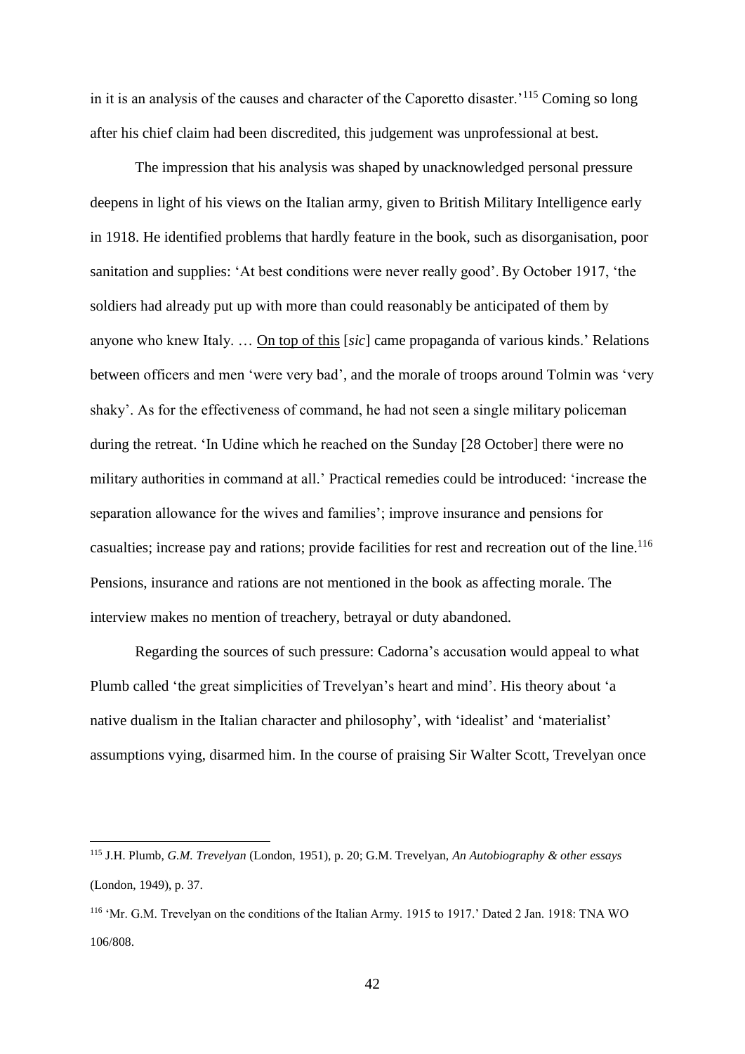in it is an analysis of the causes and character of the Caporetto disaster.'[115] Coming so long after his chief claim had been discredited, this judgement was unprofessional at best.

The impression that his analysis was shaped by unacknowledged personal pressure deepens in light of his views on the Italian army, given to British Military Intelligence early in 1918. He identified problems that hardly feature in the book, such as disorganisation, poor sanitation and supplies: 'At best conditions were never really good'. By October 1917, 'the soldiers had already put up with more than could reasonably be anticipated of them by anyone who knew Italy. … <u>On top of this</u> [*sic*] came propaganda of various kinds.' Relations between officers and men 'were very bad', and the morale of troops around Tolmin was 'very shaky'. As for the effectiveness of command, he had not seen a single military policeman during the retreat. 'In Udine which he reached on the Sunday [28 October] there were no military authorities in command at all.' Practical remedies could be introduced: 'increase the separation allowance for the wives and families'; improve insurance and pensions for casualties; increase pay and rations; provide facilities for rest and recreation out of the line.[116] Pensions, insurance and rations are not mentioned in the book as affecting morale. The interview makes no mention of treachery, betrayal or duty abandoned.

Regarding the sources of such pressure: Cadorna's accusation would appeal to what Plumb called 'the great simplicities of Trevelyan's heart and mind'. His theory about 'a native dualism in the Italian character and philosophy', with 'idealist' and 'materialist' assumptions vying, disarmed him. In the course of praising Sir Walter Scott, Trevelyan once

---

[115] J.H. Plumb, *G.M. Trevelyan* (London, 1951), p. 20; G.M. Trevelyan, *An Autobiography & other essays* (London, 1949), p. 37.

[116] 'Mr. G.M. Trevelyan on the conditions of the Italian Army. 1915 to 1917.' Dated 2 Jan. 1918: TNA WO 106/808.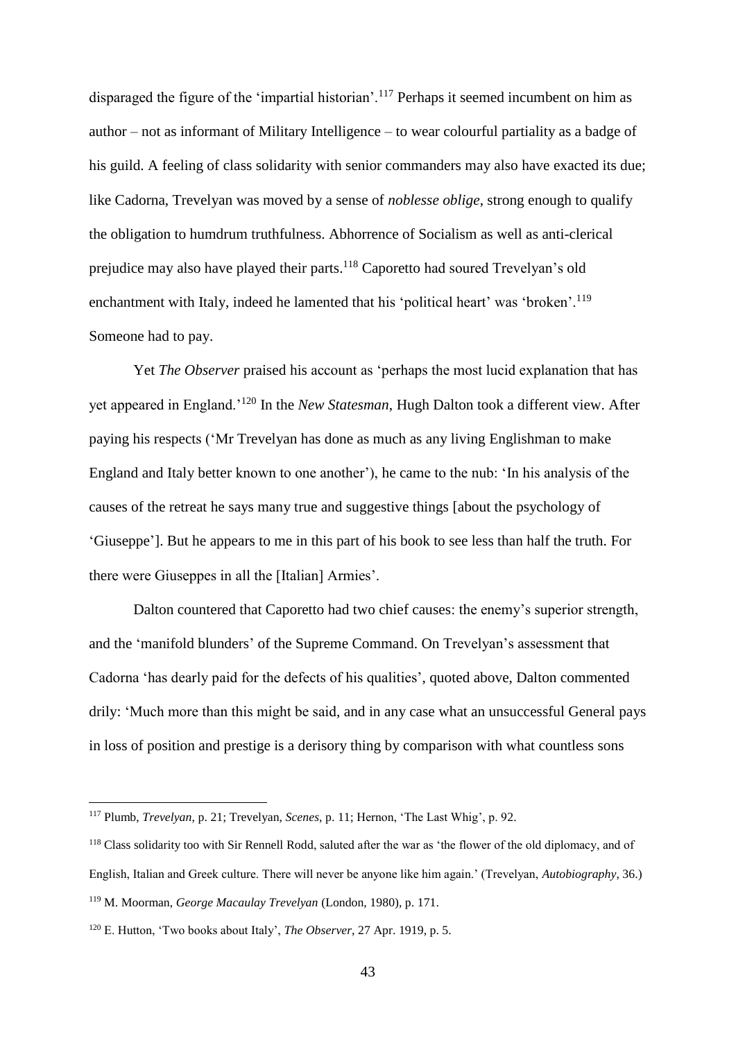disparaged the figure of the 'impartial historian'.[117] Perhaps it seemed incumbent on him as author – not as informant of Military Intelligence – to wear colourful partiality as a badge of his guild. A feeling of class solidarity with senior commanders may also have exacted its due; like Cadorna, Trevelyan was moved by a sense of *noblesse oblige*, strong enough to qualify the obligation to humdrum truthfulness. Abhorrence of Socialism as well as anti-clerical prejudice may also have played their parts.[118] Caporetto had soured Trevelyan's old enchantment with Italy, indeed he lamented that his 'political heart' was 'broken'.[119] Someone had to pay.

Yet *The Observer* praised his account as 'perhaps the most lucid explanation that has yet appeared in England.'[120] In the *New Statesman*, Hugh Dalton took a different view. After paying his respects ('Mr Trevelyan has done as much as any living Englishman to make England and Italy better known to one another'), he came to the nub: 'In his analysis of the causes of the retreat he says many true and suggestive things [about the psychology of 'Giuseppe']. But he appears to me in this part of his book to see less than half the truth. For there were Giuseppes in all the [Italian] Armies'.

Dalton countered that Caporetto had two chief causes: the enemy's superior strength, and the 'manifold blunders' of the Supreme Command. On Trevelyan's assessment that Cadorna 'has dearly paid for the defects of his qualities', quoted above, Dalton commented drily: 'Much more than this might be said, and in any case what an unsuccessful General pays in loss of position and prestige is a derisory thing by comparison with what countless sons

---

[117] Plumb, *Trevelyan*, p. 21; Trevelyan, *Scenes*, p. 11; Hernon, 'The Last Whig', p. 92.

[118] Class solidarity too with Sir Rennell Rodd, saluted after the war as 'the flower of the old diplomacy, and of English, Italian and Greek culture. There will never be anyone like him again.' (Trevelyan, *Autobiography*, 36.)

[119] M. Moorman, *George Macaulay Trevelyan* (London, 1980), p. 171.

[120] E. Hutton, 'Two books about Italy', *The Observer*, 27 Apr. 1919, p. 5.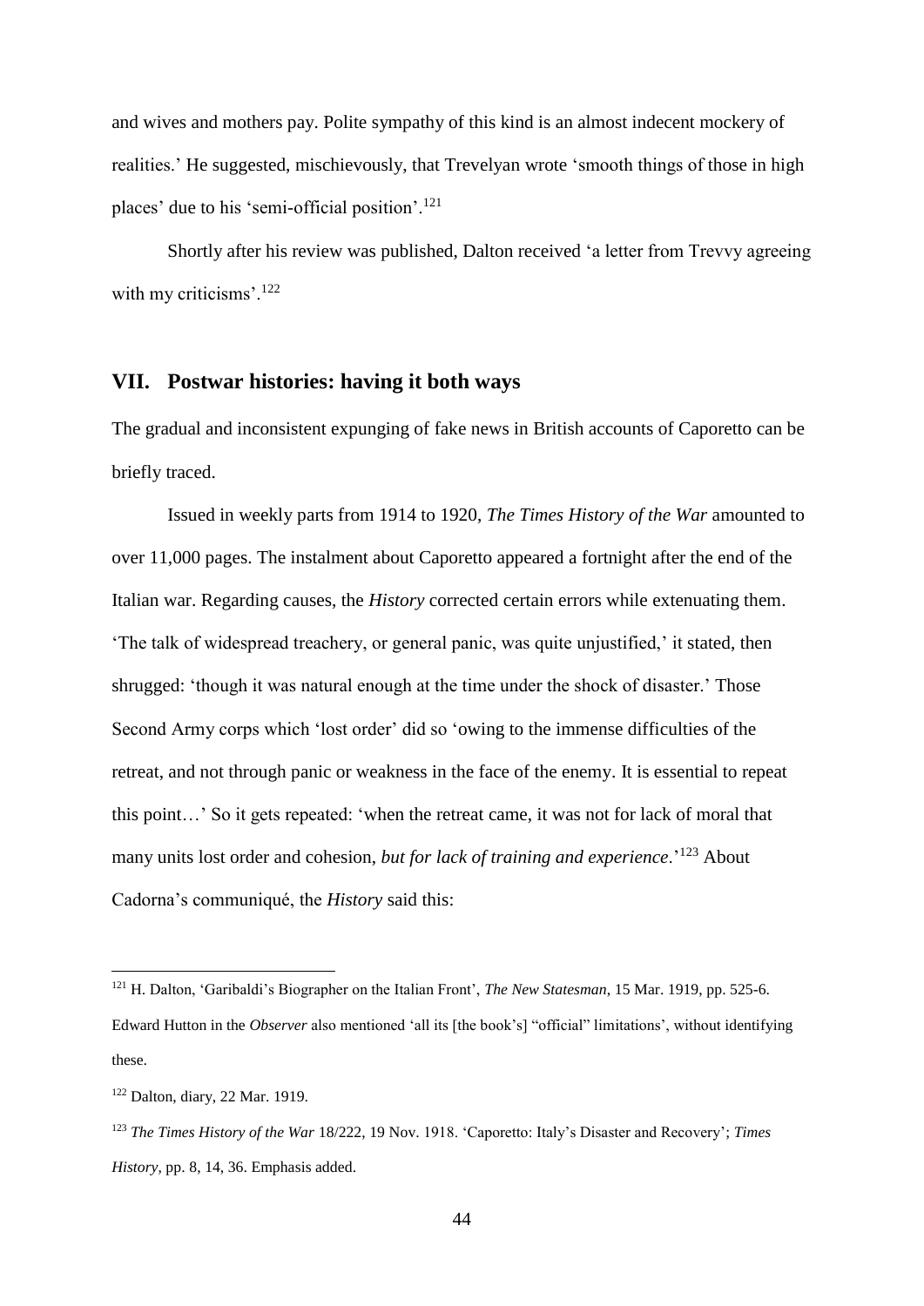and wives and mothers pay. Polite sympathy of this kind is an almost indecent mockery of realities.' He suggested, mischievously, that Trevelyan wrote 'smooth things of those in high places' due to his 'semi-official position'.[121]

Shortly after his review was published, Dalton received 'a letter from Trevvy agreeing with my criticisms'.[122]

## VII. Postwar histories: having it both ways

The gradual and inconsistent expunging of fake news in British accounts of Caporetto can be briefly traced.

Issued in weekly parts from 1914 to 1920, *The Times History of the War* amounted to over 11,000 pages. The instalment about Caporetto appeared a fortnight after the end of the Italian war. Regarding causes, the *History* corrected certain errors while extenuating them. 'The talk of widespread treachery, or general panic, was quite unjustified,' it stated, then shrugged: 'though it was natural enough at the time under the shock of disaster.' Those Second Army corps which 'lost order' did so 'owing to the immense difficulties of the retreat, and not through panic or weakness in the face of the enemy. It is essential to repeat this point…' So it gets repeated: 'when the retreat came, it was not for lack of moral that many units lost order and cohesion, *but for lack of training and experience*.'[123] About Cadorna's communiqué, the *History* said this:

---

[121] H. Dalton, 'Garibaldi's Biographer on the Italian Front', *The New Statesman*, 15 Mar. 1919, pp. 525-6. Edward Hutton in the *Observer* also mentioned 'all its [the book's] "official" limitations', without identifying these.

[122] Dalton, diary, 22 Mar. 1919.

[123] *The Times History of the War* 18/222, 19 Nov. 1918. 'Caporetto: Italy's Disaster and Recovery'; *Times History*, pp. 8, 14, 36. Emphasis added.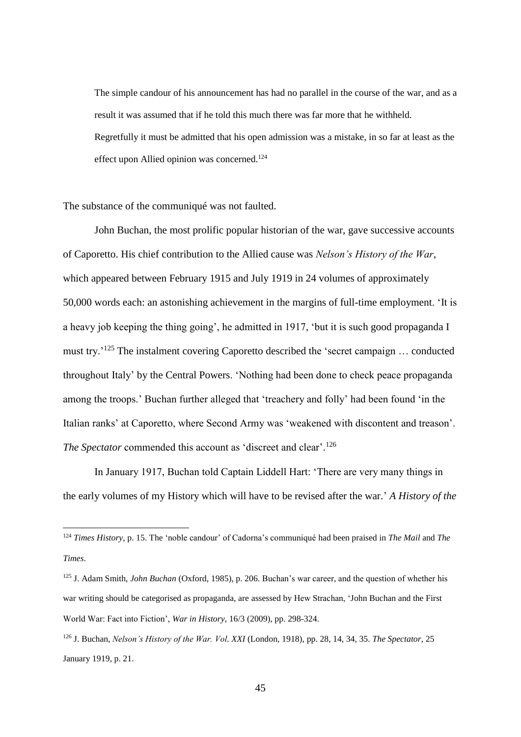> The simple candour of his announcement has had no parallel in the course of the war, and as a result it was assumed that if he told this much there was far more that he withheld. Regretfully it must be admitted that his open admission was a mistake, in so far at least as the effect upon Allied opinion was concerned.[124]

The substance of the communiqué was not faulted.

John Buchan, the most prolific popular historian of the war, gave successive accounts of Caporetto. His chief contribution to the Allied cause was *Nelson's History of the War*, which appeared between February 1915 and July 1919 in 24 volumes of approximately 50,000 words each: an astonishing achievement in the margins of full-time employment. 'It is a heavy job keeping the thing going', he admitted in 1917, 'but it is such good propaganda I must try.'[125] The instalment covering Caporetto described the 'secret campaign … conducted throughout Italy' by the Central Powers. 'Nothing had been done to check peace propaganda among the troops.' Buchan further alleged that 'treachery and folly' had been found 'in the Italian ranks' at Caporetto, where Second Army was 'weakened with discontent and treason'. *The Spectator* commended this account as 'discreet and clear'.[126]

In January 1917, Buchan told Captain Liddell Hart: 'There are very many things in the early volumes of my History which will have to be revised after the war.' *A History of the*

---

[124] *Times History*, p. 15. The 'noble candour' of Cadorna's communiqué had been praised in *The Mail* and *The Times*.

[125] J. Adam Smith, *John Buchan* (Oxford, 1985), p. 206. Buchan's war career, and the question of whether his war writing should be categorised as propaganda, are assessed by Hew Strachan, 'John Buchan and the First World War: Fact into Fiction', *War in History*, 16/3 (2009), pp. 298-324.

[126] J. Buchan, *Nelson's History of the War. Vol. XXI* (London, 1918), pp. 28, 14, 34, 35. *The Spectator*, 25 January 1919, p. 21.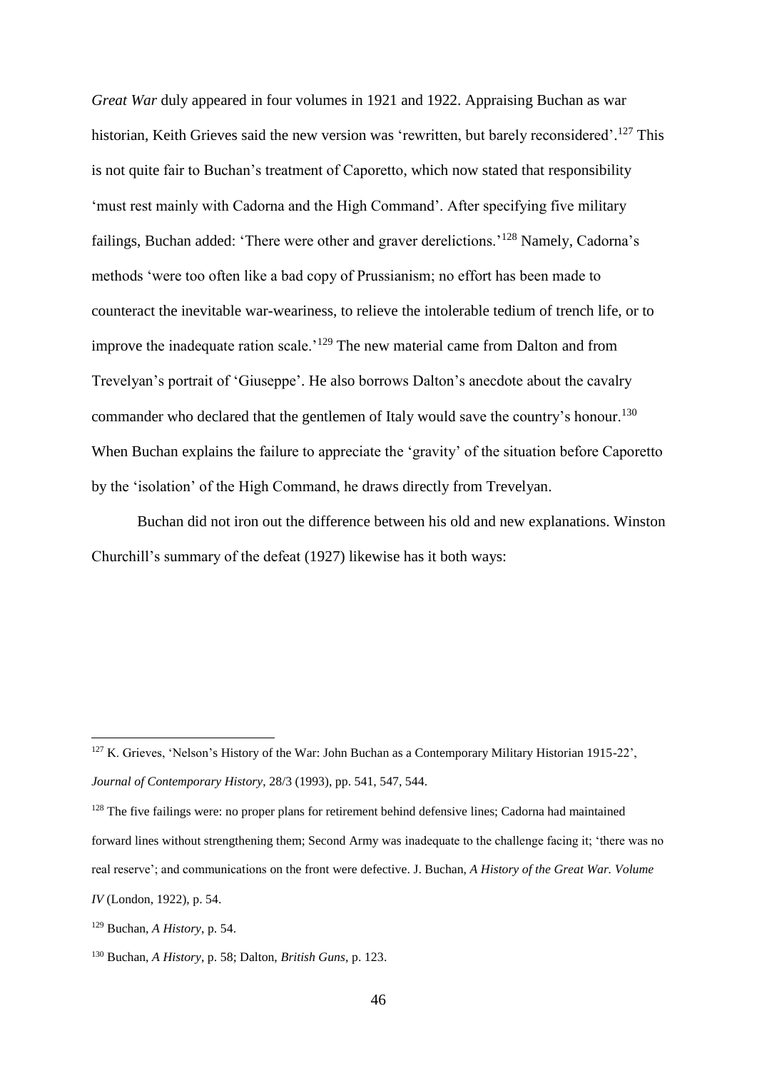*Great War* duly appeared in four volumes in 1921 and 1922. Appraising Buchan as war historian, Keith Grieves said the new version was 'rewritten, but barely reconsidered'.[127] This is not quite fair to Buchan's treatment of Caporetto, which now stated that responsibility 'must rest mainly with Cadorna and the High Command'. After specifying five military failings, Buchan added: 'There were other and graver derelictions.'[128] Namely, Cadorna's methods 'were too often like a bad copy of Prussianism; no effort has been made to counteract the inevitable war-weariness, to relieve the intolerable tedium of trench life, or to improve the inadequate ration scale.'[129] The new material came from Dalton and from Trevelyan's portrait of 'Giuseppe'. He also borrows Dalton's anecdote about the cavalry commander who declared that the gentlemen of Italy would save the country's honour.[130] When Buchan explains the failure to appreciate the 'gravity' of the situation before Caporetto by the 'isolation' of the High Command, he draws directly from Trevelyan.

Buchan did not iron out the difference between his old and new explanations. Winston Churchill's summary of the defeat (1927) likewise has it both ways:

---

[127] K. Grieves, 'Nelson's History of the War: John Buchan as a Contemporary Military Historian 1915-22', *Journal of Contemporary History*, 28/3 (1993), pp. 541, 547, 544.

[128] The five failings were: no proper plans for retirement behind defensive lines; Cadorna had maintained forward lines without strengthening them; Second Army was inadequate to the challenge facing it; 'there was no real reserve'; and communications on the front were defective. J. Buchan, *A History of the Great War. Volume IV* (London, 1922), p. 54.

[129] Buchan, *A History*, p. 54.

[130] Buchan, *A History*, p. 58; Dalton, *British Guns*, p. 123.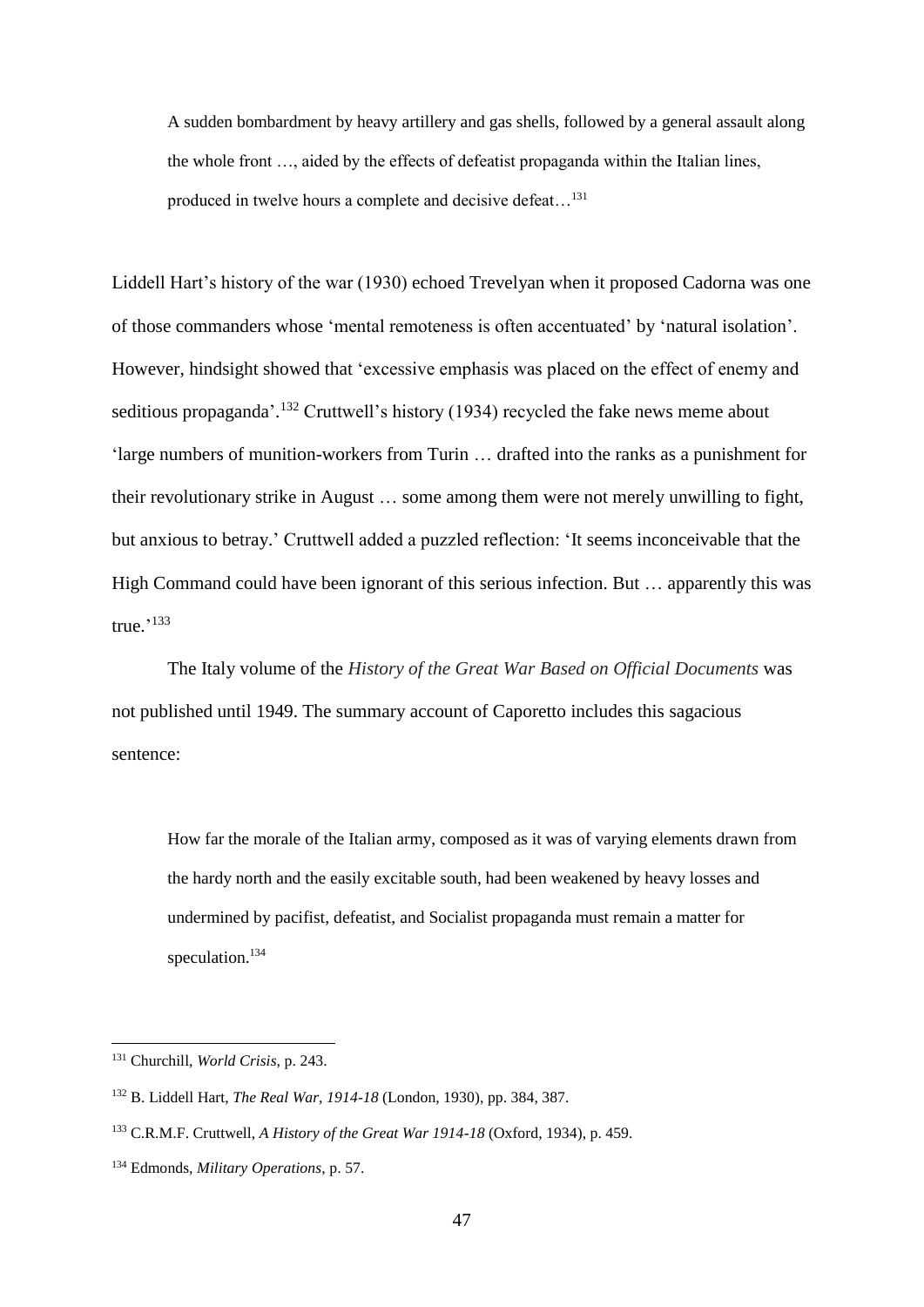> A sudden bombardment by heavy artillery and gas shells, followed by a general assault along the whole front …, aided by the effects of defeatist propaganda within the Italian lines, produced in twelve hours a complete and decisive defeat…[131]

Liddell Hart's history of the war (1930) echoed Trevelyan when it proposed Cadorna was one of those commanders whose 'mental remoteness is often accentuated' by 'natural isolation'. However, hindsight showed that 'excessive emphasis was placed on the effect of enemy and seditious propaganda'.[132] Cruttwell's history (1934) recycled the fake news meme about 'large numbers of munition-workers from Turin … drafted into the ranks as a punishment for their revolutionary strike in August … some among them were not merely unwilling to fight, but anxious to betray.' Cruttwell added a puzzled reflection: 'It seems inconceivable that the High Command could have been ignorant of this serious infection. But … apparently this was true.'[133]

The Italy volume of the *History of the Great War Based on Official Documents* was not published until 1949. The summary account of Caporetto includes this sagacious sentence:

> How far the morale of the Italian army, composed as it was of varying elements drawn from the hardy north and the easily excitable south, had been weakened by heavy losses and undermined by pacifist, defeatist, and Socialist propaganda must remain a matter for speculation.[134]

---

[131] Churchill, *World Crisis*, p. 243.

[132] B. Liddell Hart, *The Real War, 1914-18* (London, 1930), pp. 384, 387.

[133] C.R.M.F. Cruttwell, *A History of the Great War 1914-18* (Oxford, 1934), p. 459.

[134] Edmonds, *Military Operations*, p. 57.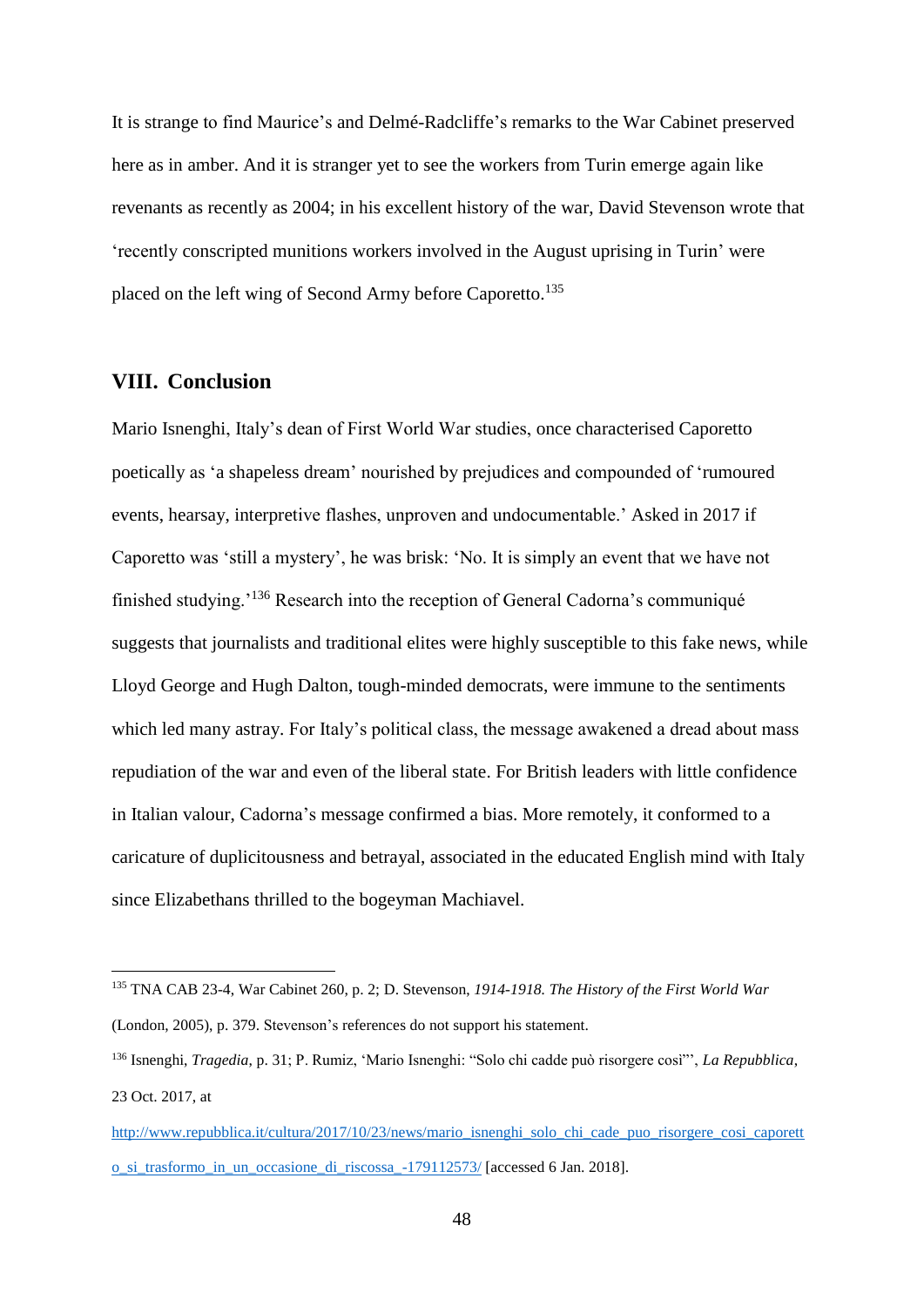It is strange to find Maurice's and Delmé-Radcliffe's remarks to the War Cabinet preserved here as in amber. And it is stranger yet to see the workers from Turin emerge again like revenants as recently as 2004; in his excellent history of the war, David Stevenson wrote that 'recently conscripted munitions workers involved in the August uprising in Turin' were placed on the left wing of Second Army before Caporetto.[135]

## VIII. Conclusion

Mario Isnenghi, Italy's dean of First World War studies, once characterised Caporetto poetically as 'a shapeless dream' nourished by prejudices and compounded of 'rumoured events, hearsay, interpretive flashes, unproven and undocumentable.' Asked in 2017 if Caporetto was 'still a mystery', he was brisk: 'No. It is simply an event that we have not finished studying.'[136] Research into the reception of General Cadorna's communiqué suggests that journalists and traditional elites were highly susceptible to this fake news, while Lloyd George and Hugh Dalton, tough-minded democrats, were immune to the sentiments which led many astray. For Italy's political class, the message awakened a dread about mass repudiation of the war and even of the liberal state. For British leaders with little confidence in Italian valour, Cadorna's message confirmed a bias. More remotely, it conformed to a caricature of duplicitousness and betrayal, associated in the educated English mind with Italy since Elizabethans thrilled to the bogeyman Machiavel.

---

[135] TNA CAB 23-4, War Cabinet 260, p. 2; D. Stevenson, *1914-1918. The History of the First World War* (London, 2005), p. 379. Stevenson's references do not support his statement.

[136] Isnenghi, *Tragedia*, p. 31; P. Rumiz, 'Mario Isnenghi: "Solo chi cadde può risorgere così"', *La Repubblica*, 23 Oct. 2017, at http://www.repubblica.it/cultura/2017/10/23/news/mario_isnenghi_solo_chi_cade_puo_risorgere_cosi_caporetto_si_trasformo_in_un_occasione_di_riscossa_-179112573/ [accessed 6 Jan. 2018].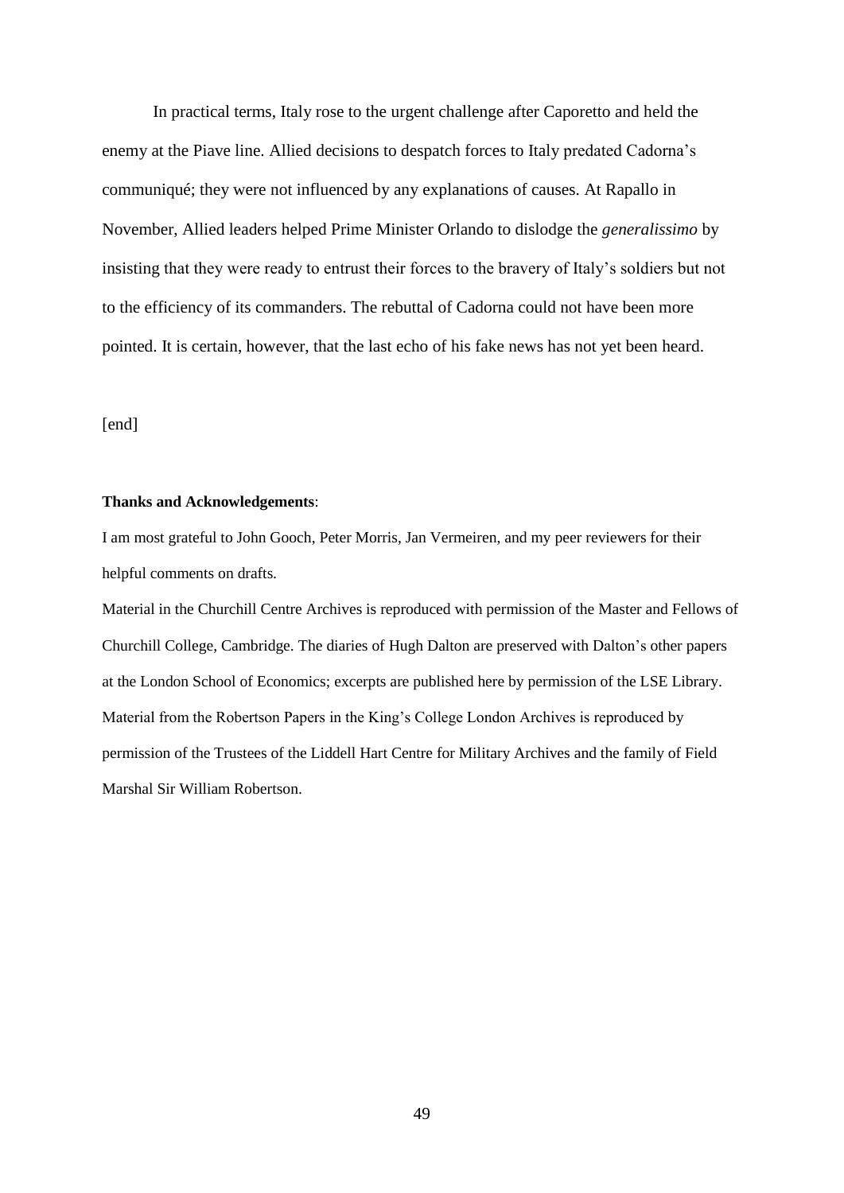In practical terms, Italy rose to the urgent challenge after Caporetto and held the enemy at the Piave line. Allied decisions to despatch forces to Italy predated Cadorna's communiqué; they were not influenced by any explanations of causes. At Rapallo in November, Allied leaders helped Prime Minister Orlando to dislodge the *generalissimo* by insisting that they were ready to entrust their forces to the bravery of Italy's soldiers but not to the efficiency of its commanders. The rebuttal of Cadorna could not have been more pointed. It is certain, however, that the last echo of his fake news has not yet been heard.

[end]

**Thanks and Acknowledgements**:

I am most grateful to John Gooch, Peter Morris, Jan Vermeiren, and my peer reviewers for their helpful comments on drafts.

Material in the Churchill Centre Archives is reproduced with permission of the Master and Fellows of Churchill College, Cambridge. The diaries of Hugh Dalton are preserved with Dalton's other papers at the London School of Economics; excerpts are published here by permission of the LSE Library. Material from the Robertson Papers in the King's College London Archives is reproduced by permission of the Trustees of the Liddell Hart Centre for Military Archives and the family of Field Marshal Sir William Robertson.